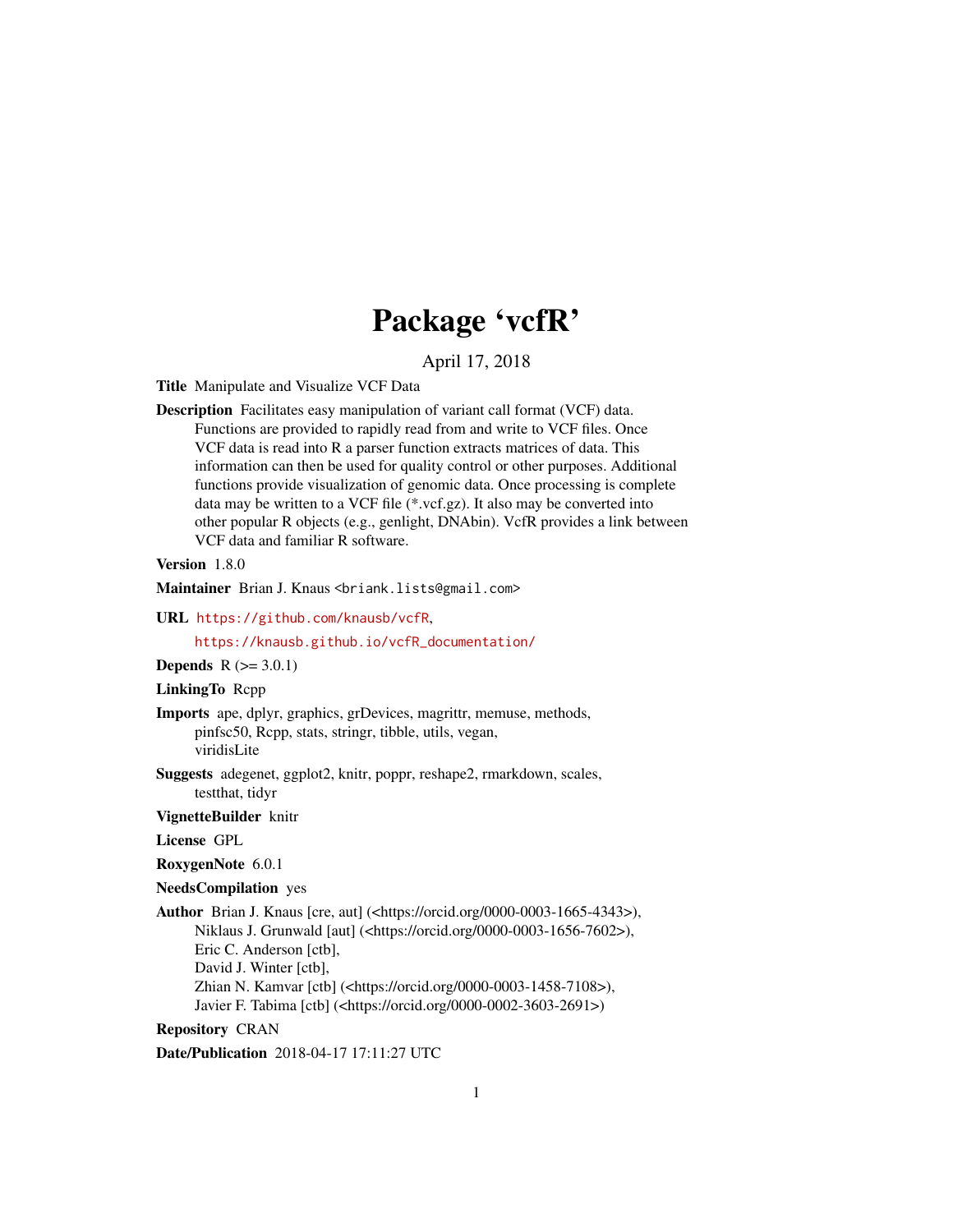# Package 'vcfR'

April 17, 2018

**Title** Manipulate and Visualize VCF Data

**Description** Facilitates easy manipulation of variant call format (VCF) data. Functions are provided to rapidly read from and write to VCF files. Once VCF data is read into R a parser function extracts matrices of data. This information can then be used for quality control or other purposes. Additional functions provide visualization of genomic data. Once processing is complete data may be written to a VCF file (*.vcf.gz). It also may be converted into other popular R objects (e.g., genlight, DNAbin). VcfR provides a link between VCF data and familiar R software.

**Version** 1.8.0

**Maintainer** Brian J. Knaus <briank.lists@gmail.com>

**URL** https://github.com/knausb/vcfR,
https://knausb.github.io/vcfR_documentation/

**Depends** R (>= 3.0.1)

**LinkingTo** Rcpp

**Imports** ape, dplyr, graphics, grDevices, magrittr, memuse, methods, pinfsc50, Rcpp, stats, stringr, tibble, utils, vegan, viridisLite

**Suggests** adegenet, ggplot2, knitr, poppr, reshape2, rmarkdown, scales, testthat, tidyr

**VignetteBuilder** knitr

**License** GPL

**RoxygenNote** 6.0.1

**NeedsCompilation** yes

**Author** Brian J. Knaus [cre, aut] (<https://orcid.org/0000-0003-1665-4343>), Niklaus J. Grunwald [aut] (<https://orcid.org/0000-0003-1656-7602>), Eric C. Anderson [ctb], David J. Winter [ctb], Zhian N. Kamvar [ctb] (<https://orcid.org/0000-0003-1458-7108>), Javier F. Tabima [ctb] (<https://orcid.org/0000-0002-3603-2691>)

**Repository** CRAN

**Date/Publication** 2018-04-17 17:11:27 UTC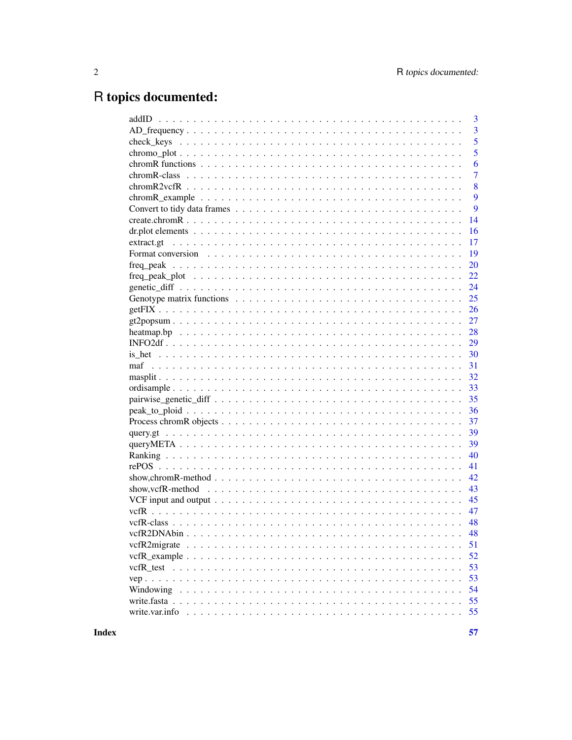# R topics documented:

| | |
|---|---|
| addID | 3 |
| AD_frequency | 3 |
| check_keys | 5 |
| chromo_plot | 5 |
| chromR functions | 6 |
| chromR-class | 7 |
| chromR2vcfR | 8 |
| chromR_example | 9 |
| Convert to tidy data frames | 9 |
| create.chromR | 14 |
| dr.plot elements | 16 |
| extract.gt | 17 |
| Format conversion | 19 |
| freq_peak | 20 |
| freq_peak_plot | 22 |
| genetic_diff | 24 |
| Genotype matrix functions | 25 |
| getFIX | 26 |
| gt2popsum | 27 |
| heatmap.bp | 28 |
| INFO2df | 29 |
| is_het | 30 |
| maf | 31 |
| masplit | 32 |
| ordisample | 33 |
| pairwise_genetic_diff | 35 |
| peak_to_ploid | 36 |
| Process chromR objects | 37 |
| query.gt | 39 |
| queryMETA | 39 |
| Ranking | 40 |
| rePOS | 41 |
| show,chromR-method | 42 |
| show,vcfR-method | 43 |
| VCF input and output | 45 |
| vcfR | 47 |
| vcfR-class | 48 |
| vcfR2DNAbin | 48 |
| vcfR2migrate | 51 |
| vcfR_example | 52 |
| vcfR_test | 53 |
| vep | 53 |
| Windowing | 54 |
| write.fasta | 55 |
| write.var.info | 55 |

**Index** **57**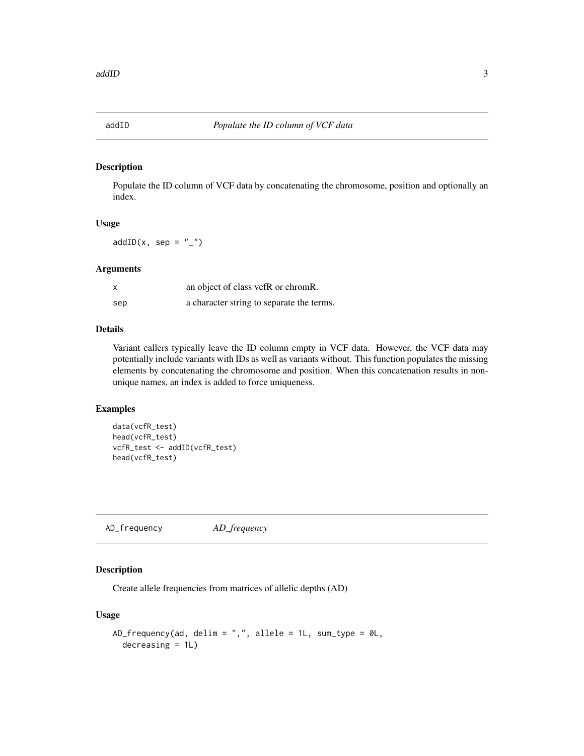## addID *Populate the ID column of VCF data*

### Description

Populate the ID column of VCF data by concatenating the chromosome, position and optionally an index.

### Usage

```
addID(x, sep = "_")
```

### Arguments

| | |
|---|---|
| x | an object of class vcfR or chromR. |
| sep | a character string to separate the terms. |

### Details

Variant callers typically leave the ID column empty in VCF data. However, the VCF data may potentially include variants with IDs as well as variants without. This function populates the missing elements by concatenating the chromosome and position. When this concatenation results in non-unique names, an index is added to force uniqueness.

### Examples

```
data(vcfR_test)
head(vcfR_test)
vcfR_test <- addID(vcfR_test)
head(vcfR_test)
```

## AD_frequency *AD_frequency*

### Description

Create allele frequencies from matrices of allelic depths (AD)

### Usage

```
AD_frequency(ad, delim = ",", allele = 1L, sum_type = 0L,
  decreasing = 1L)
```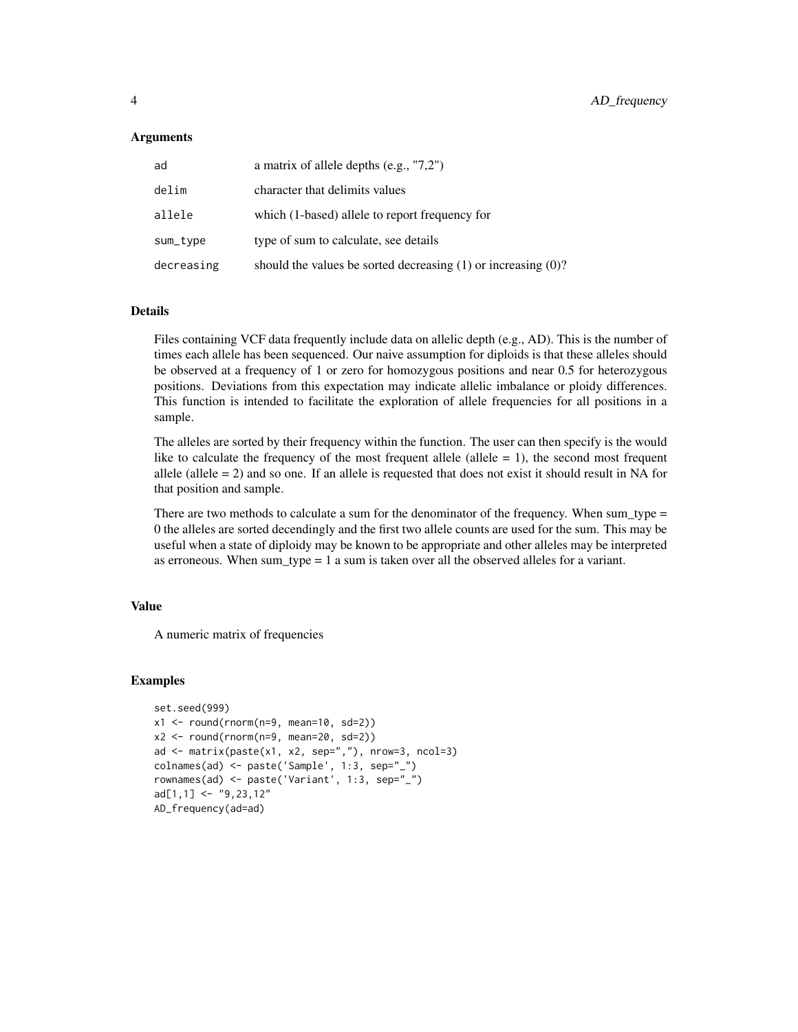### Arguments

| | |
|---|---|
| ad | a matrix of allele depths (e.g., "7,2") |
| delim | character that delimits values |
| allele | which (1-based) allele to report frequency for |
| sum_type | type of sum to calculate, see details |
| decreasing | should the values be sorted decreasing (1) or increasing (0)? |

### Details

Files containing VCF data frequently include data on allelic depth (e.g., AD). This is the number of times each allele has been sequenced. Our naive assumption for diploids is that these alleles should be observed at a frequency of 1 or zero for homozygous positions and near 0.5 for heterozygous positions. Deviations from this expectation may indicate allelic imbalance or ploidy differences. This function is intended to facilitate the exploration of allele frequencies for all positions in a sample.

The alleles are sorted by their frequency within the function. The user can then specify is the would like to calculate the frequency of the most frequent allele (allele = 1), the second most frequent allele (allele = 2) and so one. If an allele is requested that does not exist it should result in NA for that position and sample.

There are two methods to calculate a sum for the denominator of the frequency. When sum_type = 0 the alleles are sorted decendingly and the first two allele counts are used for the sum. This may be useful when a state of diploidy may be known to be appropriate and other alleles may be interpreted as erroneous. When sum_type = 1 a sum is taken over all the observed alleles for a variant.

### Value

A numeric matrix of frequencies

### Examples

```
set.seed(999)
x1 <- round(rnorm(n=9, mean=10, sd=2))
x2 <- round(rnorm(n=9, mean=20, sd=2))
ad <- matrix(paste(x1, x2, sep=","), nrow=3, ncol=3)
colnames(ad) <- paste('Sample', 1:3, sep="_")
rownames(ad) <- paste('Variant', 1:3, sep="_")
ad[1,1] <- "9,23,12"
AD_frequency(ad=ad)
```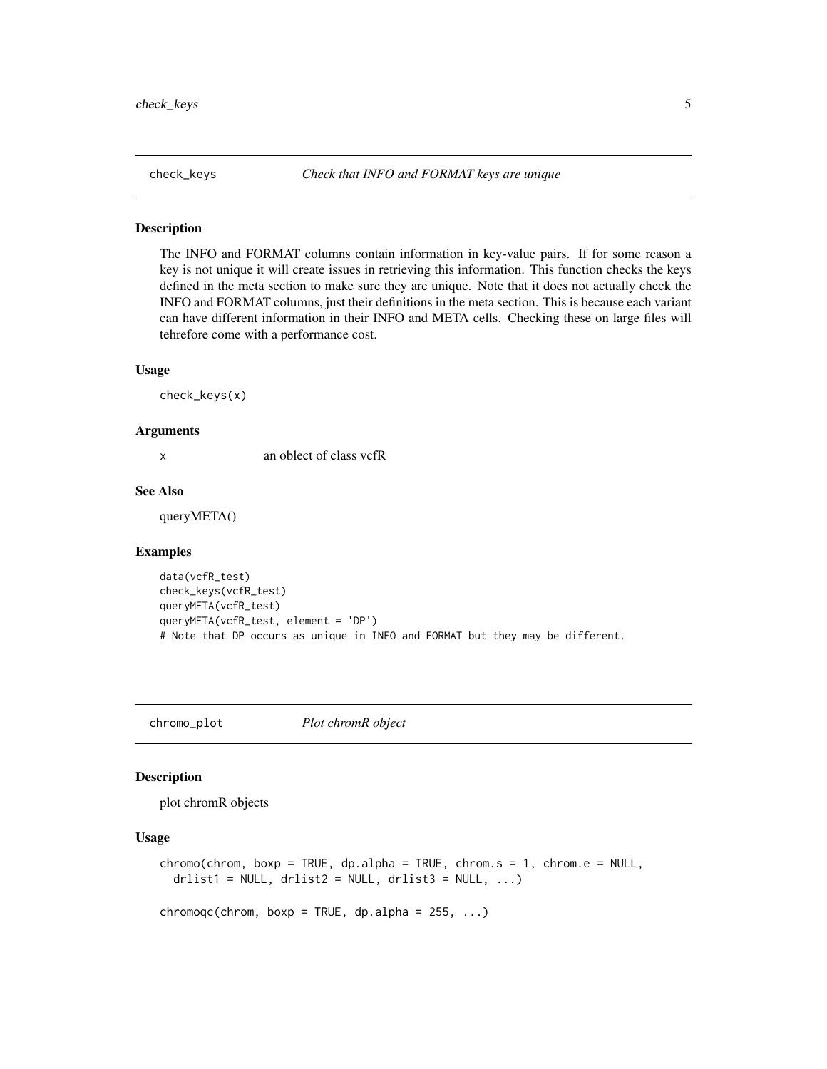## check_keys — *Check that INFO and FORMAT keys are unique*

### Description

The INFO and FORMAT columns contain information in key-value pairs. If for some reason a key is not unique it will create issues in retrieving this information. This function checks the keys defined in the meta section to make sure they are unique. Note that it does not actually check the INFO and FORMAT columns, just their definitions in the meta section. This is because each variant can have different information in their INFO and META cells. Checking these on large files will tehrefore come with a performance cost.

### Usage

```
check_keys(x)
```

### Arguments

| | |
|---|---|
| x | an oblect of class vcfR |

### See Also

queryMETA()

### Examples

```
data(vcfR_test)
check_keys(vcfR_test)
queryMETA(vcfR_test)
queryMETA(vcfR_test, element = 'DP')
# Note that DP occurs as unique in INFO and FORMAT but they may be different.
```

## chromo_plot — *Plot chromR object*

### Description

plot chromR objects

### Usage

```
chromo(chrom, boxp = TRUE, dp.alpha = TRUE, chrom.s = 1, chrom.e = NULL,
  drlist1 = NULL, drlist2 = NULL, drlist3 = NULL, ...)

chromoqc(chrom, boxp = TRUE, dp.alpha = 255, ...)
```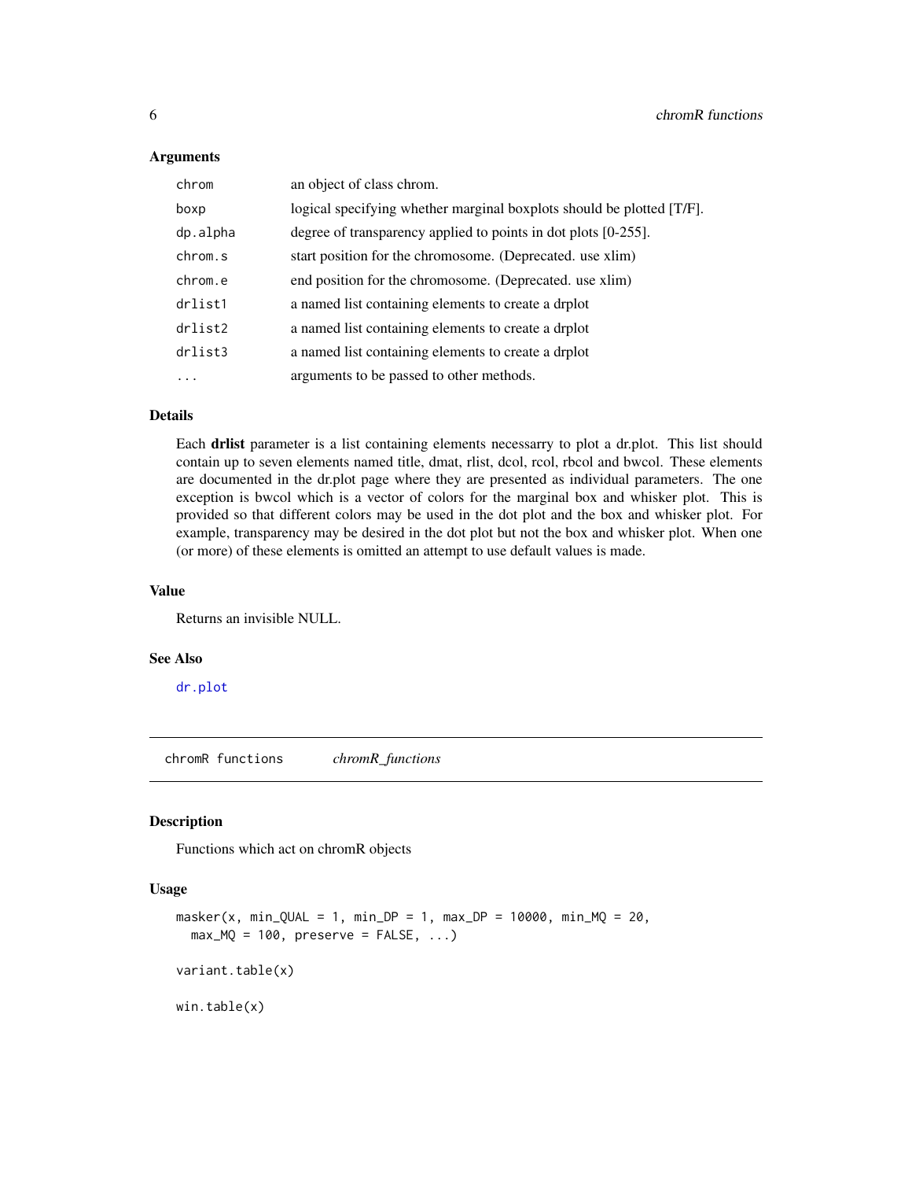## Arguments

| | |
|---|---|
| `chrom` | an object of class chrom. |
| `boxp` | logical specifying whether marginal boxplots should be plotted [T/F]. |
| `dp.alpha` | degree of transparency applied to points in dot plots [0-255]. |
| `chrom.s` | start position for the chromosome. (Deprecated. use xlim) |
| `chrom.e` | end position for the chromosome. (Deprecated. use xlim) |
| `drlist1` | a named list containing elements to create a drplot |
| `drlist2` | a named list containing elements to create a drplot |
| `drlist3` | a named list containing elements to create a drplot |
| `...` | arguments to be passed to other methods. |

## Details

Each **drlist** parameter is a list containing elements necessarry to plot a dr.plot. This list should contain up to seven elements named title, dmat, rlist, dcol, rcol, rbcol and bwcol. These elements are documented in the dr.plot page where they are presented as individual parameters. The one exception is bwcol which is a vector of colors for the marginal box and whisker plot. This is provided so that different colors may be used in the dot plot and the box and whisker plot. For example, transparency may be desired in the dot plot but not the box and whisker plot. When one (or more) of these elements is omitted an attempt to use default values is made.

## Value

Returns an invisible NULL.

## See Also

dr.plot

---

# chromR functions *chromR_functions*

## Description

Functions which act on chromR objects

## Usage

```
masker(x, min_QUAL = 1, min_DP = 1, max_DP = 10000, min_MQ = 20,
  max_MQ = 100, preserve = FALSE, ...)

variant.table(x)

win.table(x)
```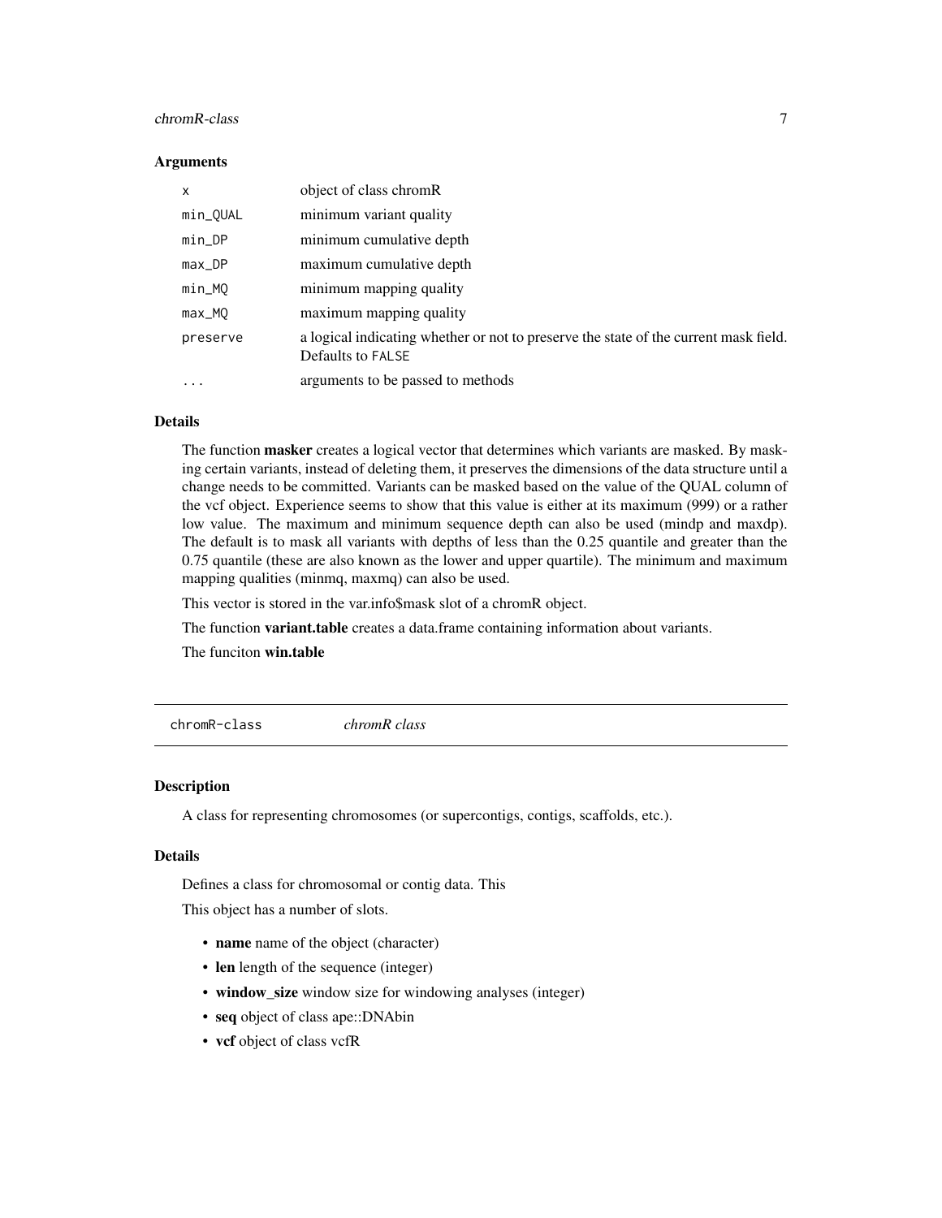### Arguments

| | |
|---|---|
| x | object of class chromR |
| min_QUAL | minimum variant quality |
| min_DP | minimum cumulative depth |
| max_DP | maximum cumulative depth |
| min_MQ | minimum mapping quality |
| max_MQ | maximum mapping quality |
| preserve | a logical indicating whether or not to preserve the state of the current mask field. Defaults to FALSE |
| ... | arguments to be passed to methods |

### Details

The function **masker** creates a logical vector that determines which variants are masked. By masking certain variants, instead of deleting them, it preserves the dimensions of the data structure until a change needs to be committed. Variants can be masked based on the value of the QUAL column of the vcf object. Experience seems to show that this value is either at its maximum (999) or a rather low value. The maximum and minimum sequence depth can also be used (mindp and maxdp). The default is to mask all variants with depths of less than the 0.25 quantile and greater than the 0.75 quantile (these are also known as the lower and upper quartile). The minimum and maximum mapping qualities (minmq, maxmq) can also be used.

This vector is stored in the var.info$mask slot of a chromR object.

The function **variant.table** creates a data.frame containing information about variants.

The funciton **win.table**

---

## chromR-class *chromR class*

### Description

A class for representing chromosomes (or supercontigs, contigs, scaffolds, etc.).

### Details

Defines a class for chromosomal or contig data. This

This object has a number of slots.

- **name** name of the object (character)
- **len** length of the sequence (integer)
- **window_size** window size for windowing analyses (integer)
- **seq** object of class ape::DNAbin
- **vcf** object of class vcfR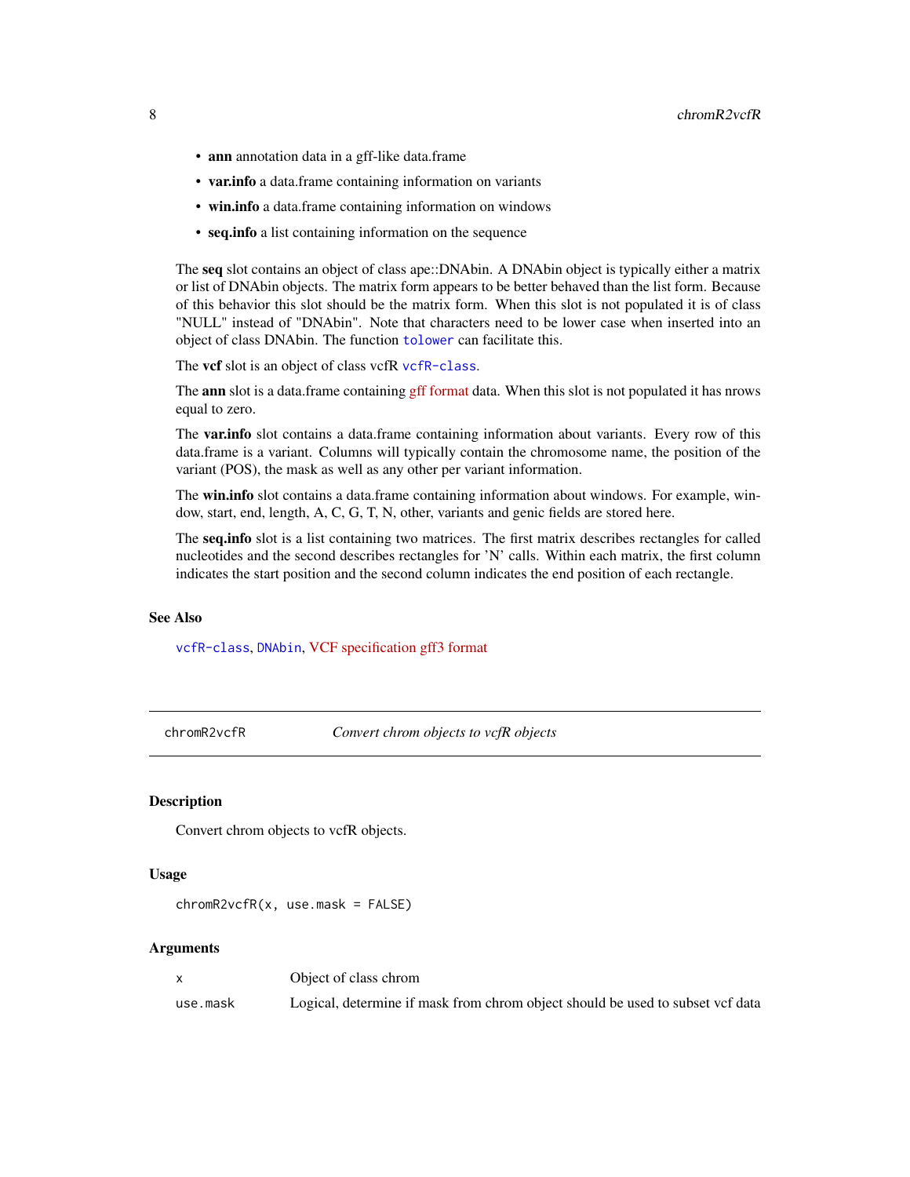- **ann** annotation data in a gff-like data.frame
- **var.info** a data.frame containing information on variants
- **win.info** a data.frame containing information on windows
- **seq.info** a list containing information on the sequence

The **seq** slot contains an object of class ape::DNAbin. A DNAbin object is typically either a matrix or list of DNAbin objects. The matrix form appears to be better behaved than the list form. Because of this behavior this slot should be the matrix form. When this slot is not populated it is of class "NULL" instead of "DNAbin". Note that characters need to be lower case when inserted into an object of class DNAbin. The function `tolower` can facilitate this.

The **vcf** slot is an object of class vcfR `vcfR-class`.

The **ann** slot is a data.frame containing gff format data. When this slot is not populated it has nrows equal to zero.

The **var.info** slot contains a data.frame containing information about variants. Every row of this data.frame is a variant. Columns will typically contain the chromosome name, the position of the variant (POS), the mask as well as any other per variant information.

The **win.info** slot contains a data.frame containing information about windows. For example, window, start, end, length, A, C, G, T, N, other, variants and genic fields are stored here.

The **seq.info** slot is a list containing two matrices. The first matrix describes rectangles for called nucleotides and the second describes rectangles for 'N' calls. Within each matrix, the first column indicates the start position and the second column indicates the end position of each rectangle.

### See Also

`vcfR-class`, `DNAbin`, VCF specification gff3 format

---

## chromR2vcfR — *Convert chrom objects to vcfR objects*

### Description

Convert chrom objects to vcfR objects.

### Usage

```
chromR2vcfR(x, use.mask = FALSE)
```

### Arguments

| | |
|---|---|
| x | Object of class chrom |
| use.mask | Logical, determine if mask from chrom object should be used to subset vcf data |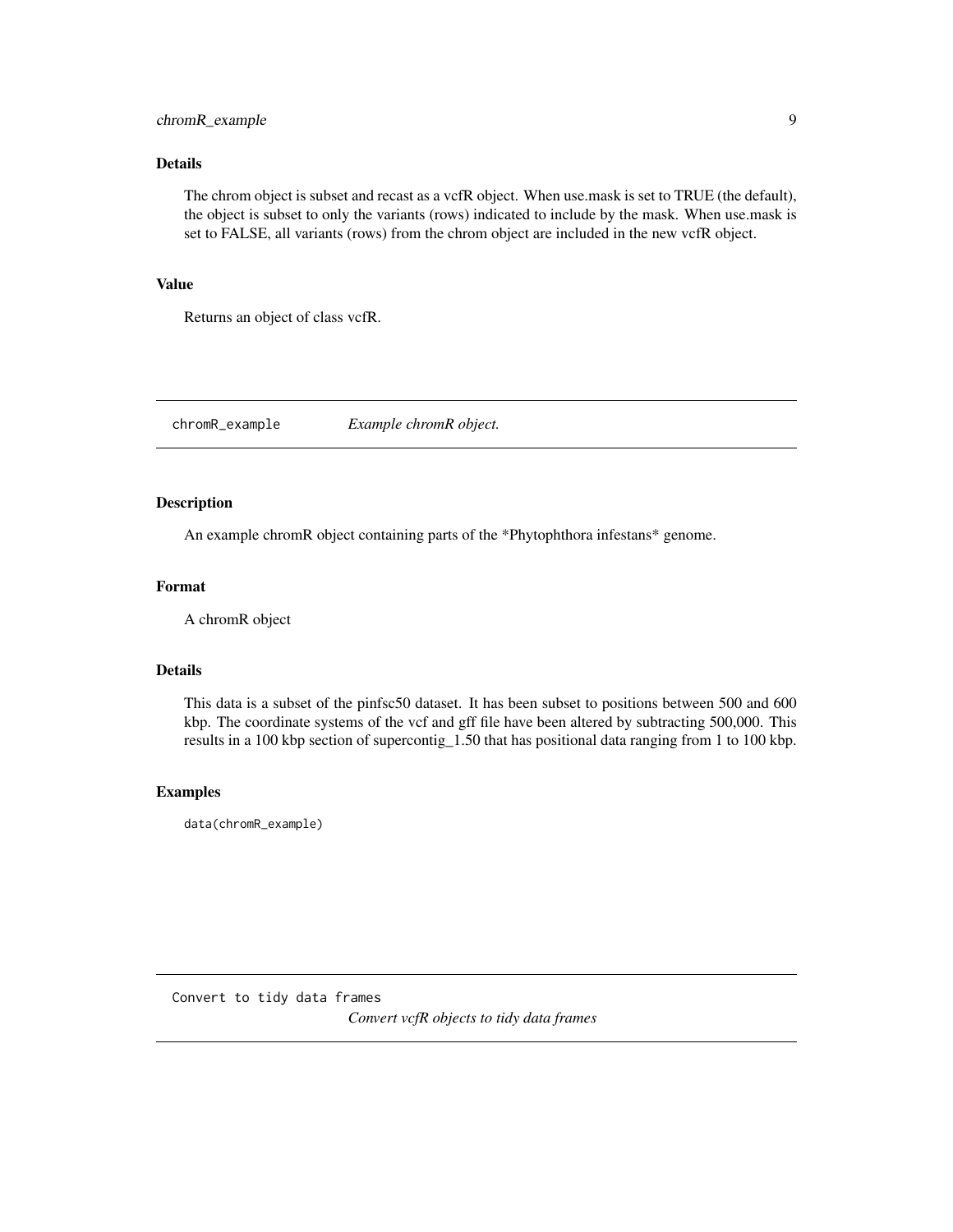## Details

The chrom object is subset and recast as a vcfR object. When use.mask is set to TRUE (the default), the object is subset to only the variants (rows) indicated to include by the mask. When use.mask is set to FALSE, all variants (rows) from the chrom object are included in the new vcfR object.

## Value

Returns an object of class vcfR.

---

# chromR_example *Example chromR object.*

---

## Description

An example chromR object containing parts of the *Phytophthora infestans* genome.

## Format

A chromR object

## Details

This data is a subset of the pinfsc50 dataset. It has been subset to positions between 500 and 600 kbp. The coordinate systems of the vcf and gff file have been altered by subtracting 500,000. This results in a 100 kbp section of supercontig_1.50 that has positional data ranging from 1 to 100 kbp.

## Examples

```
data(chromR_example)
```

---

# Convert to tidy data frames *Convert vcfR objects to tidy data frames*

---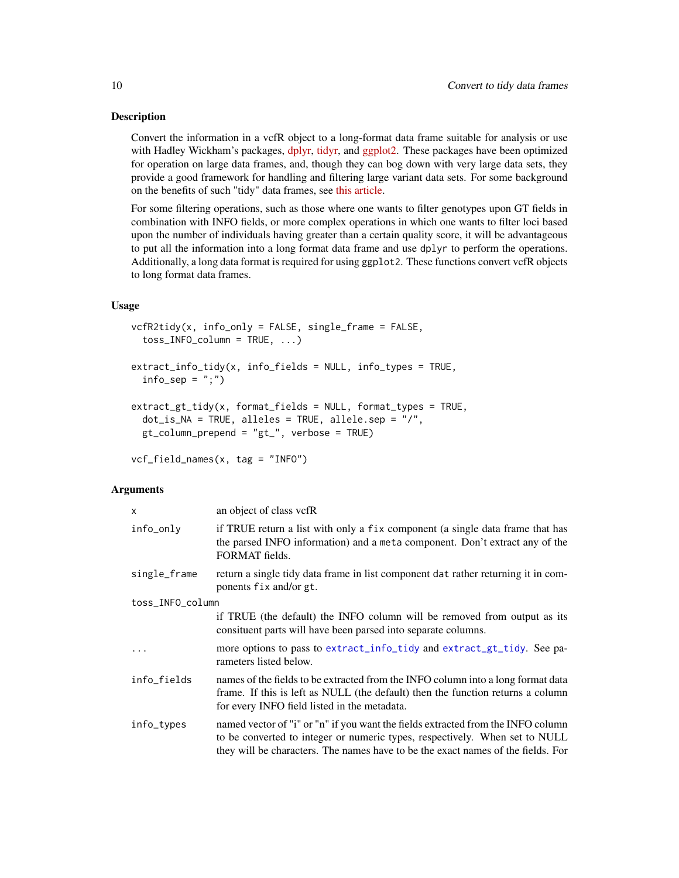### Description

Convert the information in a vcfR object to a long-format data frame suitable for analysis or use with Hadley Wickham's packages, dplyr, tidyr, and ggplot2. These packages have been optimized for operation on large data frames, and, though they can bog down with very large data sets, they provide a good framework for handling and filtering large variant data sets. For some background on the benefits of such "tidy" data frames, see this article.

For some filtering operations, such as those where one wants to filter genotypes upon GT fields in combination with INFO fields, or more complex operations in which one wants to filter loci based upon the number of individuals having greater than a certain quality score, it will be advantageous to put all the information into a long format data frame and use `dplyr` to perform the operations. Additionally, a long data format is required for using `ggplot2`. These functions convert vcfR objects to long format data frames.

### Usage

```
vcfR2tidy(x, info_only = FALSE, single_frame = FALSE,
  toss_INFO_column = TRUE, ...)

extract_info_tidy(x, info_fields = NULL, info_types = TRUE,
  info_sep = ";")

extract_gt_tidy(x, format_fields = NULL, format_types = TRUE,
  dot_is_NA = TRUE, alleles = TRUE, allele.sep = "/",
  gt_column_prepend = "gt_", verbose = TRUE)

vcf_field_names(x, tag = "INFO")
```

### Arguments

| | |
|---|---|
| `x` | an object of class vcfR |
| `info_only` | if TRUE return a list with only a `fix` component (a single data frame that has the parsed INFO information) and a `meta` component. Don't extract any of the FORMAT fields. |
| `single_frame` | return a single tidy data frame in list component `dat` rather returning it in components `fix` and/or `gt`. |
| `toss_INFO_column` | if TRUE (the default) the INFO column will be removed from output as its consituent parts will have been parsed into separate columns. |
| `...` | more options to pass to `extract_info_tidy` and `extract_gt_tidy`. See parameters listed below. |
| `info_fields` | names of the fields to be extracted from the INFO column into a long format data frame. If this is left as NULL (the default) then the function returns a column for every INFO field listed in the metadata. |
| `info_types` | named vector of "i" or "n" if you want the fields extracted from the INFO column to be converted to integer or numeric types, respectively. When set to NULL they will be characters. The names have to be the exact names of the fields. For |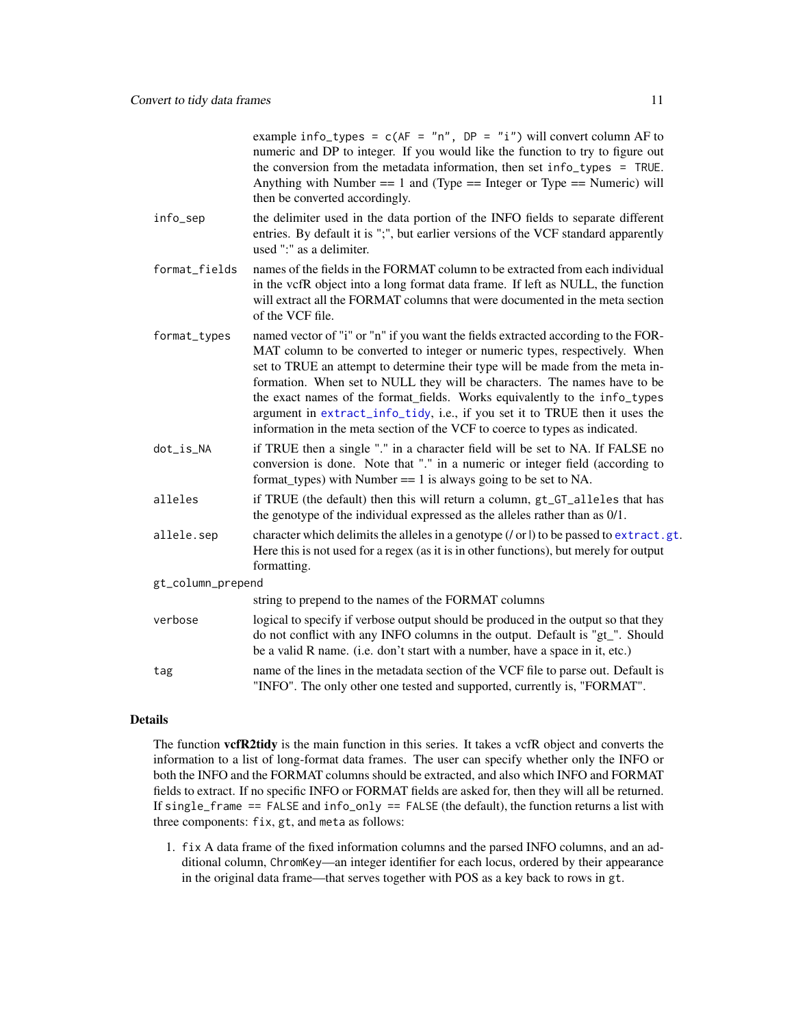example `info_types = c(AF = "n", DP = "i")` will convert column AF to numeric and DP to integer. If you would like the function to try to figure out the conversion from the metadata information, then set `info_types = TRUE`. Anything with Number == 1 and (Type == Integer or Type == Numeric) will then be converted accordingly.

| | |
|---|---|
| `info_sep` | the delimiter used in the data portion of the INFO fields to separate different entries. By default it is ";", but earlier versions of the VCF standard apparently used ":" as a delimiter. |
| `format_fields` | names of the fields in the FORMAT column to be extracted from each individual in the vcfR object into a long format data frame. If left as NULL, the function will extract all the FORMAT columns that were documented in the meta section of the VCF file. |
| `format_types` | named vector of "i" or "n" if you want the fields extracted according to the FORMAT column to be converted to integer or numeric types, respectively. When set to TRUE an attempt to determine their type will be made from the meta information. When set to NULL they will be characters. The names have to be the exact names of the format_fields. Works equivalently to the `info_types` argument in `extract_info_tidy`, i.e., if you set it to TRUE then it uses the information in the meta section of the VCF to coerce to types as indicated. |
| `dot_is_NA` | if TRUE then a single "." in a character field will be set to NA. If FALSE no conversion is done. Note that "." in a numeric or integer field (according to format_types) with Number == 1 is always going to be set to NA. |
| `alleles` | if TRUE (the default) then this will return a column, `gt_GT_alleles` that has the genotype of the individual expressed as the alleles rather than as 0/1. |
| `allele.sep` | character which delimits the alleles in a genotype (/ or \|) to be passed to `extract.gt`. Here this is not used for a regex (as it is in other functions), but merely for output formatting. |
| `gt_column_prepend` | string to prepend to the names of the FORMAT columns |
| `verbose` | logical to specify if verbose output should be produced in the output so that they do not conflict with any INFO columns in the output. Default is "gt_". Should be a valid R name. (i.e. don't start with a number, have a space in it, etc.) |
| `tag` | name of the lines in the metadata section of the VCF file to parse out. Default is "INFO". The only other one tested and supported, currently is, "FORMAT". |

## Details

The function **vcfR2tidy** is the main function in this series. It takes a vcfR object and converts the information to a list of long-format data frames. The user can specify whether only the INFO or both the INFO and the FORMAT columns should be extracted, and also which INFO and FORMAT fields to extract. If no specific INFO or FORMAT fields are asked for, then they will all be returned. If `single_frame == FALSE` and `info_only == FALSE` (the default), the function returns a list with three components: `fix`, `gt`, and `meta` as follows:

1. `fix` A data frame of the fixed information columns and the parsed INFO columns, and an additional column, `ChromKey`—an integer identifier for each locus, ordered by their appearance in the original data frame—that serves together with POS as a key back to rows in `gt`.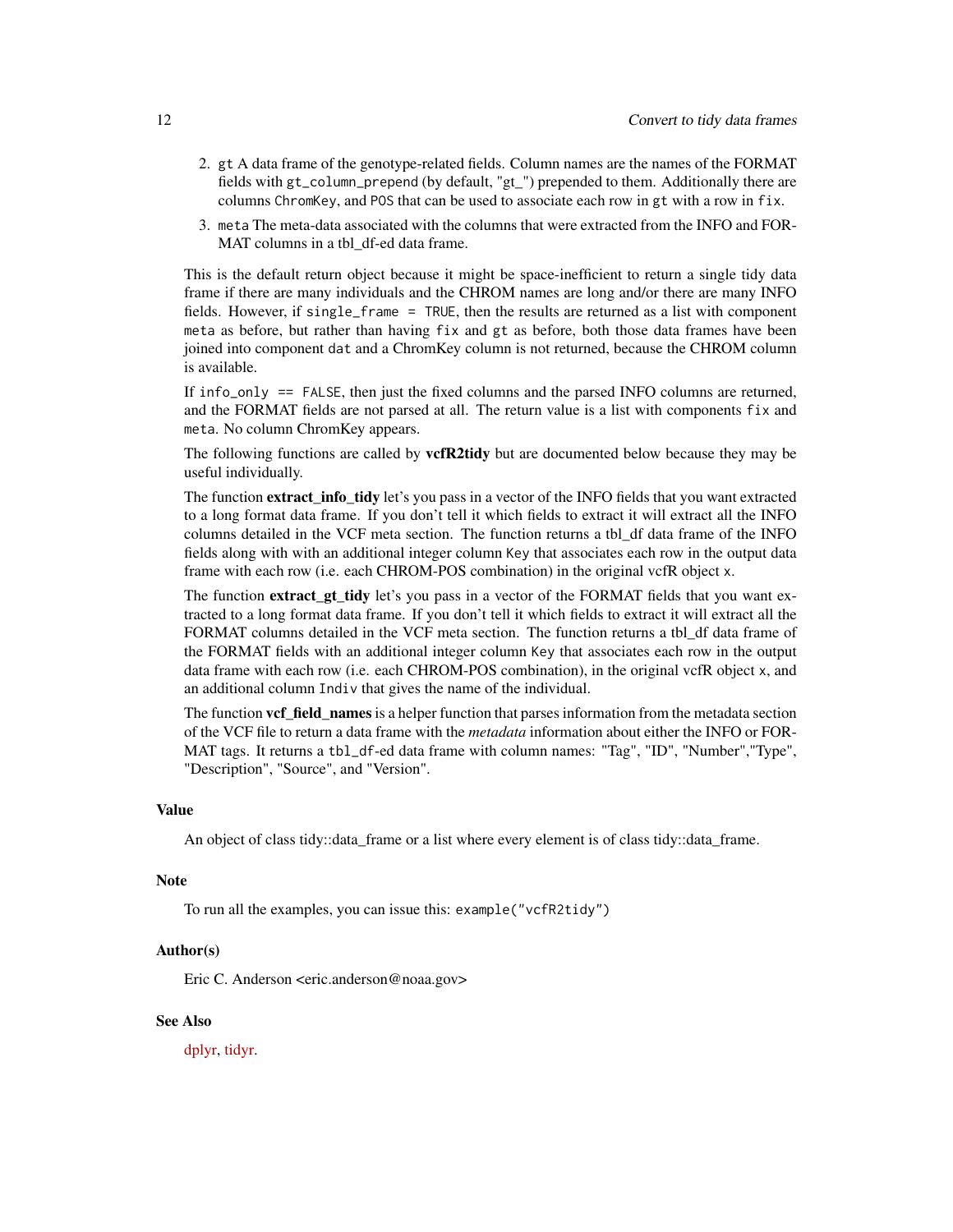2. `gt` A data frame of the genotype-related fields. Column names are the names of the FORMAT fields with `gt_column_prepend` (by default, "gt_") prepended to them. Additionally there are columns `ChromKey`, and `POS` that can be used to associate each row in `gt` with a row in `fix`.
3. `meta` The meta-data associated with the columns that were extracted from the INFO and FORMAT columns in a tbl_df-ed data frame.

This is the default return object because it might be space-inefficient to return a single tidy data frame if there are many individuals and the CHROM names are long and/or there are many INFO fields. However, if `single_frame = TRUE`, then the results are returned as a list with component `meta` as before, but rather than having `fix` and `gt` as before, both those data frames have been joined into component `dat` and a ChromKey column is not returned, because the CHROM column is available.

If `info_only == FALSE`, then just the fixed columns and the parsed INFO columns are returned, and the FORMAT fields are not parsed at all. The return value is a list with components `fix` and `meta`. No column ChromKey appears.

The following functions are called by **vcfR2tidy** but are documented below because they may be useful individually.

The function **extract_info_tidy** let's you pass in a vector of the INFO fields that you want extracted to a long format data frame. If you don't tell it which fields to extract it will extract all the INFO columns detailed in the VCF meta section. The function returns a tbl_df data frame of the INFO fields along with with an additional integer column `Key` that associates each row in the output data frame with each row (i.e. each CHROM-POS combination) in the original vcfR object `x`.

The function **extract_gt_tidy** let's you pass in a vector of the FORMAT fields that you want extracted to a long format data frame. If you don't tell it which fields to extract it will extract all the FORMAT columns detailed in the VCF meta section. The function returns a tbl_df data frame of the FORMAT fields with an additional integer column `Key` that associates each row in the output data frame with each row (i.e. each CHROM-POS combination), in the original vcfR object `x`, and an additional column `Indiv` that gives the name of the individual.

The function **vcf_field_names** is a helper function that parses information from the metadata section of the VCF file to return a data frame with the *metadata* information about either the INFO or FORMAT tags. It returns a `tbl_df`-ed data frame with column names: "Tag", "ID", "Number","Type", "Description", "Source", and "Version".

### Value

An object of class tidy::data_frame or a list where every element is of class tidy::data_frame.

### Note

To run all the examples, you can issue this: `example("vcfR2tidy")`

### Author(s)

Eric C. Anderson <eric.anderson@noaa.gov>

### See Also

dplyr, tidyr.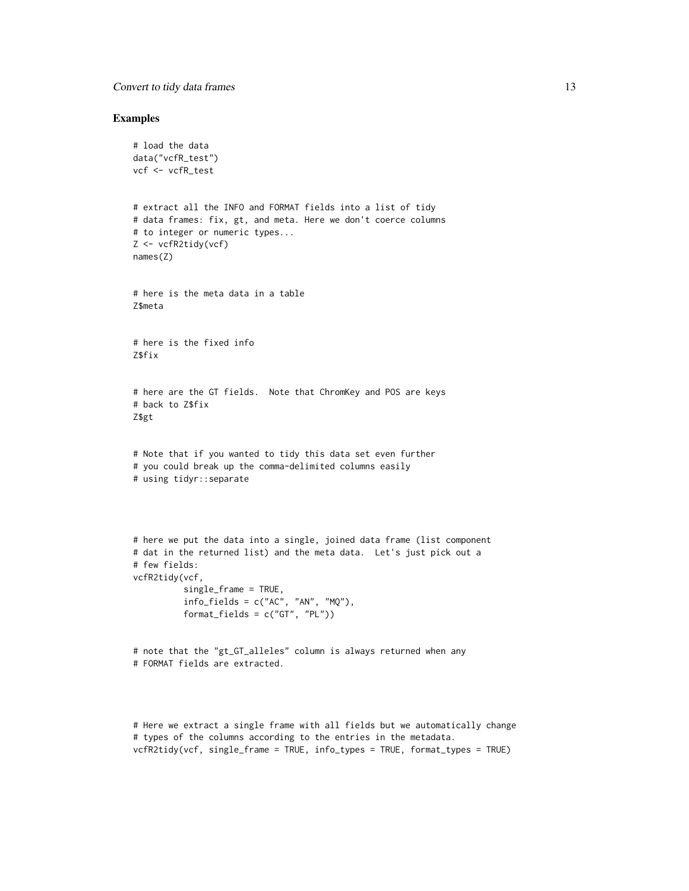### Examples

```
# load the data
data("vcfR_test")
vcf <- vcfR_test


# extract all the INFO and FORMAT fields into a list of tidy
# data frames: fix, gt, and meta. Here we don't coerce columns
# to integer or numeric types...
Z <- vcfR2tidy(vcf)
names(Z)


# here is the meta data in a table
Z$meta


# here is the fixed info
Z$fix


# here are the GT fields.  Note that ChromKey and POS are keys
# back to Z$fix
Z$gt


# Note that if you wanted to tidy this data set even further
# you could break up the comma-delimited columns easily
# using tidyr::separate




# here we put the data into a single, joined data frame (list component
# dat in the returned list) and the meta data.  Let's just pick out a
# few fields:
vcfR2tidy(vcf,
          single_frame = TRUE,
          info_fields = c("AC", "AN", "MQ"),
          format_fields = c("GT", "PL"))


# note that the "gt_GT_alleles" column is always returned when any
# FORMAT fields are extracted.




# Here we extract a single frame with all fields but we automatically change
# types of the columns according to the entries in the metadata.
vcfR2tidy(vcf, single_frame = TRUE, info_types = TRUE, format_types = TRUE)
```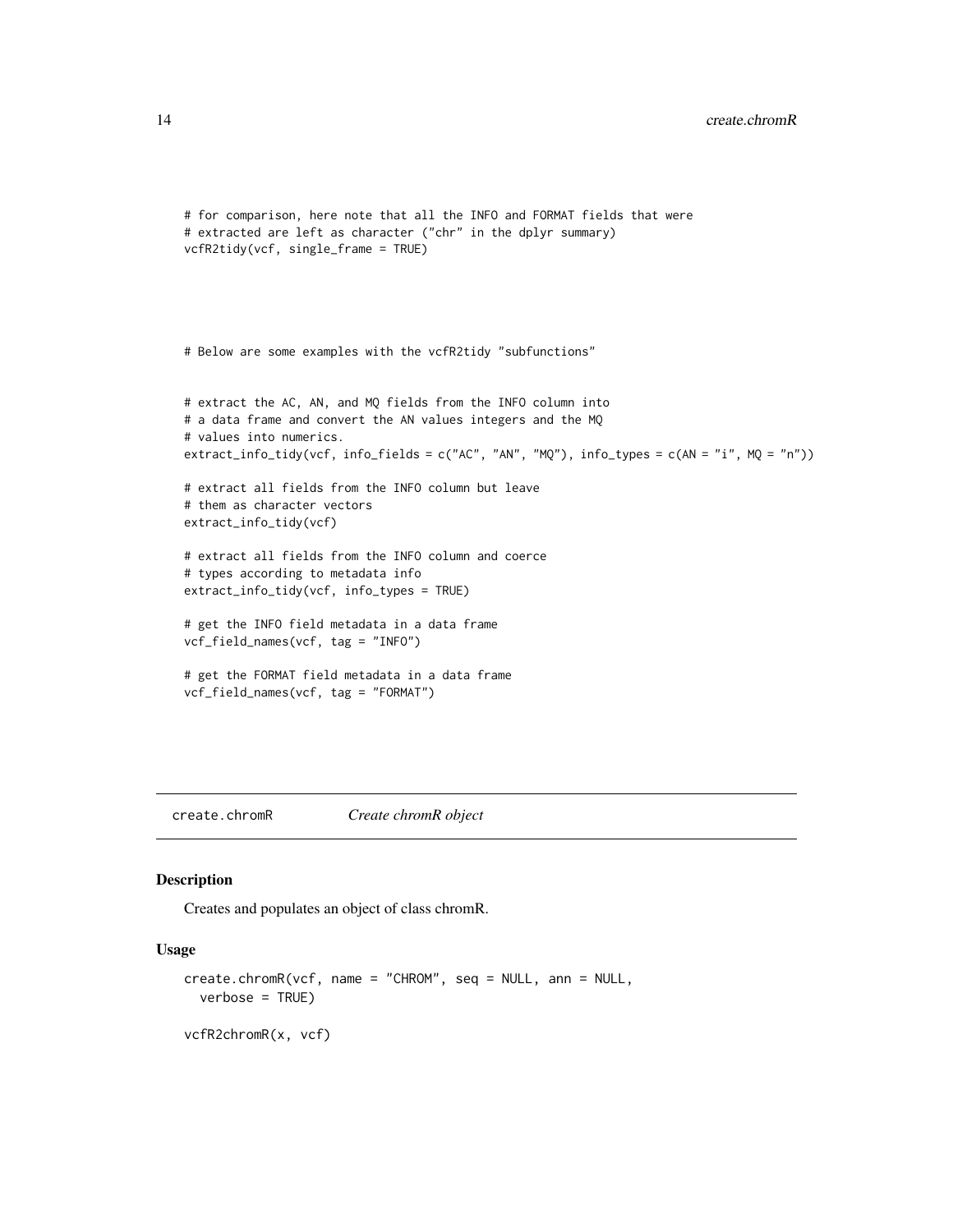```
# for comparison, here note that all the INFO and FORMAT fields that were
# extracted are left as character ("chr" in the dplyr summary)
vcfR2tidy(vcf, single_frame = TRUE)




# Below are some examples with the vcfR2tidy "subfunctions"


# extract the AC, AN, and MQ fields from the INFO column into
# a data frame and convert the AN values integers and the MQ
# values into numerics.
extract_info_tidy(vcf, info_fields = c("AC", "AN", "MQ"), info_types = c(AN = "i", MQ = "n"))

# extract all fields from the INFO column but leave
# them as character vectors
extract_info_tidy(vcf)

# extract all fields from the INFO column and coerce
# types according to metadata info
extract_info_tidy(vcf, info_types = TRUE)

# get the INFO field metadata in a data frame
vcf_field_names(vcf, tag = "INFO")

# get the FORMAT field metadata in a data frame
vcf_field_names(vcf, tag = "FORMAT")
```

---

`create.chromR` *Create chromR object*

---

## Description

Creates and populates an object of class chromR.

## Usage

```
create.chromR(vcf, name = "CHROM", seq = NULL, ann = NULL,
  verbose = TRUE)

vcfR2chromR(x, vcf)
```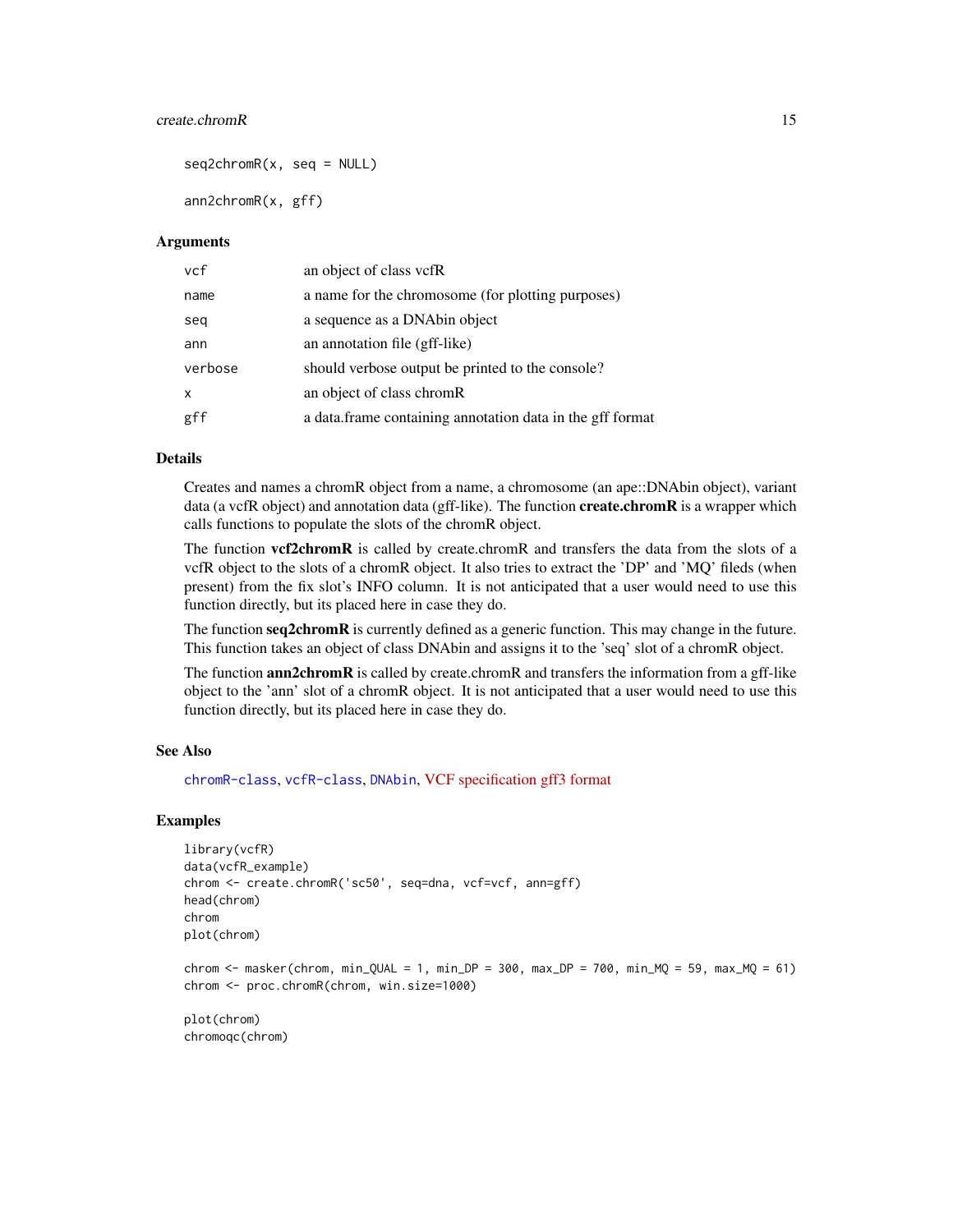```
seq2chromR(x, seq = NULL)

ann2chromR(x, gff)
```

### Arguments

| | |
|---|---|
| `vcf` | an object of class vcfR |
| `name` | a name for the chromosome (for plotting purposes) |
| `seq` | a sequence as a DNAbin object |
| `ann` | an annotation file (gff-like) |
| `verbose` | should verbose output be printed to the console? |
| `x` | an object of class chromR |
| `gff` | a data.frame containing annotation data in the gff format |

### Details

Creates and names a chromR object from a name, a chromosome (an ape::DNAbin object), variant data (a vcfR object) and annotation data (gff-like). The function **create.chromR** is a wrapper which calls functions to populate the slots of the chromR object.

The function **vcf2chromR** is called by create.chromR and transfers the data from the slots of a vcfR object to the slots of a chromR object. It also tries to extract the 'DP' and 'MQ' fileds (when present) from the fix slot's INFO column. It is not anticipated that a user would need to use this function directly, but its placed here in case they do.

The function **seq2chromR** is currently defined as a generic function. This may change in the future. This function takes an object of class DNAbin and assigns it to the 'seq' slot of a chromR object.

The function **ann2chromR** is called by create.chromR and transfers the information from a gff-like object to the 'ann' slot of a chromR object. It is not anticipated that a user would need to use this function directly, but its placed here in case they do.

### See Also

chromR-class, vcfR-class, DNAbin, VCF specification gff3 format

### Examples

```
library(vcfR)
data(vcfR_example)
chrom <- create.chromR('sc50', seq=dna, vcf=vcf, ann=gff)
head(chrom)
chrom
plot(chrom)

chrom <- masker(chrom, min_QUAL = 1, min_DP = 300, max_DP = 700, min_MQ = 59, max_MQ = 61)
chrom <- proc.chromR(chrom, win.size=1000)

plot(chrom)
chromoqc(chrom)
```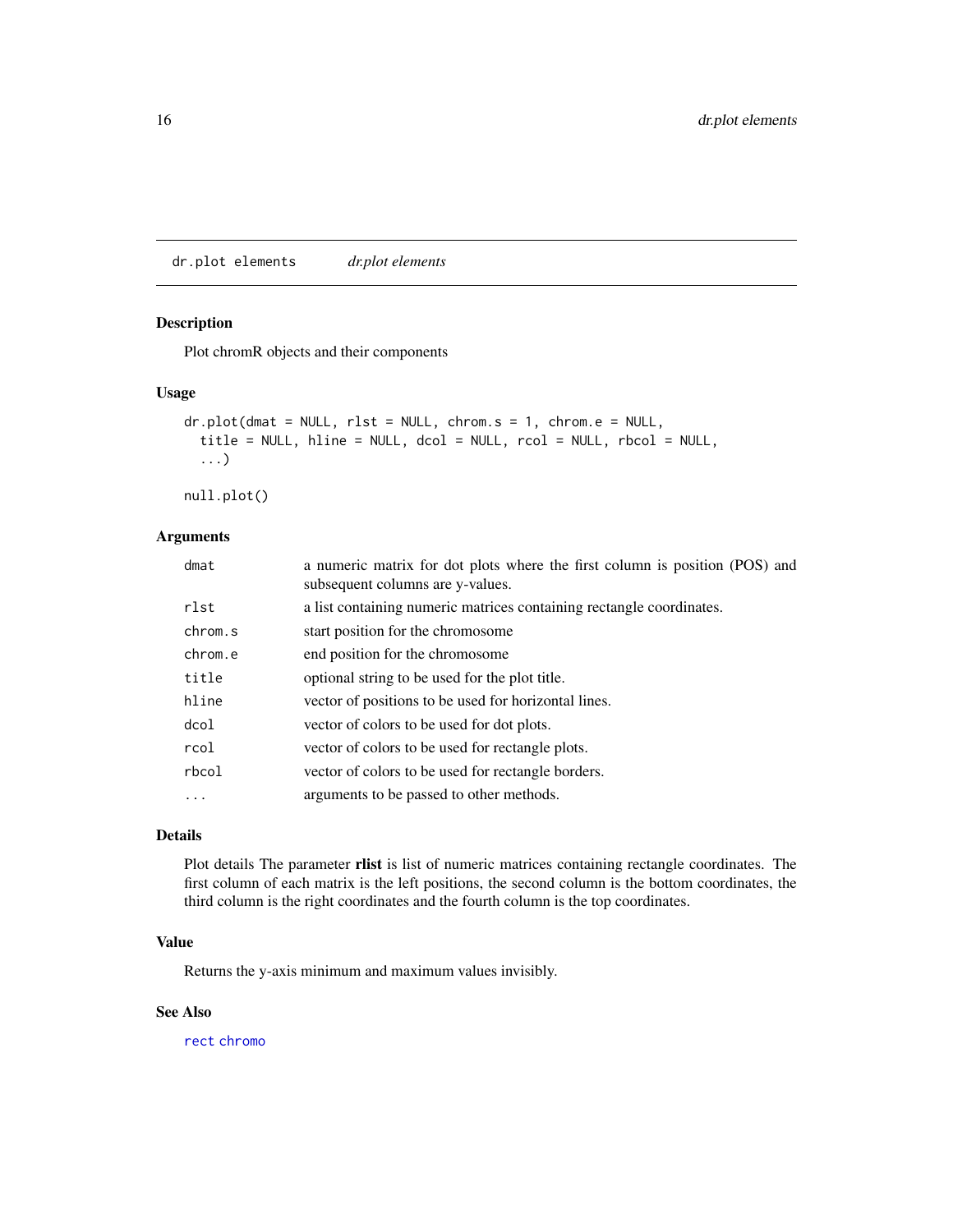## dr.plot elements *dr.plot elements*

### Description

Plot chromR objects and their components

### Usage

```
dr.plot(dmat = NULL, rlst = NULL, chrom.s = 1, chrom.e = NULL,
  title = NULL, hline = NULL, dcol = NULL, rcol = NULL, rbcol = NULL,
  ...)

null.plot()
```

### Arguments

| | |
|---|---|
| `dmat` | a numeric matrix for dot plots where the first column is position (POS) and subsequent columns are y-values. |
| `rlst` | a list containing numeric matrices containing rectangle coordinates. |
| `chrom.s` | start position for the chromosome |
| `chrom.e` | end position for the chromosome |
| `title` | optional string to be used for the plot title. |
| `hline` | vector of positions to be used for horizontal lines. |
| `dcol` | vector of colors to be used for dot plots. |
| `rcol` | vector of colors to be used for rectangle plots. |
| `rbcol` | vector of colors to be used for rectangle borders. |
| `...` | arguments to be passed to other methods. |

### Details

Plot details The parameter **rlist** is list of numeric matrices containing rectangle coordinates. The first column of each matrix is the left positions, the second column is the bottom coordinates, the third column is the right coordinates and the fourth column is the top coordinates.

### Value

Returns the y-axis minimum and maximum values invisibly.

### See Also

`rect` `chromo`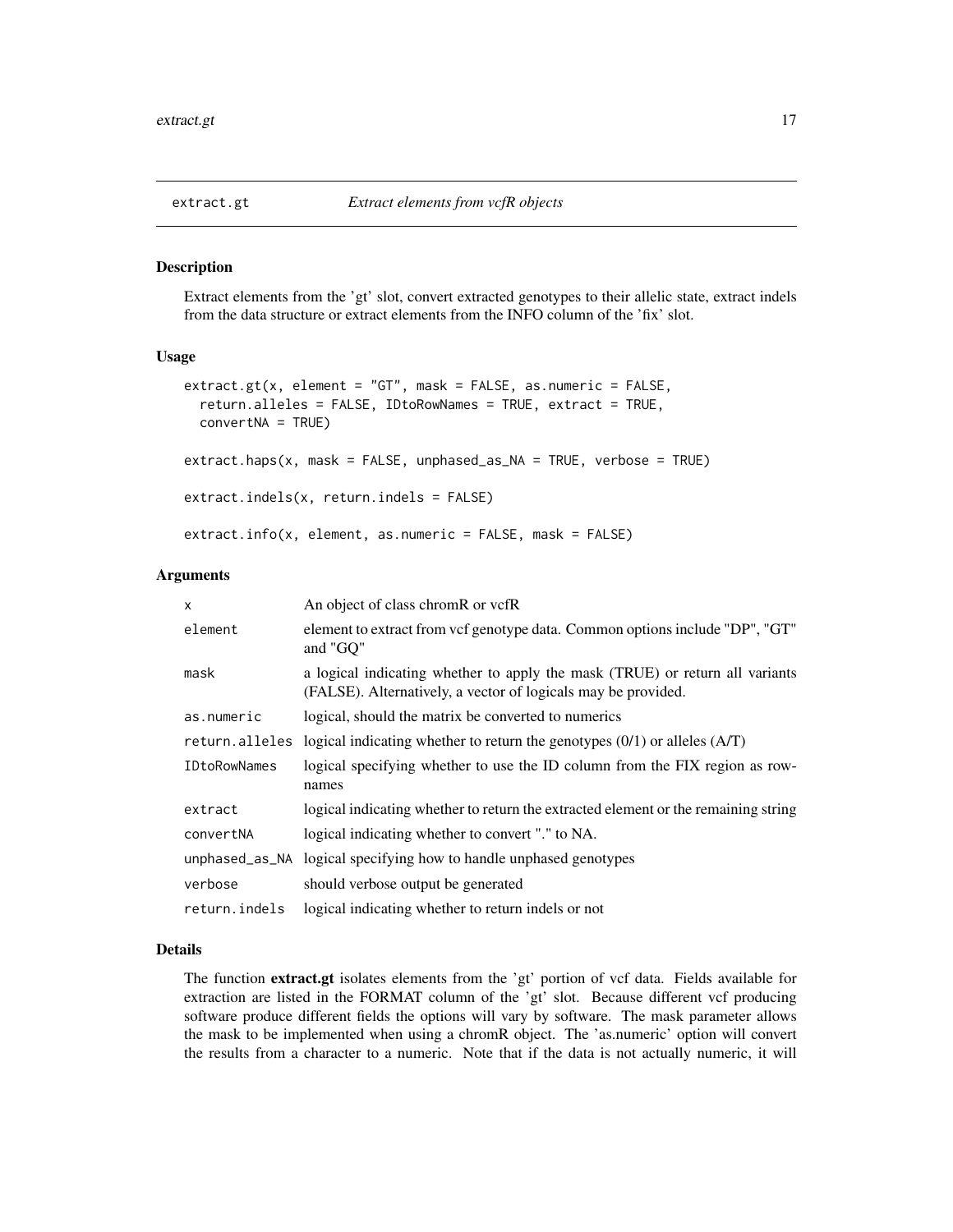## extract.gt — *Extract elements from vcfR objects*

### Description

Extract elements from the 'gt' slot, convert extracted genotypes to their allelic state, extract indels from the data structure or extract elements from the INFO column of the 'fix' slot.

### Usage

```
extract.gt(x, element = "GT", mask = FALSE, as.numeric = FALSE,
  return.alleles = FALSE, IDtoRowNames = TRUE, extract = TRUE,
  convertNA = TRUE)

extract.haps(x, mask = FALSE, unphased_as_NA = TRUE, verbose = TRUE)

extract.indels(x, return.indels = FALSE)

extract.info(x, element, as.numeric = FALSE, mask = FALSE)
```

### Arguments

| Argument | Description |
|---|---|
| `x` | An object of class chromR or vcfR |
| `element` | element to extract from vcf genotype data. Common options include "DP", "GT" and "GQ" |
| `mask` | a logical indicating whether to apply the mask (TRUE) or return all variants (FALSE). Alternatively, a vector of logicals may be provided. |
| `as.numeric` | logical, should the matrix be converted to numerics |
| `return.alleles` | logical indicating whether to return the genotypes (0/1) or alleles (A/T) |
| `IDtoRowNames` | logical specifying whether to use the ID column from the FIX region as rownames |
| `extract` | logical indicating whether to return the extracted element or the remaining string |
| `convertNA` | logical indicating whether to convert "." to NA. |
| `unphased_as_NA` | logical specifying how to handle unphased genotypes |
| `verbose` | should verbose output be generated |
| `return.indels` | logical indicating whether to return indels or not |

### Details

The function **extract.gt** isolates elements from the 'gt' portion of vcf data. Fields available for extraction are listed in the FORMAT column of the 'gt' slot. Because different vcf producing software produce different fields the options will vary by software. The mask parameter allows the mask to be implemented when using a chromR object. The 'as.numeric' option will convert the results from a character to a numeric. Note that if the data is not actually numeric, it will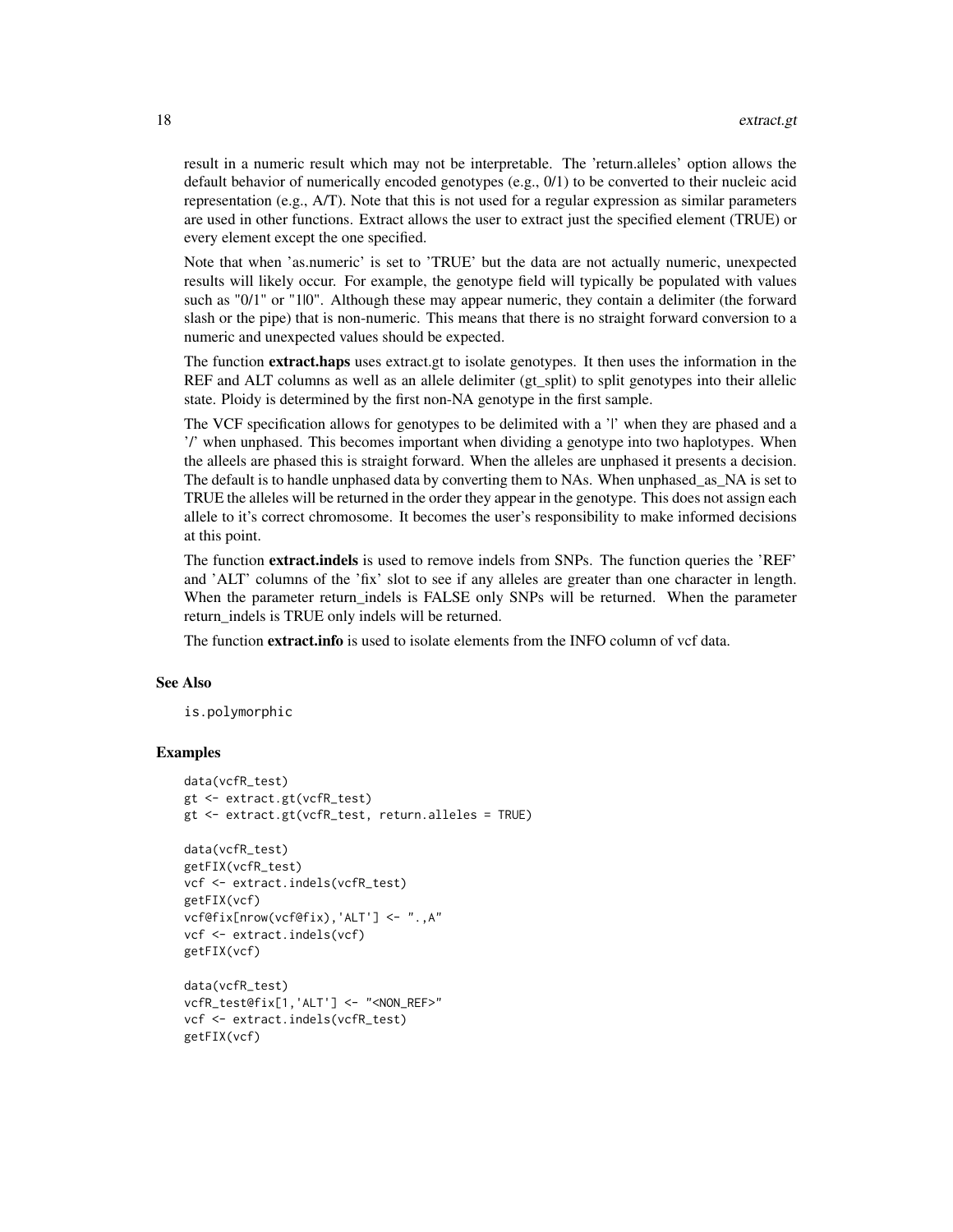result in a numeric result which may not be interpretable. The 'return.alleles' option allows the default behavior of numerically encoded genotypes (e.g., 0/1) to be converted to their nucleic acid representation (e.g., A/T). Note that this is not used for a regular expression as similar parameters are used in other functions. Extract allows the user to extract just the specified element (TRUE) or every element except the one specified.

Note that when 'as.numeric' is set to 'TRUE' but the data are not actually numeric, unexpected results will likely occur. For example, the genotype field will typically be populated with values such as "0/1" or "1|0". Although these may appear numeric, they contain a delimiter (the forward slash or the pipe) that is non-numeric. This means that there is no straight forward conversion to a numeric and unexpected values should be expected.

The function **extract.haps** uses extract.gt to isolate genotypes. It then uses the information in the REF and ALT columns as well as an allele delimiter (gt_split) to split genotypes into their allelic state. Ploidy is determined by the first non-NA genotype in the first sample.

The VCF specification allows for genotypes to be delimited with a '|' when they are phased and a '/' when unphased. This becomes important when dividing a genotype into two haplotypes. When the alleels are phased this is straight forward. When the alleles are unphased it presents a decision. The default is to handle unphased data by converting them to NAs. When unphased_as_NA is set to TRUE the alleles will be returned in the order they appear in the genotype. This does not assign each allele to it's correct chromosome. It becomes the user's responsibility to make informed decisions at this point.

The function **extract.indels** is used to remove indels from SNPs. The function queries the 'REF' and 'ALT' columns of the 'fix' slot to see if any alleles are greater than one character in length. When the parameter return_indels is FALSE only SNPs will be returned. When the parameter return_indels is TRUE only indels will be returned.

The function **extract.info** is used to isolate elements from the INFO column of vcf data.

## See Also

is.polymorphic

## Examples

```
data(vcfR_test)
gt <- extract.gt(vcfR_test)
gt <- extract.gt(vcfR_test, return.alleles = TRUE)

data(vcfR_test)
getFIX(vcfR_test)
vcf <- extract.indels(vcfR_test)
getFIX(vcf)
vcf@fix[nrow(vcf@fix),'ALT'] <- ".,A"
vcf <- extract.indels(vcf)
getFIX(vcf)

data(vcfR_test)
vcfR_test@fix[1,'ALT'] <- "<NON_REF>"
vcf <- extract.indels(vcfR_test)
getFIX(vcf)
```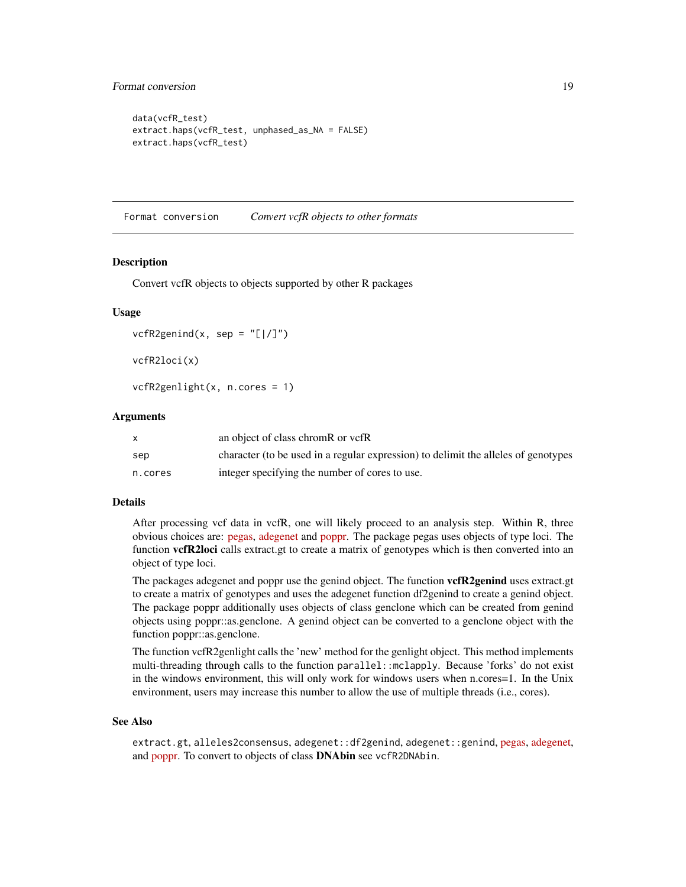```
data(vcfR_test)
extract.haps(vcfR_test, unphased_as_NA = FALSE)
extract.haps(vcfR_test)
```

## Format conversion — *Convert vcfR objects to other formats*

### Description

Convert vcfR objects to objects supported by other R packages

### Usage

```
vcfR2genind(x, sep = "[|/]")

vcfR2loci(x)

vcfR2genlight(x, n.cores = 1)
```

### Arguments

| | |
|---|---|
| x | an object of class chromR or vcfR |
| sep | character (to be used in a regular expression) to delimit the alleles of genotypes |
| n.cores | integer specifying the number of cores to use. |

### Details

After processing vcf data in vcfR, one will likely proceed to an analysis step. Within R, three obvious choices are: pegas, adegenet and poppr. The package pegas uses objects of type loci. The function **vcfR2loci** calls extract.gt to create a matrix of genotypes which is then converted into an object of type loci.

The packages adegenet and poppr use the genind object. The function **vcfR2genind** uses extract.gt to create a matrix of genotypes and uses the adegenet function df2genind to create a genind object. The package poppr additionally uses objects of class genclone which can be created from genind objects using poppr::as.genclone. A genind object can be converted to a genclone object with the function poppr::as.genclone.

The function vcfR2genlight calls the 'new' method for the genlight object. This method implements multi-threading through calls to the function `parallel::mclapply`. Because 'forks' do not exist in the windows environment, this will only work for windows users when n.cores=1. In the Unix environment, users may increase this number to allow the use of multiple threads (i.e., cores).

### See Also

`extract.gt`, `alleles2consensus`, `adegenet::df2genind`, `adegenet::genind`, pegas, adegenet, and poppr. To convert to objects of class **DNAbin** see `vcfR2DNAbin`.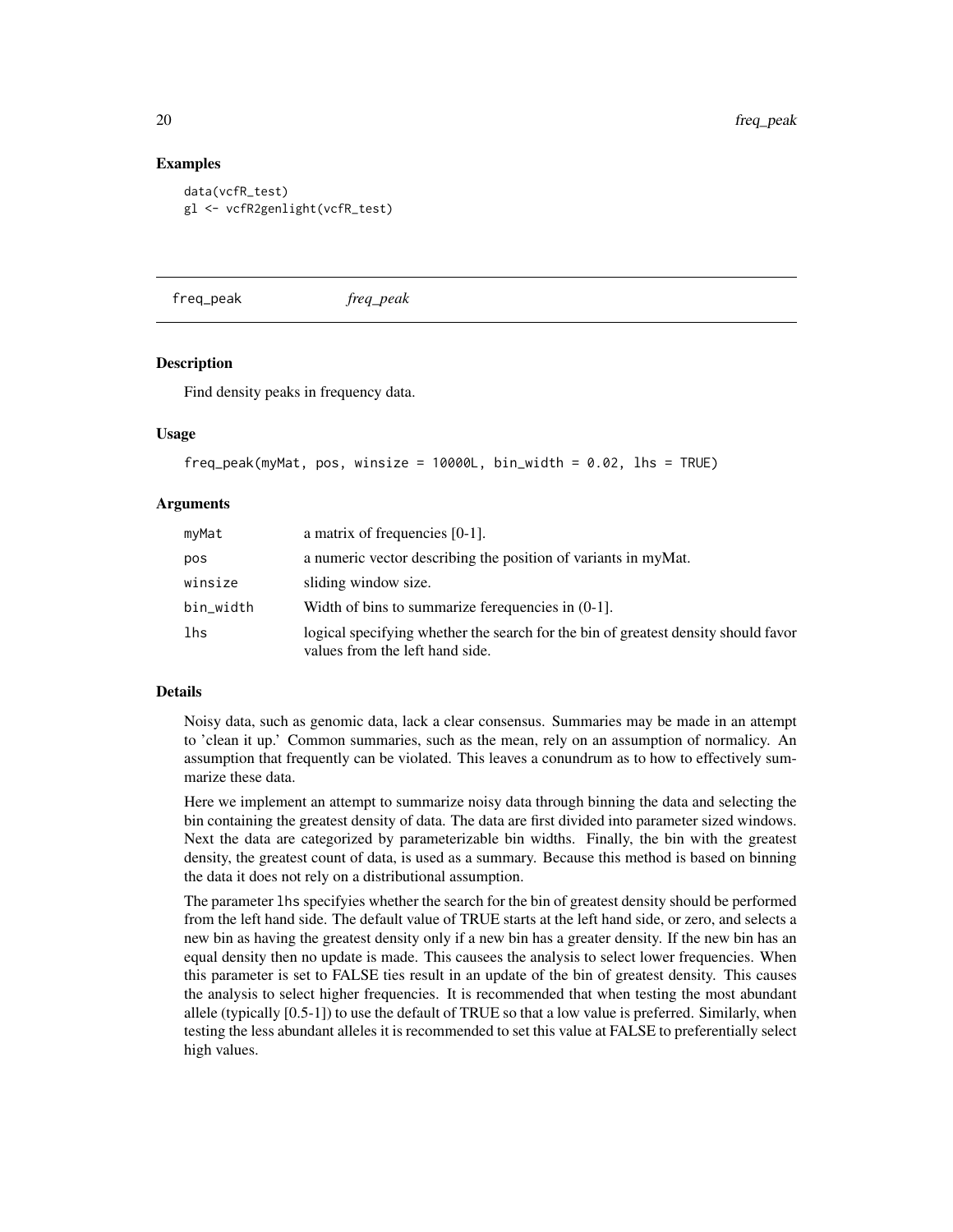### Examples

```
data(vcfR_test)
gl <- vcfR2genlight(vcfR_test)
```

---

## freq_peak *freq_peak*

---

### Description

Find density peaks in frequency data.

### Usage

```
freq_peak(myMat, pos, winsize = 10000L, bin_width = 0.02, lhs = TRUE)
```

### Arguments

| | |
|---|---|
| myMat | a matrix of frequencies [0-1]. |
| pos | a numeric vector describing the position of variants in myMat. |
| winsize | sliding window size. |
| bin_width | Width of bins to summarize ferequencies in (0-1]. |
| lhs | logical specifying whether the search for the bin of greatest density should favor values from the left hand side. |

### Details

Noisy data, such as genomic data, lack a clear consensus. Summaries may be made in an attempt to 'clean it up.' Common summaries, such as the mean, rely on an assumption of normalicy. An assumption that frequently can be violated. This leaves a conundrum as to how to effectively summarize these data.

Here we implement an attempt to summarize noisy data through binning the data and selecting the bin containing the greatest density of data. The data are first divided into parameter sized windows. Next the data are categorized by parameterizable bin widths. Finally, the bin with the greatest density, the greatest count of data, is used as a summary. Because this method is based on binning the data it does not rely on a distributional assumption.

The parameter `lhs` specifyies whether the search for the bin of greatest density should be performed from the left hand side. The default value of TRUE starts at the left hand side, or zero, and selects a new bin as having the greatest density only if a new bin has a greater density. If the new bin has an equal density then no update is made. This causees the analysis to select lower frequencies. When this parameter is set to FALSE ties result in an update of the bin of greatest density. This causes the analysis to select higher frequencies. It is recommended that when testing the most abundant allele (typically [0.5-1]) to use the default of TRUE so that a low value is preferred. Similarly, when testing the less abundant alleles it is recommended to set this value at FALSE to preferentially select high values.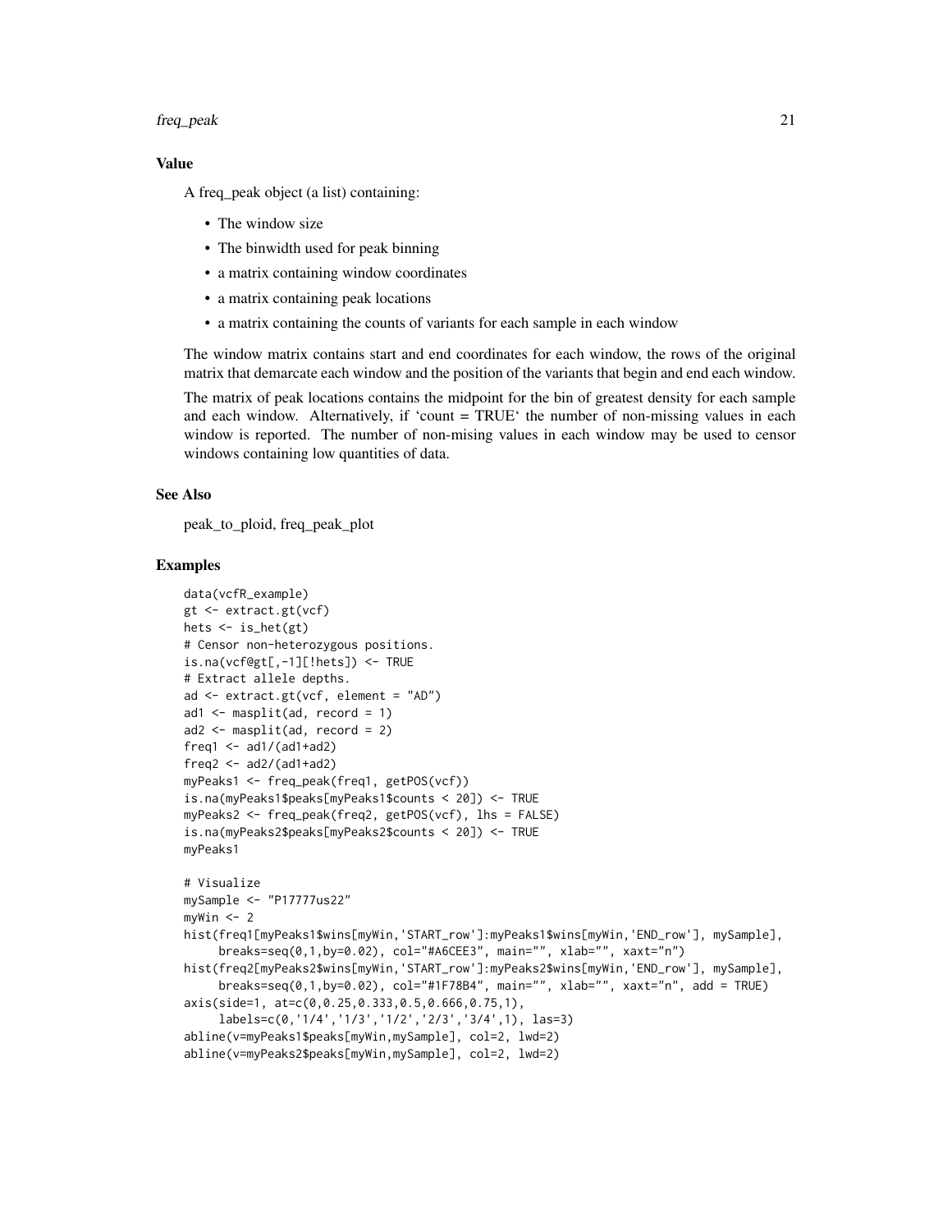### Value

A freq_peak object (a list) containing:

- The window size
- The binwidth used for peak binning
- a matrix containing window coordinates
- a matrix containing peak locations
- a matrix containing the counts of variants for each sample in each window

The window matrix contains start and end coordinates for each window, the rows of the original matrix that demarcate each window and the position of the variants that begin and end each window.

The matrix of peak locations contains the midpoint for the bin of greatest density for each sample and each window. Alternatively, if 'count = TRUE' the number of non-missing values in each window is reported. The number of non-mising values in each window may be used to censor windows containing low quantities of data.

### See Also

peak_to_ploid, freq_peak_plot

### Examples

```
data(vcfR_example)
gt <- extract.gt(vcf)
hets <- is_het(gt)
# Censor non-heterozygous positions.
is.na(vcf@gt[,-1][!hets]) <- TRUE
# Extract allele depths.
ad <- extract.gt(vcf, element = "AD")
ad1 <- masplit(ad, record = 1)
ad2 <- masplit(ad, record = 2)
freq1 <- ad1/(ad1+ad2)
freq2 <- ad2/(ad1+ad2)
myPeaks1 <- freq_peak(freq1, getPOS(vcf))
is.na(myPeaks1$peaks[myPeaks1$counts < 20]) <- TRUE
myPeaks2 <- freq_peak(freq2, getPOS(vcf), lhs = FALSE)
is.na(myPeaks2$peaks[myPeaks2$counts < 20]) <- TRUE
myPeaks1

# Visualize
mySample <- "P17777us22"
myWin <- 2
hist(freq1[myPeaks1$wins[myWin,'START_row']:myPeaks1$wins[myWin,'END_row'], mySample],
     breaks=seq(0,1,by=0.02), col="#A6CEE3", main="", xlab="", xaxt="n")
hist(freq2[myPeaks2$wins[myWin,'START_row']:myPeaks2$wins[myWin,'END_row'], mySample],
     breaks=seq(0,1,by=0.02), col="#1F78B4", main="", xlab="", xaxt="n", add = TRUE)
axis(side=1, at=c(0,0.25,0.333,0.5,0.666,0.75,1),
     labels=c(0,'1/4','1/3','1/2','2/3','3/4',1), las=3)
abline(v=myPeaks1$peaks[myWin,mySample], col=2, lwd=2)
abline(v=myPeaks2$peaks[myWin,mySample], col=2, lwd=2)
```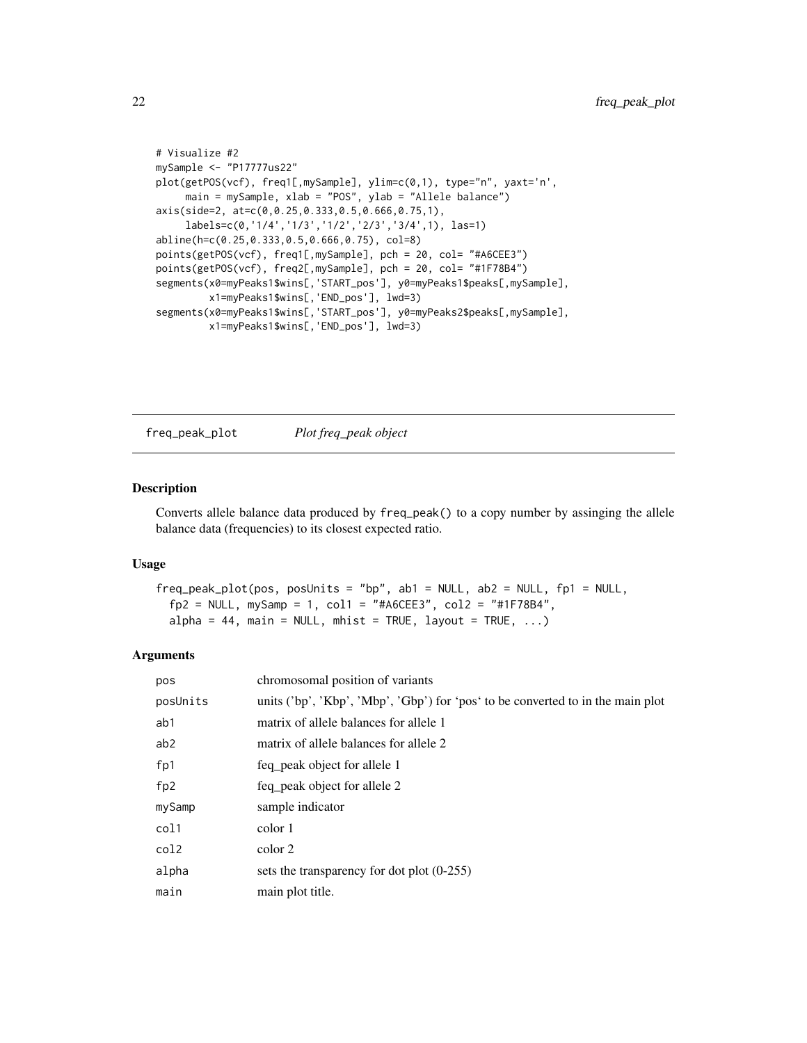```
# Visualize #2
mySample <- "P17777us22"
plot(getPOS(vcf), freq1[,mySample], ylim=c(0,1), type="n", yaxt='n',
     main = mySample, xlab = "POS", ylab = "Allele balance")
axis(side=2, at=c(0,0.25,0.333,0.5,0.666,0.75,1),
     labels=c(0,'1/4','1/3','1/2','2/3','3/4',1), las=1)
abline(h=c(0.25,0.333,0.5,0.666,0.75), col=8)
points(getPOS(vcf), freq1[,mySample], pch = 20, col= "#A6CEE3")
points(getPOS(vcf), freq2[,mySample], pch = 20, col= "#1F78B4")
segments(x0=myPeaks1$wins[,'START_pos'], y0=myPeaks1$peaks[,mySample],
         x1=myPeaks1$wins[,'END_pos'], lwd=3)
segments(x0=myPeaks1$wins[,'START_pos'], y0=myPeaks2$peaks[,mySample],
         x1=myPeaks1$wins[,'END_pos'], lwd=3)
```

## freq_peak_plot *Plot freq_peak object*

### Description

Converts allele balance data produced by `freq_peak()` to a copy number by assinging the allele balance data (frequencies) to its closest expected ratio.

### Usage

```
freq_peak_plot(pos, posUnits = "bp", ab1 = NULL, ab2 = NULL, fp1 = NULL,
  fp2 = NULL, mySamp = 1, col1 = "#A6CEE3", col2 = "#1F78B4",
  alpha = 44, main = NULL, mhist = TRUE, layout = TRUE, ...)
```

### Arguments

| | |
|---|---|
| pos | chromosomal position of variants |
| posUnits | units ('bp', 'Kbp', 'Mbp', 'Gbp') for 'pos' to be converted to in the main plot |
| ab1 | matrix of allele balances for allele 1 |
| ab2 | matrix of allele balances for allele 2 |
| fp1 | feq_peak object for allele 1 |
| fp2 | feq_peak object for allele 2 |
| mySamp | sample indicator |
| col1 | color 1 |
| col2 | color 2 |
| alpha | sets the transparency for dot plot (0-255) |
| main | main plot title. |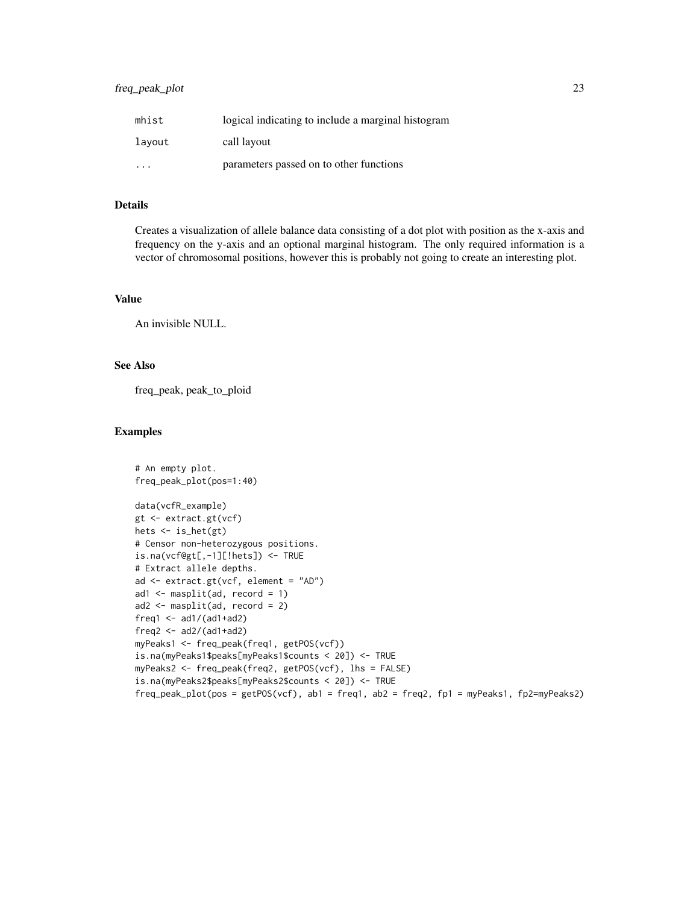| | |
|---|---|
| mhist | logical indicating to include a marginal histogram |
| layout | call layout |
| ... | parameters passed on to other functions |

## Details

Creates a visualization of allele balance data consisting of a dot plot with position as the x-axis and frequency on the y-axis and an optional marginal histogram. The only required information is a vector of chromosomal positions, however this is probably not going to create an interesting plot.

## Value

An invisible NULL.

## See Also

freq_peak, peak_to_ploid

## Examples

```
# An empty plot.
freq_peak_plot(pos=1:40)

data(vcfR_example)
gt <- extract.gt(vcf)
hets <- is_het(gt)
# Censor non-heterozygous positions.
is.na(vcf@gt[,-1][!hets]) <- TRUE
# Extract allele depths.
ad <- extract.gt(vcf, element = "AD")
ad1 <- masplit(ad, record = 1)
ad2 <- masplit(ad, record = 2)
freq1 <- ad1/(ad1+ad2)
freq2 <- ad2/(ad1+ad2)
myPeaks1 <- freq_peak(freq1, getPOS(vcf))
is.na(myPeaks1$peaks[myPeaks1$counts < 20]) <- TRUE
myPeaks2 <- freq_peak(freq2, getPOS(vcf), lhs = FALSE)
is.na(myPeaks2$peaks[myPeaks2$counts < 20]) <- TRUE
freq_peak_plot(pos = getPOS(vcf), ab1 = freq1, ab2 = freq2, fp1 = myPeaks1, fp2=myPeaks2)
```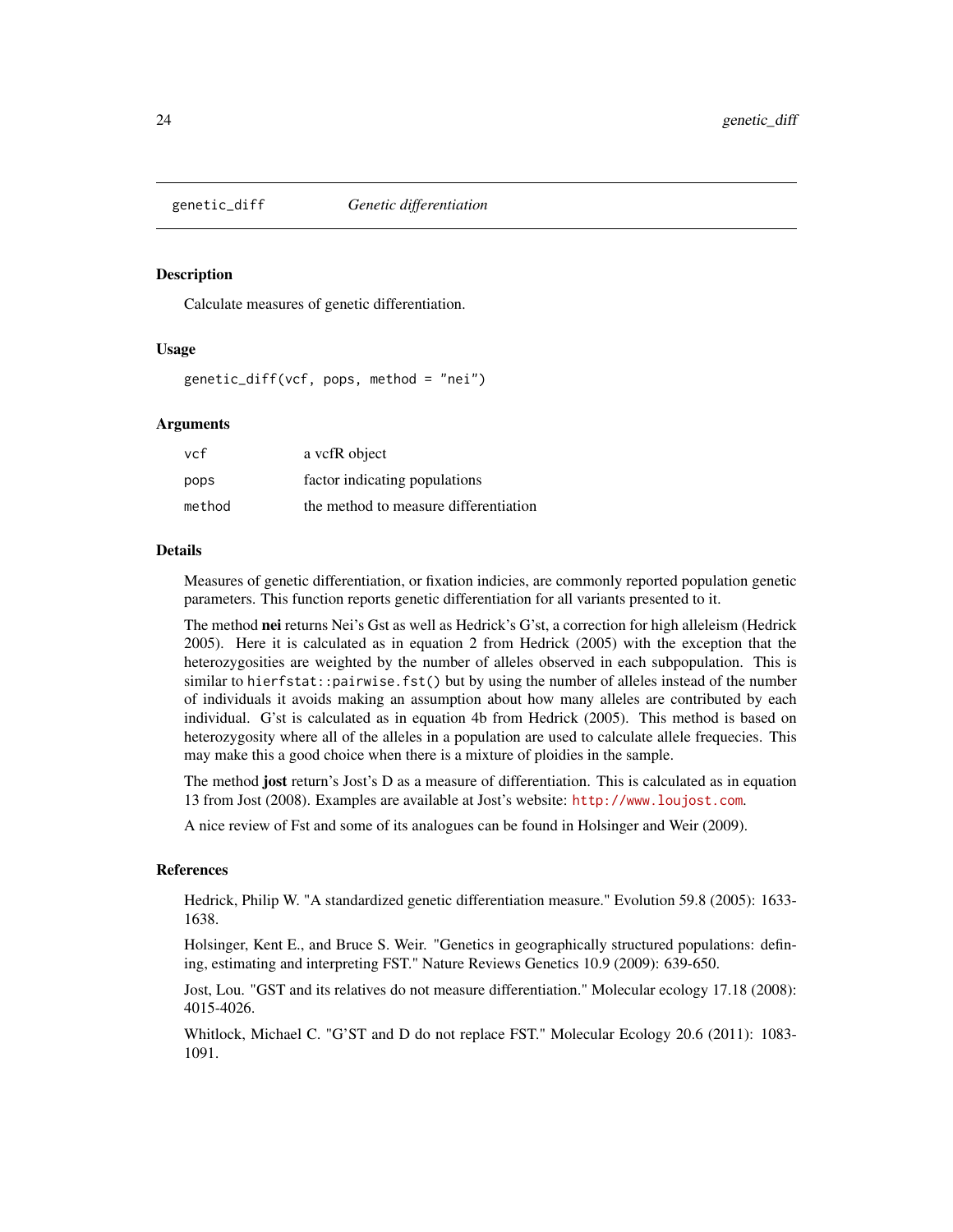# genetic_diff *Genetic differentiation*

## Description

Calculate measures of genetic differentiation.

## Usage

```
genetic_diff(vcf, pops, method = "nei")
```

## Arguments

| | |
|---|---|
| vcf | a vcfR object |
| pops | factor indicating populations |
| method | the method to measure differentiation |

## Details

Measures of genetic differentiation, or fixation indicies, are commonly reported population genetic parameters. This function reports genetic differentiation for all variants presented to it.

The method **nei** returns Nei's Gst as well as Hedrick's G'st, a correction for high alleleism (Hedrick 2005). Here it is calculated as in equation 2 from Hedrick (2005) with the exception that the heterozygosities are weighted by the number of alleles observed in each subpopulation. This is similar to `hierfstat::pairwise.fst()` but by using the number of alleles instead of the number of individuals it avoids making an assumption about how many alleles are contributed by each individual. G'st is calculated as in equation 4b from Hedrick (2005). This method is based on heterozygosity where all of the alleles in a population are used to calculate allele frequecies. This may make this a good choice when there is a mixture of ploidies in the sample.

The method **jost** return's Jost's D as a measure of differentiation. This is calculated as in equation 13 from Jost (2008). Examples are available at Jost's website: http://www.loujost.com.

A nice review of Fst and some of its analogues can be found in Holsinger and Weir (2009).

## References

Hedrick, Philip W. "A standardized genetic differentiation measure." Evolution 59.8 (2005): 1633-1638.

Holsinger, Kent E., and Bruce S. Weir. "Genetics in geographically structured populations: defining, estimating and interpreting FST." Nature Reviews Genetics 10.9 (2009): 639-650.

Jost, Lou. "GST and its relatives do not measure differentiation." Molecular ecology 17.18 (2008): 4015-4026.

Whitlock, Michael C. "G'ST and D do not replace FST." Molecular Ecology 20.6 (2011): 1083-1091.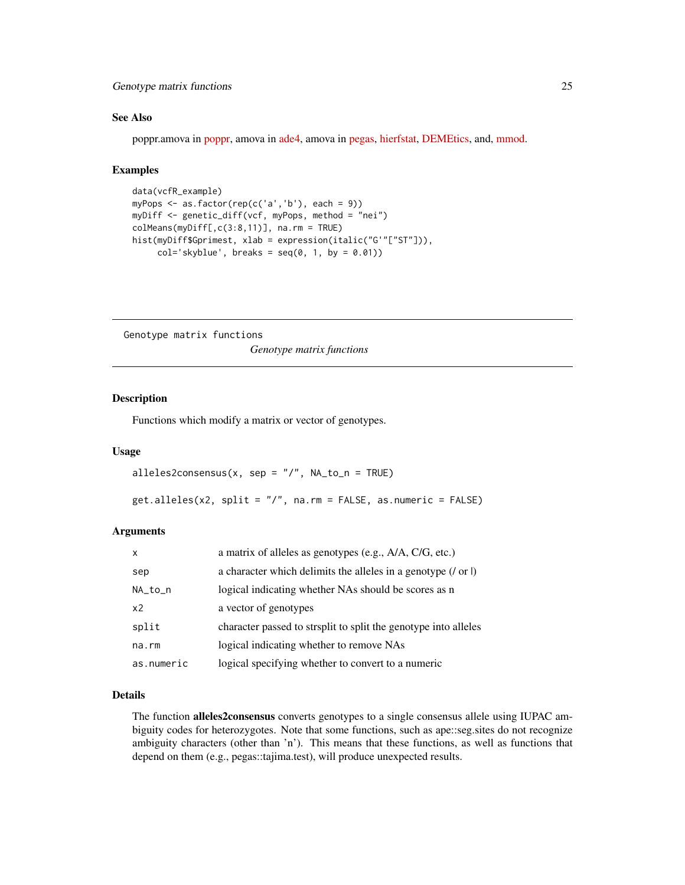### See Also

poppr.amova in poppr, amova in ade4, amova in pegas, hierfstat, DEMEtics, and, mmod.

### Examples

```
data(vcfR_example)
myPops <- as.factor(rep(c('a','b'), each = 9))
myDiff <- genetic_diff(vcf, myPops, method = "nei")
colMeans(myDiff[,c(3:8,11)], na.rm = TRUE)
hist(myDiff$Gprimest, xlab = expression(italic("G'"["ST"])),
     col='skyblue', breaks = seq(0, 1, by = 0.01))
```

---

## Genotype matrix functions

*Genotype matrix functions*

---

### Description

Functions which modify a matrix or vector of genotypes.

### Usage

```
alleles2consensus(x, sep = "/", NA_to_n = TRUE)

get.alleles(x2, split = "/", na.rm = FALSE, as.numeric = FALSE)
```

### Arguments

| | |
|---|---|
| `x` | a matrix of alleles as genotypes (e.g., A/A, C/G, etc.) |
| `sep` | a character which delimits the alleles in a genotype (/ or \|) |
| `NA_to_n` | logical indicating whether NAs should be scores as n |
| `x2` | a vector of genotypes |
| `split` | character passed to strsplit to split the genotype into alleles |
| `na.rm` | logical indicating whether to remove NAs |
| `as.numeric` | logical specifying whether to convert to a numeric |

### Details

The function **alleles2consensus** converts genotypes to a single consensus allele using IUPAC ambiguity codes for heterozygotes. Note that some functions, such as ape::seg.sites do not recognize ambiguity characters (other than 'n'). This means that these functions, as well as functions that depend on them (e.g., pegas::tajima.test), will produce unexpected results.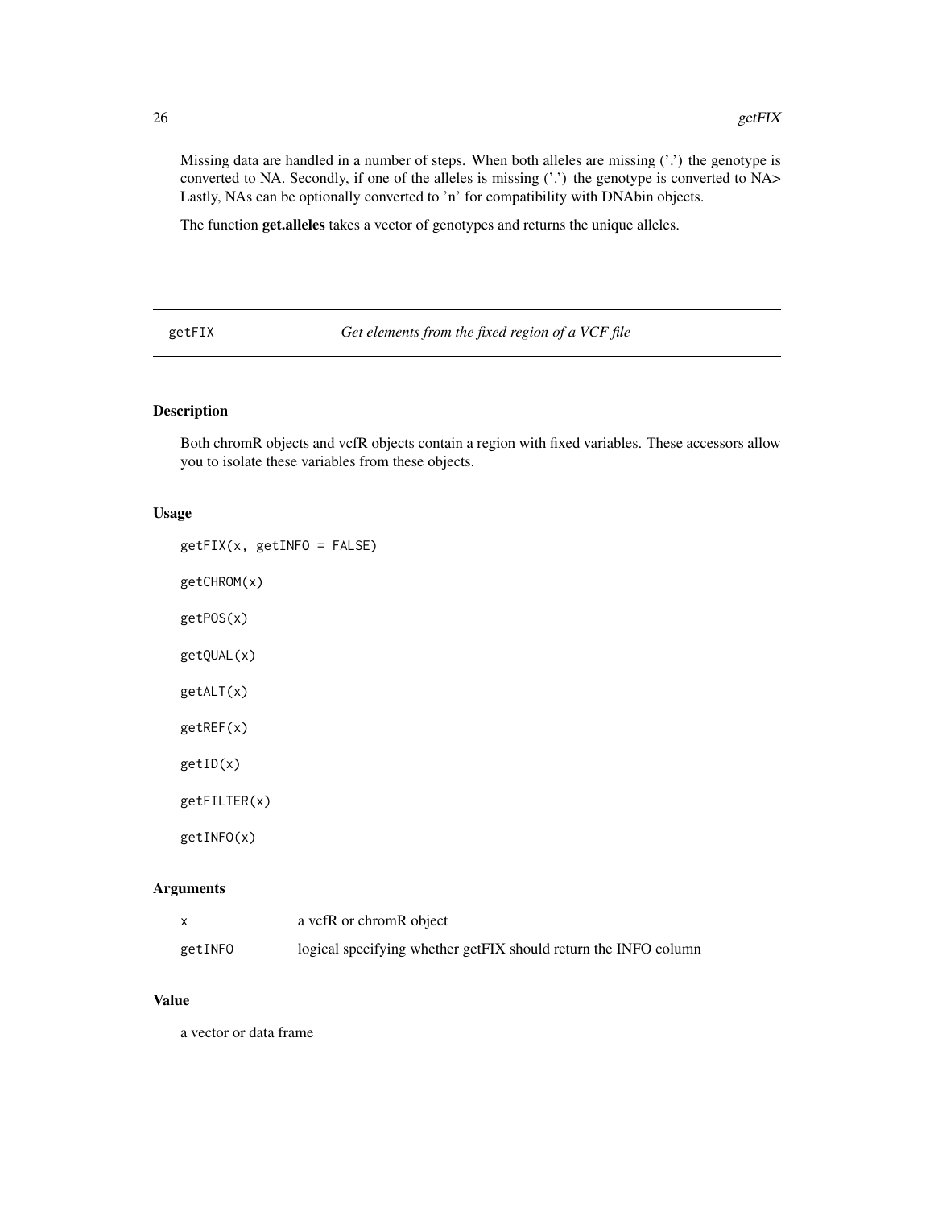Missing data are handled in a number of steps. When both alleles are missing ('.') the genotype is converted to NA. Secondly, if one of the alleles is missing ('.') the genotype is converted to NA> Lastly, NAs can be optionally converted to 'n' for compatibility with DNAbin objects.

The function **get.alleles** takes a vector of genotypes and returns the unique alleles.

## getFIX — *Get elements from the fixed region of a VCF file*

### Description

Both chromR objects and vcfR objects contain a region with fixed variables. These accessors allow you to isolate these variables from these objects.

### Usage

```
getFIX(x, getINFO = FALSE)

getCHROM(x)

getPOS(x)

getQUAL(x)

getALT(x)

getREF(x)

getID(x)

getFILTER(x)

getINFO(x)
```

### Arguments

| | |
|---|---|
| `x` | a vcfR or chromR object |
| `getINFO` | logical specifying whether getFIX should return the INFO column |

### Value

a vector or data frame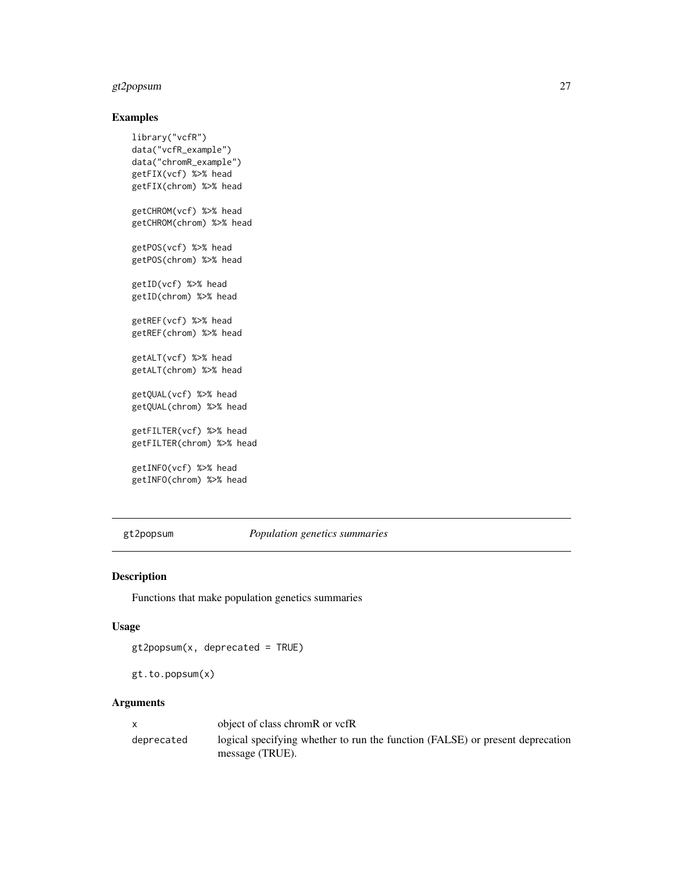## Examples

```
library("vcfR")
data("vcfR_example")
data("chromR_example")
getFIX(vcf) %>% head
getFIX(chrom) %>% head

getCHROM(vcf) %>% head
getCHROM(chrom) %>% head

getPOS(vcf) %>% head
getPOS(chrom) %>% head

getID(vcf) %>% head
getID(chrom) %>% head

getREF(vcf) %>% head
getREF(chrom) %>% head

getALT(vcf) %>% head
getALT(chrom) %>% head

getQUAL(vcf) %>% head
getQUAL(chrom) %>% head

getFILTER(vcf) %>% head
getFILTER(chrom) %>% head

getINFO(vcf) %>% head
getINFO(chrom) %>% head
```

---

# gt2popsum *Population genetics summaries*

---

## Description

Functions that make population genetics summaries

## Usage

```
gt2popsum(x, deprecated = TRUE)

gt.to.popsum(x)
```

## Arguments

| | |
|---|---|
| x | object of class chromR or vcfR |
| deprecated | logical specifying whether to run the function (FALSE) or present deprecation message (TRUE). |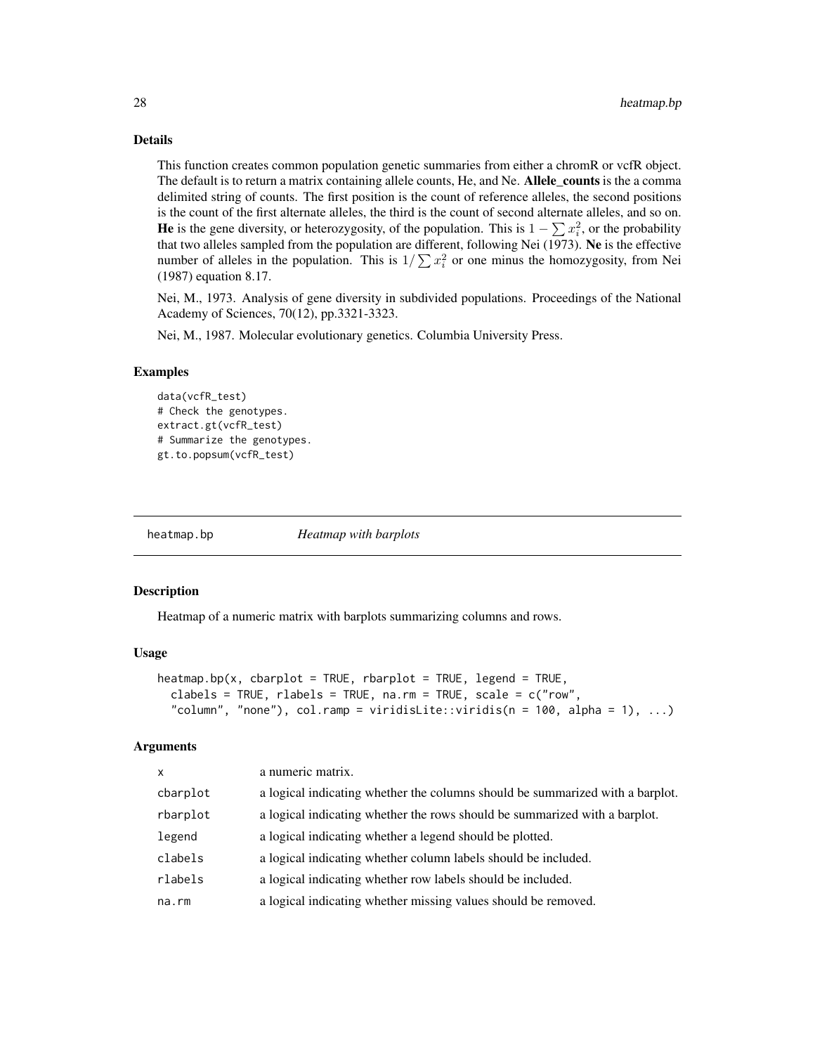### Details

This function creates common population genetic summaries from either a chromR or vcfR object. The default is to return a matrix containing allele counts, He, and Ne. **Allele_counts** is the a comma delimited string of counts. The first position is the count of reference alleles, the second positions is the count of the first alternate alleles, the third is the count of second alternate alleles, and so on. **He** is the gene diversity, or heterozygosity, of the population. This is $1 - \sum x_i^2$, or the probability that two alleles sampled from the population are different, following Nei (1973). **Ne** is the effective number of alleles in the population. This is $1/\sum x_i^2$ or one minus the homozygosity, from Nei (1987) equation 8.17.

Nei, M., 1973. Analysis of gene diversity in subdivided populations. Proceedings of the National Academy of Sciences, 70(12), pp.3321-3323.

Nei, M., 1987. Molecular evolutionary genetics. Columbia University Press.

### Examples

```
data(vcfR_test)
# Check the genotypes.
extract.gt(vcfR_test)
# Summarize the genotypes.
gt.to.popsum(vcfR_test)
```

## heatmap.bp *Heatmap with barplots*

### Description

Heatmap of a numeric matrix with barplots summarizing columns and rows.

### Usage

```
heatmap.bp(x, cbarplot = TRUE, rbarplot = TRUE, legend = TRUE,
  clabels = TRUE, rlabels = TRUE, na.rm = TRUE, scale = c("row",
  "column", "none"), col.ramp = viridisLite::viridis(n = 100, alpha = 1), ...)
```

### Arguments

| | |
|---|---|
| x | a numeric matrix. |
| cbarplot | a logical indicating whether the columns should be summarized with a barplot. |
| rbarplot | a logical indicating whether the rows should be summarized with a barplot. |
| legend | a logical indicating whether a legend should be plotted. |
| clabels | a logical indicating whether column labels should be included. |
| rlabels | a logical indicating whether row labels should be included. |
| na.rm | a logical indicating whether missing values should be removed. |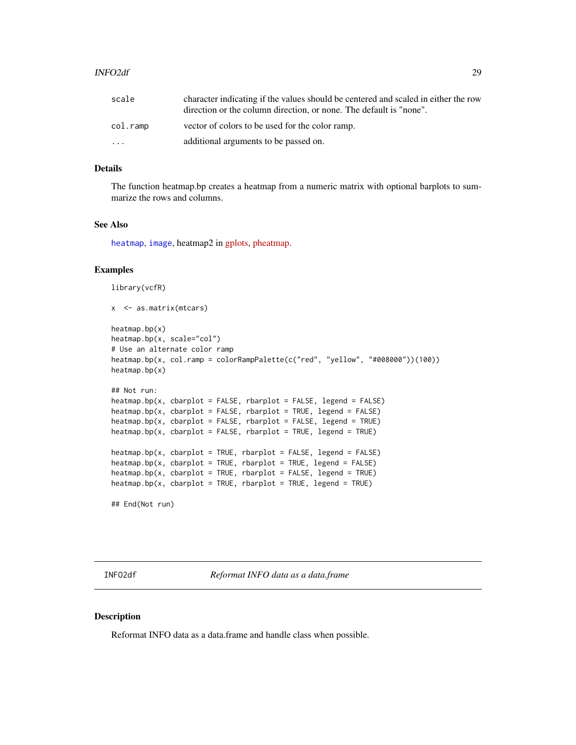| | |
|---|---|
| scale | character indicating if the values should be centered and scaled in either the row direction or the column direction, or none. The default is "none". |
| col.ramp | vector of colors to be used for the color ramp. |
| ... | additional arguments to be passed on. |

### Details

The function heatmap.bp creates a heatmap from a numeric matrix with optional barplots to summarize the rows and columns.

### See Also

heatmap, image, heatmap2 in gplots, pheatmap.

### Examples

```
library(vcfR)

x  <- as.matrix(mtcars)

heatmap.bp(x)
heatmap.bp(x, scale="col")
# Use an alternate color ramp
heatmap.bp(x, col.ramp = colorRampPalette(c("red", "yellow", "#008000"))(100))
heatmap.bp(x)

## Not run:
heatmap.bp(x, cbarplot = FALSE, rbarplot = FALSE, legend = FALSE)
heatmap.bp(x, cbarplot = FALSE, rbarplot = TRUE, legend = FALSE)
heatmap.bp(x, cbarplot = FALSE, rbarplot = FALSE, legend = TRUE)
heatmap.bp(x, cbarplot = FALSE, rbarplot = TRUE, legend = TRUE)

heatmap.bp(x, cbarplot = TRUE, rbarplot = FALSE, legend = FALSE)
heatmap.bp(x, cbarplot = TRUE, rbarplot = TRUE, legend = FALSE)
heatmap.bp(x, cbarplot = TRUE, rbarplot = FALSE, legend = TRUE)
heatmap.bp(x, cbarplot = TRUE, rbarplot = TRUE, legend = TRUE)

## End(Not run)
```

---

## INFO2df — *Reformat INFO data as a data.frame*

### Description

Reformat INFO data as a data.frame and handle class when possible.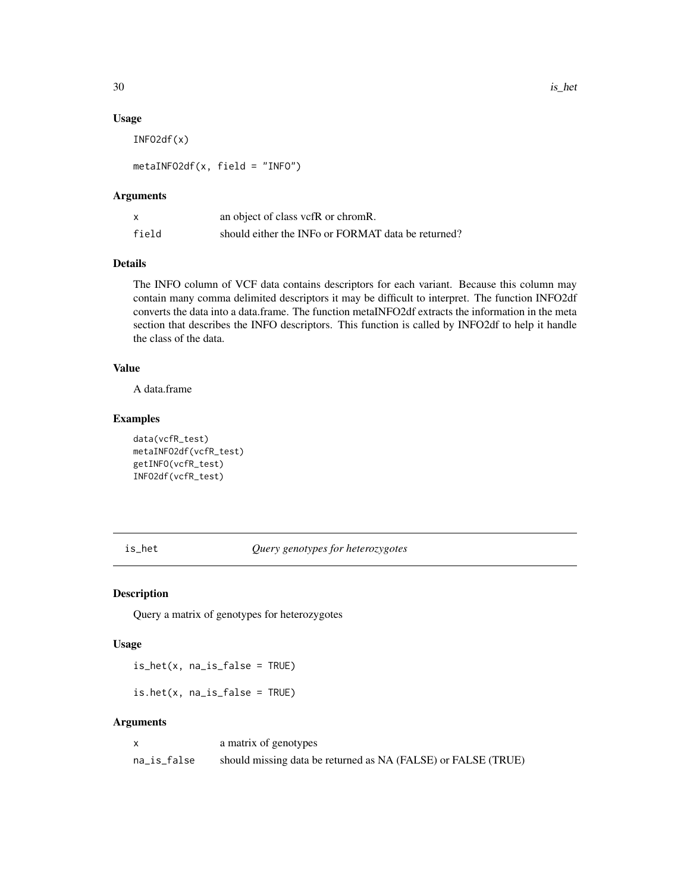### Usage

```
INFO2df(x)

metaINFO2df(x, field = "INFO")
```

### Arguments

| | |
|---|---|
| x | an object of class vcfR or chromR. |
| field | should either the INFo or FORMAT data be returned? |

### Details

The INFO column of VCF data contains descriptors for each variant. Because this column may contain many comma delimited descriptors it may be difficult to interpret. The function INFO2df converts the data into a data.frame. The function metaINFO2df extracts the information in the meta section that describes the INFO descriptors. This function is called by INFO2df to help it handle the class of the data.

### Value

A data.frame

### Examples

```
data(vcfR_test)
metaINFO2df(vcfR_test)
getINFO(vcfR_test)
INFO2df(vcfR_test)
```

---

## is_het — *Query genotypes for heterozygotes*

---

### Description

Query a matrix of genotypes for heterozygotes

### Usage

```
is_het(x, na_is_false = TRUE)

is.het(x, na_is_false = TRUE)
```

### Arguments

| | |
|---|---|
| x | a matrix of genotypes |
| na_is_false | should missing data be returned as NA (FALSE) or FALSE (TRUE) |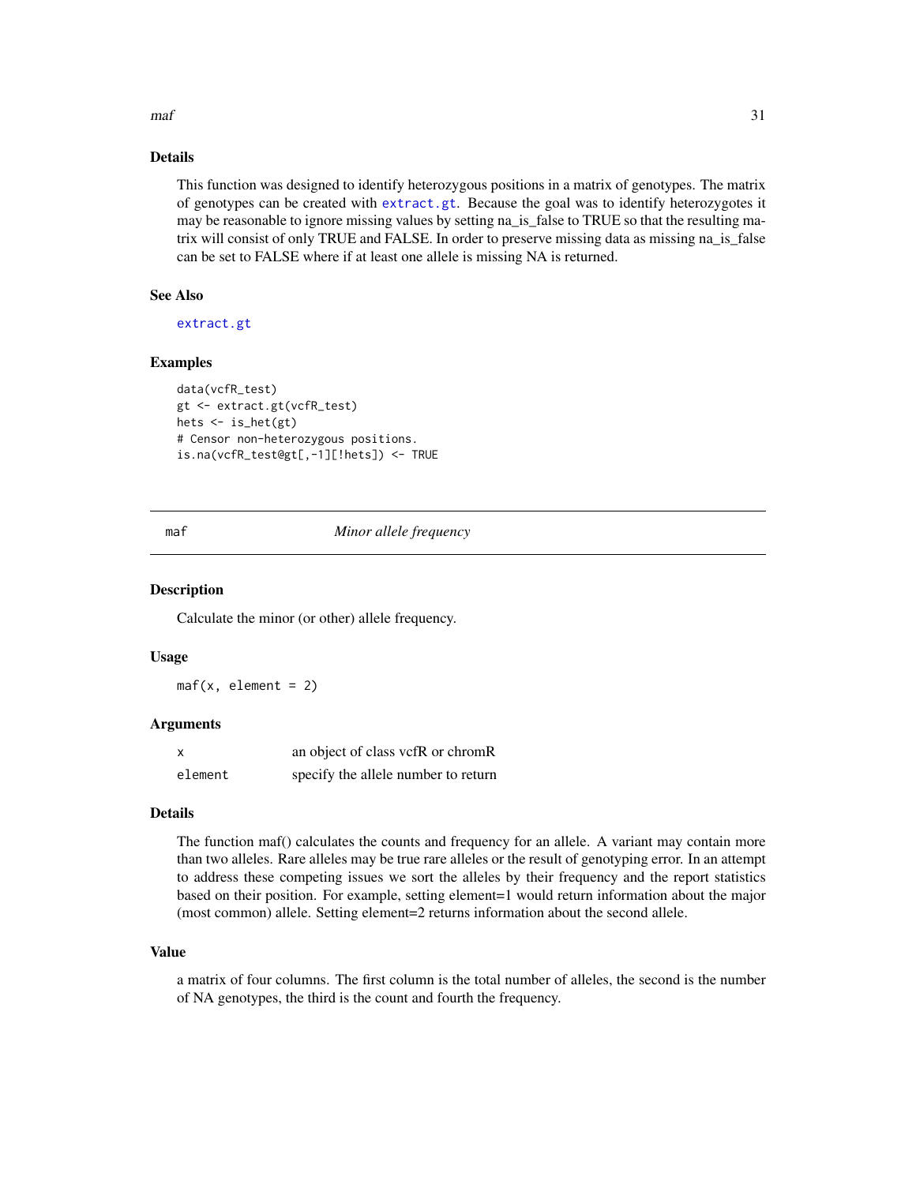### Details

This function was designed to identify heterozygous positions in a matrix of genotypes. The matrix of genotypes can be created with extract.gt. Because the goal was to identify heterozygotes it may be reasonable to ignore missing values by setting na_is_false to TRUE so that the resulting matrix will consist of only TRUE and FALSE. In order to preserve missing data as missing na_is_false can be set to FALSE where if at least one allele is missing NA is returned.

### See Also

extract.gt

### Examples

```
data(vcfR_test)
gt <- extract.gt(vcfR_test)
hets <- is_het(gt)
# Censor non-heterozygous positions.
is.na(vcfR_test@gt[,-1][!hets]) <- TRUE
```

---

## maf *Minor allele frequency*

### Description

Calculate the minor (or other) allele frequency.

### Usage

```
maf(x, element = 2)
```

### Arguments

| | |
|---|---|
| x | an object of class vcfR or chromR |
| element | specify the allele number to return |

### Details

The function maf() calculates the counts and frequency for an allele. A variant may contain more than two alleles. Rare alleles may be true rare alleles or the result of genotyping error. In an attempt to address these competing issues we sort the alleles by their frequency and the report statistics based on their position. For example, setting element=1 would return information about the major (most common) allele. Setting element=2 returns information about the second allele.

### Value

a matrix of four columns. The first column is the total number of alleles, the second is the number of NA genotypes, the third is the count and fourth the frequency.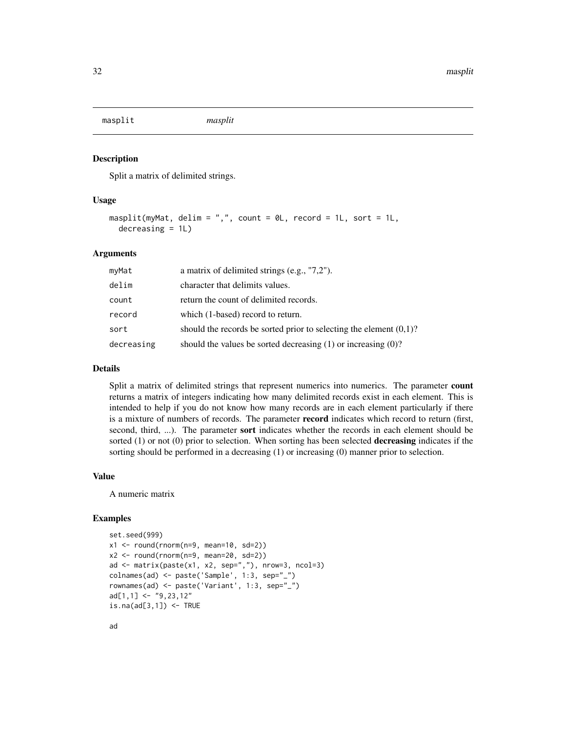# masplit *masplit*

## Description

Split a matrix of delimited strings.

## Usage

```
masplit(myMat, delim = ",", count = 0L, record = 1L, sort = 1L,
  decreasing = 1L)
```

## Arguments

| | |
|---|---|
| myMat | a matrix of delimited strings (e.g., "7,2"). |
| delim | character that delimits values. |
| count | return the count of delimited records. |
| record | which (1-based) record to return. |
| sort | should the records be sorted prior to selecting the element (0,1)? |
| decreasing | should the values be sorted decreasing (1) or increasing (0)? |

## Details

Split a matrix of delimited strings that represent numerics into numerics. The parameter **count** returns a matrix of integers indicating how many delimited records exist in each element. This is intended to help if you do not know how many records are in each element particularly if there is a mixture of numbers of records. The parameter **record** indicates which record to return (first, second, third, ...). The parameter **sort** indicates whether the records in each element should be sorted (1) or not (0) prior to selection. When sorting has been selected **decreasing** indicates if the sorting should be performed in a decreasing (1) or increasing (0) manner prior to selection.

## Value

A numeric matrix

## Examples

```
set.seed(999)
x1 <- round(rnorm(n=9, mean=10, sd=2))
x2 <- round(rnorm(n=9, mean=20, sd=2))
ad <- matrix(paste(x1, x2, sep=","), nrow=3, ncol=3)
colnames(ad) <- paste('Sample', 1:3, sep="_")
rownames(ad) <- paste('Variant', 1:3, sep="_")
ad[1,1] <- "9,23,12"
is.na(ad[3,1]) <- TRUE

ad
```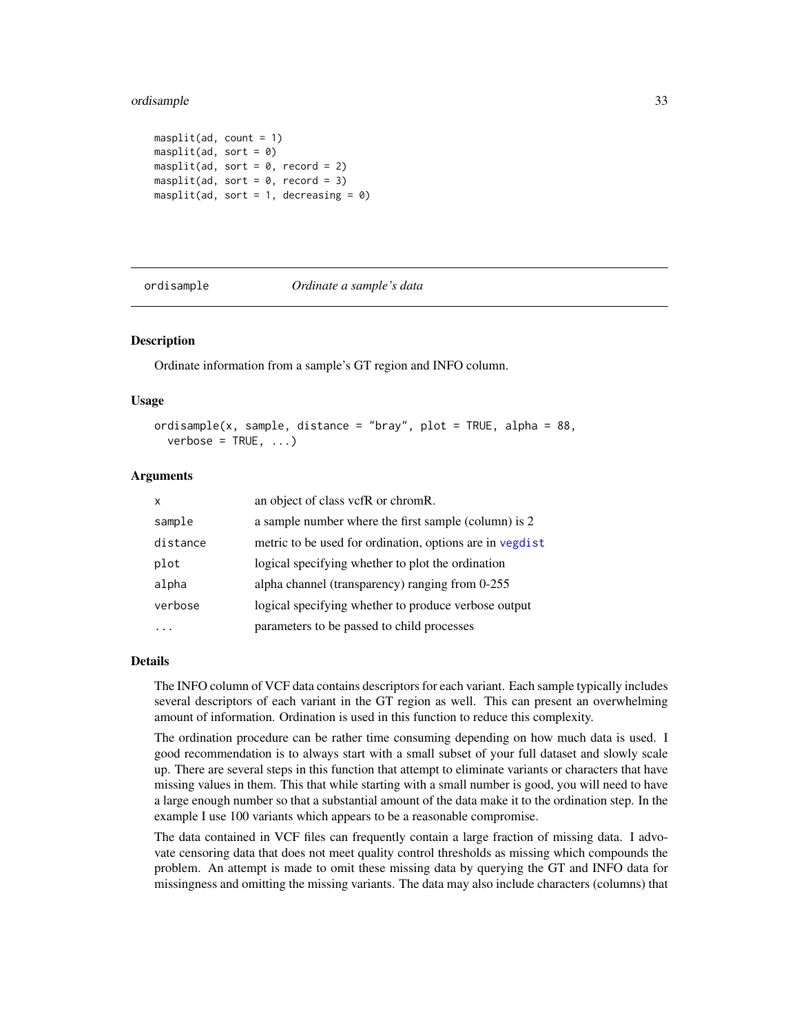```
masplit(ad, count = 1)
masplit(ad, sort = 0)
masplit(ad, sort = 0, record = 2)
masplit(ad, sort = 0, record = 3)
masplit(ad, sort = 1, decreasing = 0)
```

## ordisample — *Ordinate a sample's data*

### Description

Ordinate information from a sample's GT region and INFO column.

### Usage

```
ordisample(x, sample, distance = "bray", plot = TRUE, alpha = 88,
  verbose = TRUE, ...)
```

### Arguments

| | |
|---|---|
| `x` | an object of class vcfR or chromR. |
| `sample` | a sample number where the first sample (column) is 2 |
| `distance` | metric to be used for ordination, options are in `vegdist` |
| `plot` | logical specifying whether to plot the ordination |
| `alpha` | alpha channel (transparency) ranging from 0-255 |
| `verbose` | logical specifying whether to produce verbose output |
| `...` | parameters to be passed to child processes |

### Details

The INFO column of VCF data contains descriptors for each variant. Each sample typically includes several descriptors of each variant in the GT region as well. This can present an overwhelming amount of information. Ordination is used in this function to reduce this complexity.

The ordination procedure can be rather time consuming depending on how much data is used. I good recommendation is to always start with a small subset of your full dataset and slowly scale up. There are several steps in this function that attempt to eliminate variants or characters that have missing values in them. This that while starting with a small number is good, you will need to have a large enough number so that a substantial amount of the data make it to the ordination step. In the example I use 100 variants which appears to be a reasonable compromise.

The data contained in VCF files can frequently contain a large fraction of missing data. I advocate censoring data that does not meet quality control thresholds as missing which compounds the problem. An attempt is made to omit these missing data by querying the GT and INFO data for missingness and omitting the missing variants. The data may also include characters (columns) that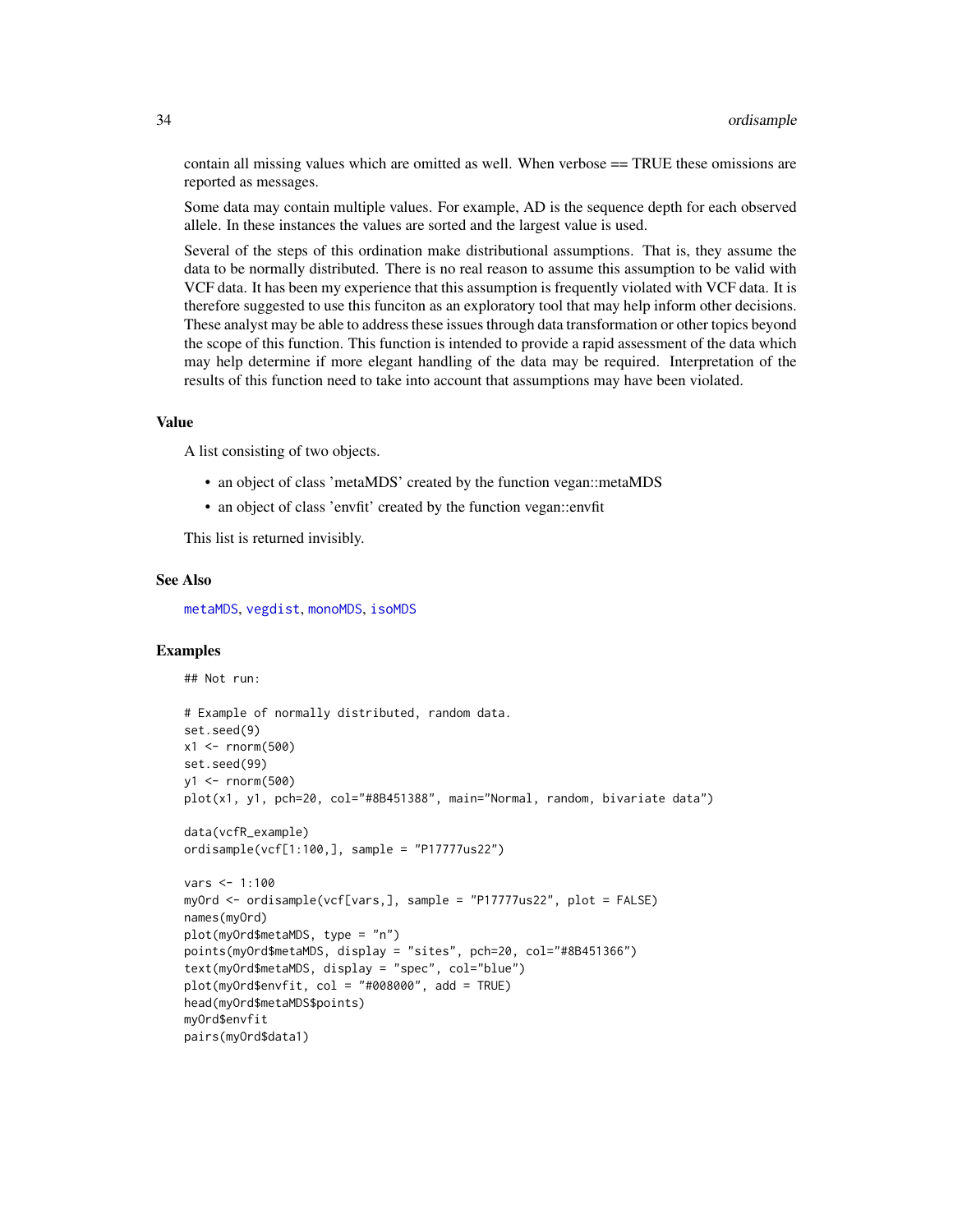contain all missing values which are omitted as well. When verbose == TRUE these omissions are reported as messages.

Some data may contain multiple values. For example, AD is the sequence depth for each observed allele. In these instances the values are sorted and the largest value is used.

Several of the steps of this ordination make distributional assumptions. That is, they assume the data to be normally distributed. There is no real reason to assume this assumption to be valid with VCF data. It has been my experience that this assumption is frequently violated with VCF data. It is therefore suggested to use this funciton as an exploratory tool that may help inform other decisions. These analyst may be able to address these issues through data transformation or other topics beyond the scope of this function. This function is intended to provide a rapid assessment of the data which may help determine if more elegant handling of the data may be required. Interpretation of the results of this function need to take into account that assumptions may have been violated.

## Value

A list consisting of two objects.

- an object of class 'metaMDS' created by the function vegan::metaMDS
- an object of class 'envfit' created by the function vegan::envfit

This list is returned invisibly.

## See Also

metaMDS, vegdist, monoMDS, isoMDS

## Examples

```
## Not run:

# Example of normally distributed, random data.
set.seed(9)
x1 <- rnorm(500)
set.seed(99)
y1 <- rnorm(500)
plot(x1, y1, pch=20, col="#8B451388", main="Normal, random, bivariate data")

data(vcfR_example)
ordisample(vcf[1:100,], sample = "P17777us22")

vars <- 1:100
myOrd <- ordisample(vcf[vars,], sample = "P17777us22", plot = FALSE)
names(myOrd)
plot(myOrd$metaMDS, type = "n")
points(myOrd$metaMDS, display = "sites", pch=20, col="#8B451366")
text(myOrd$metaMDS, display = "spec", col="blue")
plot(myOrd$envfit, col = "#008000", add = TRUE)
head(myOrd$metaMDS$points)
myOrd$envfit
pairs(myOrd$data1)
```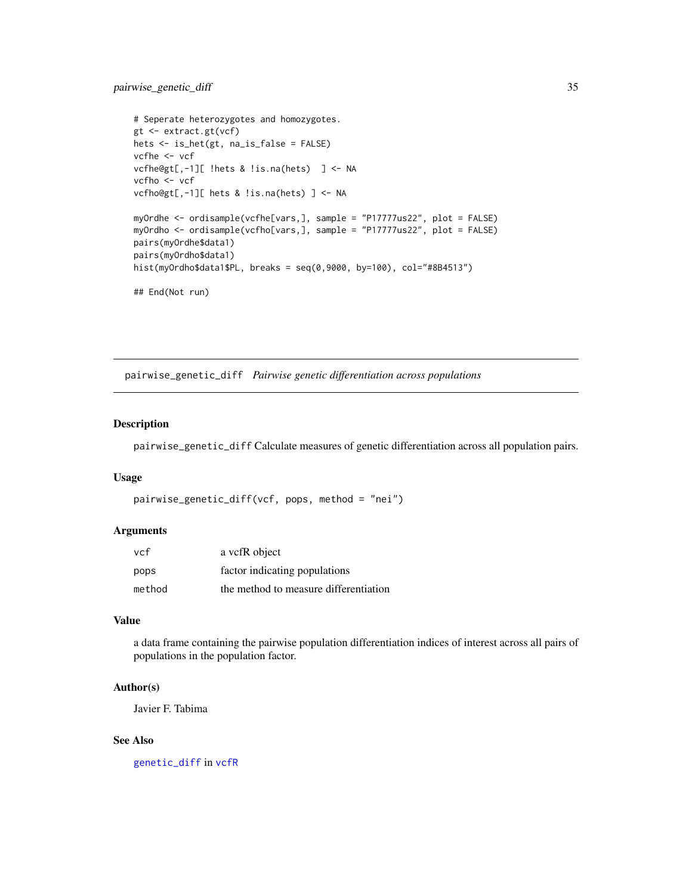```
# Seperate heterozygotes and homozygotes.
gt <- extract.gt(vcf)
hets <- is_het(gt, na_is_false = FALSE)
vcfhe <- vcf
vcfhe@gt[,-1][ !hets & !is.na(hets)  ] <- NA
vcfho <- vcf
vcfho@gt[,-1][ hets & !is.na(hets) ] <- NA

myOrdhe <- ordisample(vcfhe[vars,], sample = "P17777us22", plot = FALSE)
myOrdho <- ordisample(vcfho[vars,], sample = "P17777us22", plot = FALSE)
pairs(myOrdhe$data1)
pairs(myOrdho$data1)
hist(myOrdho$data1$PL, breaks = seq(0,9000, by=100), col="#8B4513")

## End(Not run)
```

## pairwise_genetic_diff *Pairwise genetic differentiation across populations*

### Description

`pairwise_genetic_diff` Calculate measures of genetic differentiation across all population pairs.

### Usage

```
pairwise_genetic_diff(vcf, pops, method = "nei")
```

### Arguments

| | |
|---|---|
| `vcf` | a vcfR object |
| `pops` | factor indicating populations |
| `method` | the method to measure differentiation |

### Value

a data frame containing the pairwise population differentiation indices of interest across all pairs of populations in the population factor.

### Author(s)

Javier F. Tabima

### See Also

`genetic_diff` in `vcfR`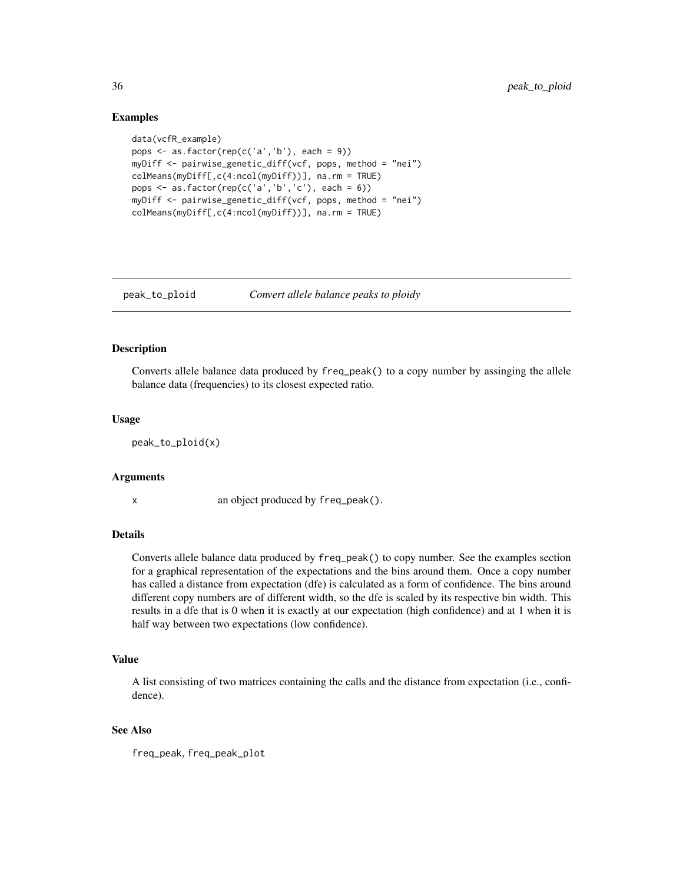## Examples

```
data(vcfR_example)
pops <- as.factor(rep(c('a','b'), each = 9))
myDiff <- pairwise_genetic_diff(vcf, pops, method = "nei")
colMeans(myDiff[,c(4:ncol(myDiff))], na.rm = TRUE)
pops <- as.factor(rep(c('a','b','c'), each = 6))
myDiff <- pairwise_genetic_diff(vcf, pops, method = "nei")
colMeans(myDiff[,c(4:ncol(myDiff))], na.rm = TRUE)
```

---

# peak_to_ploid *Convert allele balance peaks to ploidy*

---

## Description

Converts allele balance data produced by `freq_peak()` to a copy number by assinging the allele balance data (frequencies) to its closest expected ratio.

## Usage

```
peak_to_ploid(x)
```

## Arguments

| | |
|---|---|
| x | an object produced by `freq_peak()`. |

## Details

Converts allele balance data produced by `freq_peak()` to copy number. See the examples section for a graphical representation of the expectations and the bins around them. Once a copy number has called a distance from expectation (dfe) is calculated as a form of confidence. The bins around different copy numbers are of different width, so the dfe is scaled by its respective bin width. This results in a dfe that is 0 when it is exactly at our expectation (high confidence) and at 1 when it is half way between two expectations (low confidence).

## Value

A list consisting of two matrices containing the calls and the distance from expectation (i.e., confidence).

## See Also

`freq_peak`, `freq_peak_plot`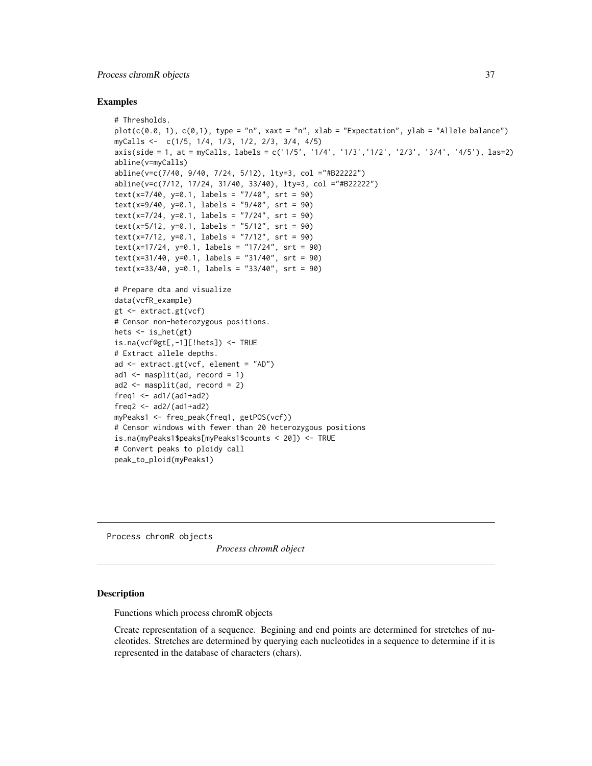## Examples

```
# Thresholds.
plot(c(0.0, 1), c(0,1), type = "n", xaxt = "n", xlab = "Expectation", ylab = "Allele balance")
myCalls <-  c(1/5, 1/4, 1/3, 1/2, 2/3, 3/4, 4/5)
axis(side = 1, at = myCalls, labels = c('1/5', '1/4', '1/3','1/2', '2/3', '3/4', '4/5'), las=2)
abline(v=myCalls)
abline(v=c(7/40, 9/40, 7/24, 5/12), lty=3, col ="#B22222")
abline(v=c(7/12, 17/24, 31/40, 33/40), lty=3, col ="#B22222")
text(x=7/40, y=0.1, labels = "7/40", srt = 90)
text(x=9/40, y=0.1, labels = "9/40", srt = 90)
text(x=7/24, y=0.1, labels = "7/24", srt = 90)
text(x=5/12, y=0.1, labels = "5/12", srt = 90)
text(x=7/12, y=0.1, labels = "7/12", srt = 90)
text(x=17/24, y=0.1, labels = "17/24", srt = 90)
text(x=31/40, y=0.1, labels = "31/40", srt = 90)
text(x=33/40, y=0.1, labels = "33/40", srt = 90)

# Prepare dta and visualize
data(vcfR_example)
gt <- extract.gt(vcf)
# Censor non-heterozygous positions.
hets <- is_het(gt)
is.na(vcf@gt[,-1][!hets]) <- TRUE
# Extract allele depths.
ad <- extract.gt(vcf, element = "AD")
ad1 <- masplit(ad, record = 1)
ad2 <- masplit(ad, record = 2)
freq1 <- ad1/(ad1+ad2)
freq2 <- ad2/(ad1+ad2)
myPeaks1 <- freq_peak(freq1, getPOS(vcf))
# Censor windows with fewer than 20 heterozygous positions
is.na(myPeaks1$peaks[myPeaks1$counts < 20]) <- TRUE
# Convert peaks to ploidy call
peak_to_ploid(myPeaks1)
```

---

Process chromR objects    *Process chromR object*

---

## Description

Functions which process chromR objects

Create representation of a sequence. Begining and end points are determined for stretches of nucleotides. Stretches are determined by querying each nucleotides in a sequence to determine if it is represented in the database of characters (chars).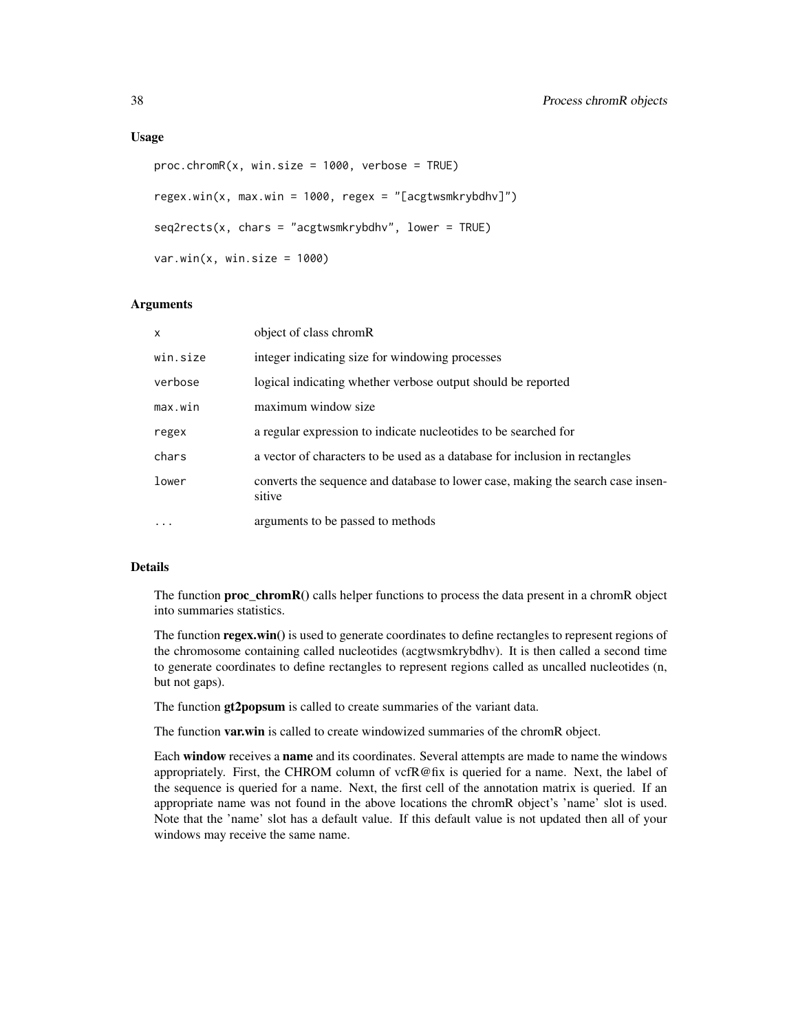## Usage

```
proc.chromR(x, win.size = 1000, verbose = TRUE)

regex.win(x, max.win = 1000, regex = "[acgtwsmkrybdhv]")

seq2rects(x, chars = "acgtwsmkrybdhv", lower = TRUE)

var.win(x, win.size = 1000)
```

## Arguments

| | |
|---|---|
| x | object of class chromR |
| win.size | integer indicating size for windowing processes |
| verbose | logical indicating whether verbose output should be reported |
| max.win | maximum window size |
| regex | a regular expression to indicate nucleotides to be searched for |
| chars | a vector of characters to be used as a database for inclusion in rectangles |
| lower | converts the sequence and database to lower case, making the search case insensitive |
| ... | arguments to be passed to methods |

## Details

The function **proc_chromR()** calls helper functions to process the data present in a chromR object into summaries statistics.

The function **regex.win()** is used to generate coordinates to define rectangles to represent regions of the chromosome containing called nucleotides (acgtwsmkrybdhv). It is then called a second time to generate coordinates to define rectangles to represent regions called as uncalled nucleotides (n, but not gaps).

The function **gt2popsum** is called to create summaries of the variant data.

The function **var.win** is called to create windowized summaries of the chromR object.

Each **window** receives a **name** and its coordinates. Several attempts are made to name the windows appropriately. First, the CHROM column of vcfR@fix is queried for a name. Next, the label of the sequence is queried for a name. Next, the first cell of the annotation matrix is queried. If an appropriate name was not found in the above locations the chromR object's 'name' slot is used. Note that the 'name' slot has a default value. If this default value is not updated then all of your windows may receive the same name.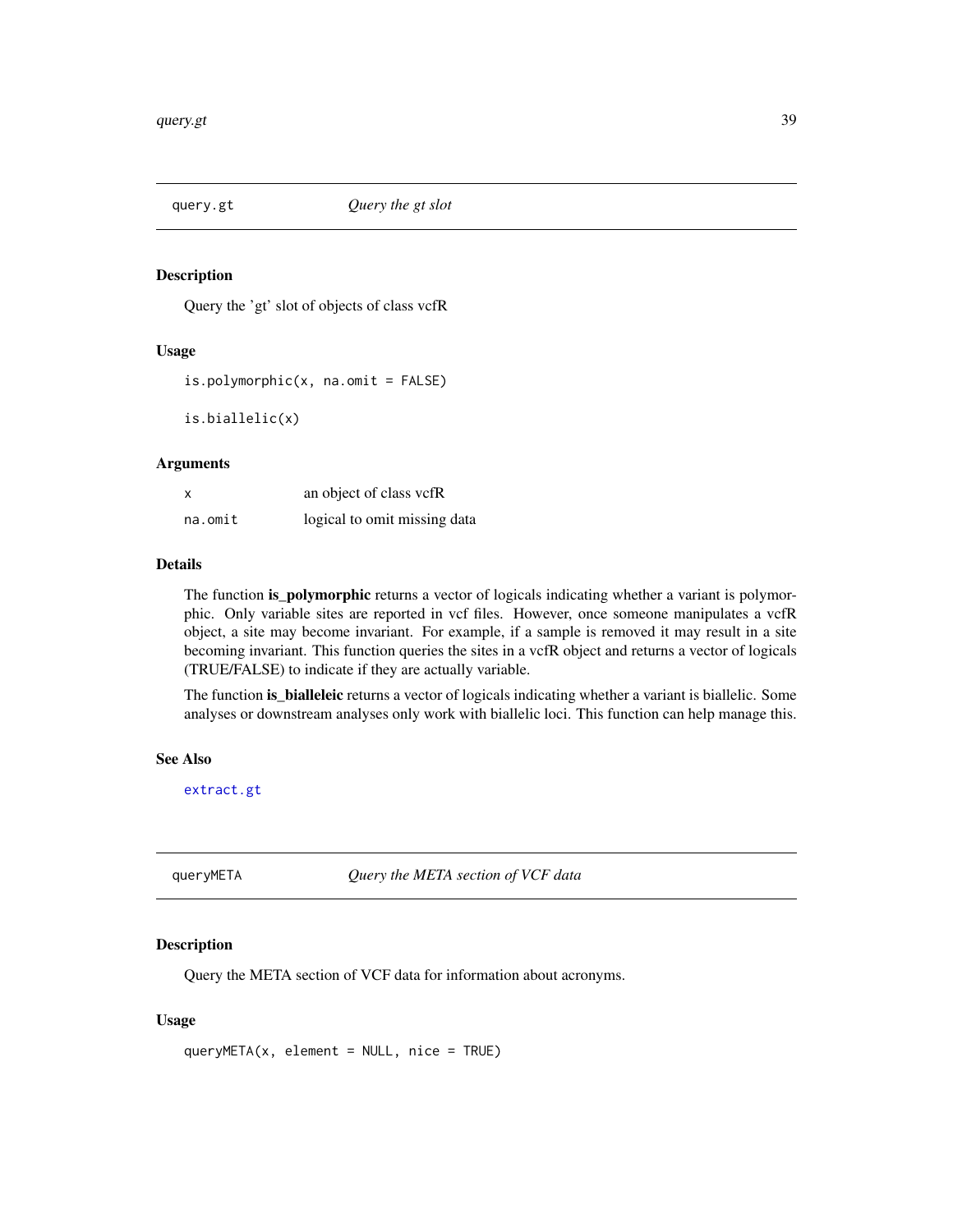## query.gt — *Query the gt slot*

### Description

Query the 'gt' slot of objects of class vcfR

### Usage

```
is.polymorphic(x, na.omit = FALSE)

is.biallelic(x)
```

### Arguments

| | |
|---|---|
| x | an object of class vcfR |
| na.omit | logical to omit missing data |

### Details

The function **is_polymorphic** returns a vector of logicals indicating whether a variant is polymorphic. Only variable sites are reported in vcf files. However, once someone manipulates a vcfR object, a site may become invariant. For example, if a sample is removed it may result in a site becoming invariant. This function queries the sites in a vcfR object and returns a vector of logicals (TRUE/FALSE) to indicate if they are actually variable.

The function **is_bialleleic** returns a vector of logicals indicating whether a variant is biallelic. Some analyses or downstream analyses only work with biallelic loci. This function can help manage this.

### See Also

extract.gt

## queryMETA — *Query the META section of VCF data*

### Description

Query the META section of VCF data for information about acronyms.

### Usage

```
queryMETA(x, element = NULL, nice = TRUE)
```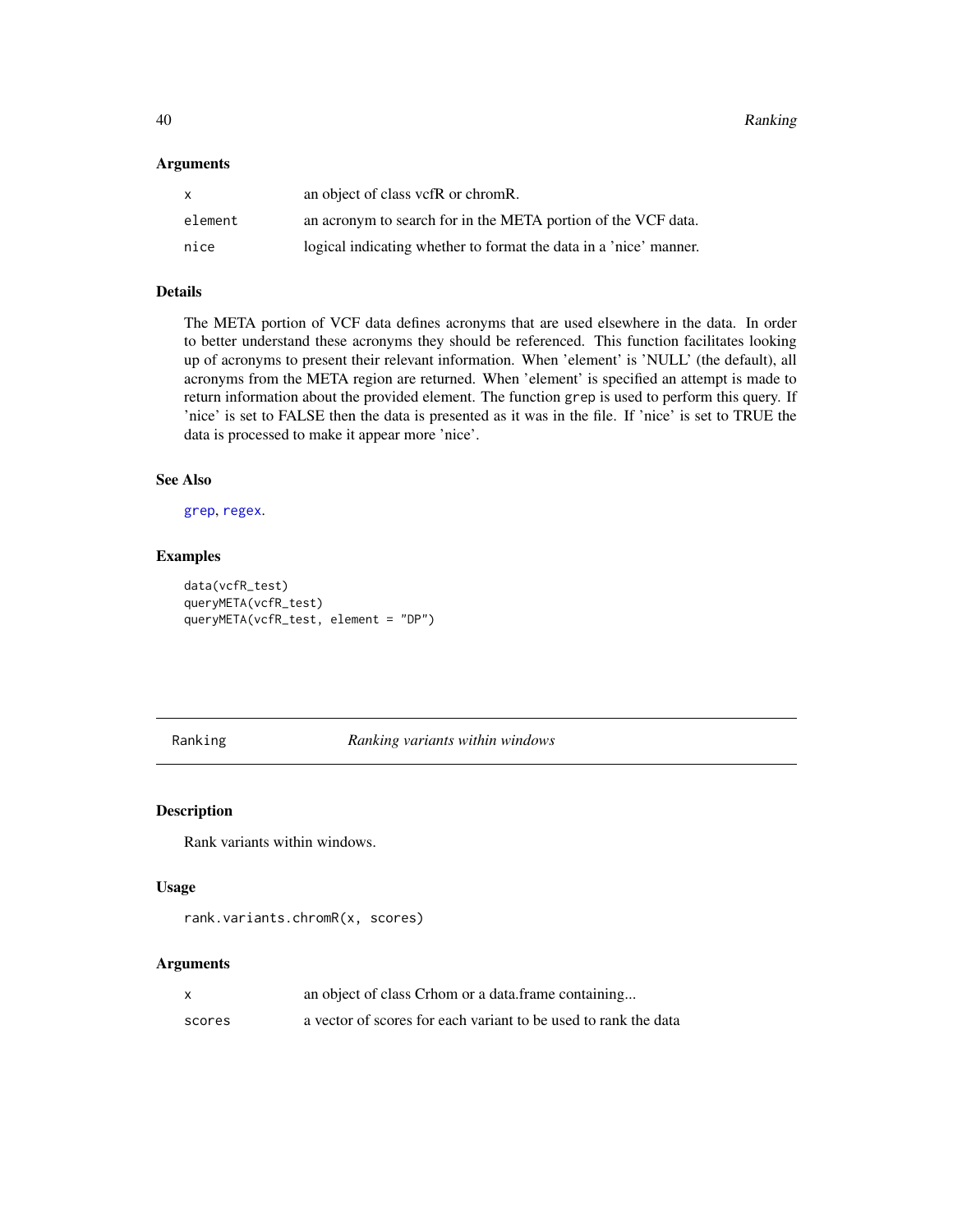### Arguments

| | |
|---|---|
| x | an object of class vcfR or chromR. |
| element | an acronym to search for in the META portion of the VCF data. |
| nice | logical indicating whether to format the data in a 'nice' manner. |

### Details

The META portion of VCF data defines acronyms that are used elsewhere in the data. In order to better understand these acronyms they should be referenced. This function facilitates looking up of acronyms to present their relevant information. When 'element' is 'NULL' (the default), all acronyms from the META region are returned. When 'element' is specified an attempt is made to return information about the provided element. The function `grep` is used to perform this query. If 'nice' is set to FALSE then the data is presented as it was in the file. If 'nice' is set to TRUE the data is processed to make it appear more 'nice'.

### See Also

`grep`, `regex`.

### Examples

```
data(vcfR_test)
queryMETA(vcfR_test)
queryMETA(vcfR_test, element = "DP")
```

---

## Ranking — *Ranking variants within windows*

---

### Description

Rank variants within windows.

### Usage

```
rank.variants.chromR(x, scores)
```

### Arguments

| | |
|---|---|
| x | an object of class Crhom or a data.frame containing... |
| scores | a vector of scores for each variant to be used to rank the data |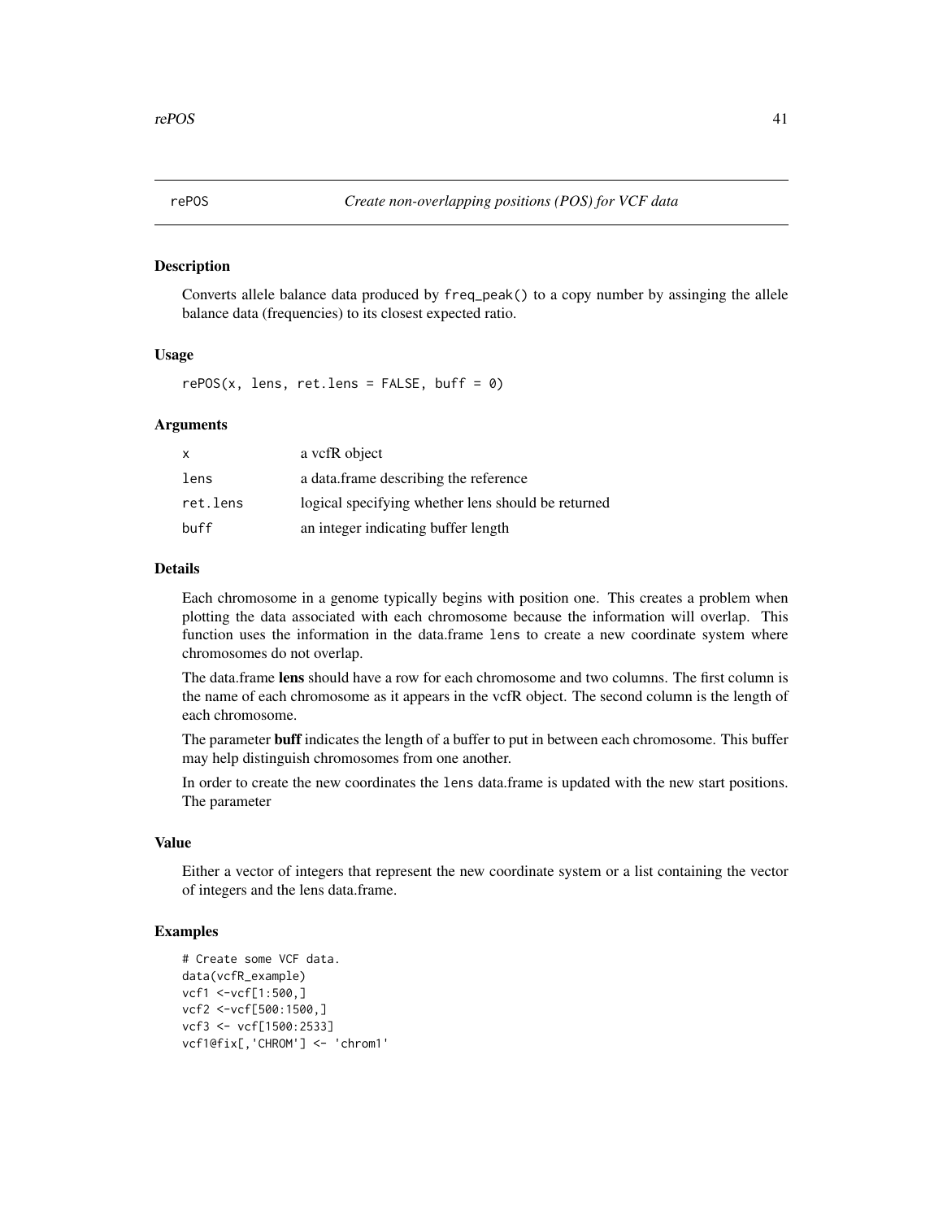# rePOS — *Create non-overlapping positions (POS) for VCF data*

## Description

Converts allele balance data produced by `freq_peak()` to a copy number by assinging the allele balance data (frequencies) to its closest expected ratio.

## Usage

```
rePOS(x, lens, ret.lens = FALSE, buff = 0)
```

## Arguments

| | |
|---|---|
| `x` | a vcfR object |
| `lens` | a data.frame describing the reference |
| `ret.lens` | logical specifying whether lens should be returned |
| `buff` | an integer indicating buffer length |

## Details

Each chromosome in a genome typically begins with position one. This creates a problem when plotting the data associated with each chromosome because the information will overlap. This function uses the information in the data.frame `lens` to create a new coordinate system where chromosomes do not overlap.

The data.frame **lens** should have a row for each chromosome and two columns. The first column is the name of each chromosome as it appears in the vcfR object. The second column is the length of each chromosome.

The parameter **buff** indicates the length of a buffer to put in between each chromosome. This buffer may help distinguish chromosomes from one another.

In order to create the new coordinates the `lens` data.frame is updated with the new start positions. The parameter

## Value

Either a vector of integers that represent the new coordinate system or a list containing the vector of integers and the lens data.frame.

## Examples

```
# Create some VCF data.
data(vcfR_example)
vcf1 <-vcf[1:500,]
vcf2 <-vcf[500:1500,]
vcf3 <- vcf[1500:2533]
vcf1@fix[,'CHROM'] <- 'chrom1'
```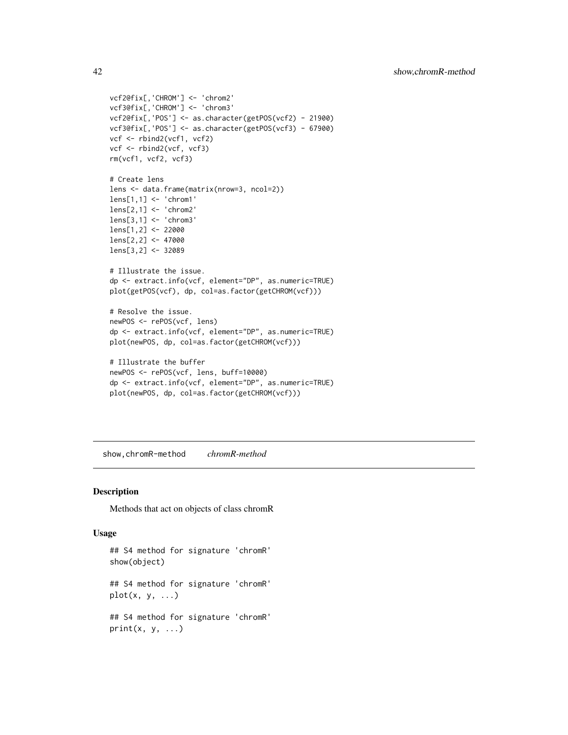```
vcf2@fix[,'CHROM'] <- 'chrom2'
vcf3@fix[,'CHROM'] <- 'chrom3'
vcf2@fix[,'POS'] <- as.character(getPOS(vcf2) - 21900)
vcf3@fix[,'POS'] <- as.character(getPOS(vcf3) - 67900)
vcf <- rbind2(vcf1, vcf2)
vcf <- rbind2(vcf, vcf3)
rm(vcf1, vcf2, vcf3)

# Create lens
lens <- data.frame(matrix(nrow=3, ncol=2))
lens[1,1] <- 'chrom1'
lens[2,1] <- 'chrom2'
lens[3,1] <- 'chrom3'
lens[1,2] <- 22000
lens[2,2] <- 47000
lens[3,2] <- 32089

# Illustrate the issue.
dp <- extract.info(vcf, element="DP", as.numeric=TRUE)
plot(getPOS(vcf), dp, col=as.factor(getCHROM(vcf)))

# Resolve the issue.
newPOS <- rePOS(vcf, lens)
dp <- extract.info(vcf, element="DP", as.numeric=TRUE)
plot(newPOS, dp, col=as.factor(getCHROM(vcf)))

# Illustrate the buffer
newPOS <- rePOS(vcf, lens, buff=10000)
dp <- extract.info(vcf, element="DP", as.numeric=TRUE)
plot(newPOS, dp, col=as.factor(getCHROM(vcf)))
```

## show,chromR-method *chromR-method*

### Description

Methods that act on objects of class chromR

### Usage

```
## S4 method for signature 'chromR'
show(object)

## S4 method for signature 'chromR'
plot(x, y, ...)

## S4 method for signature 'chromR'
print(x, y, ...)
```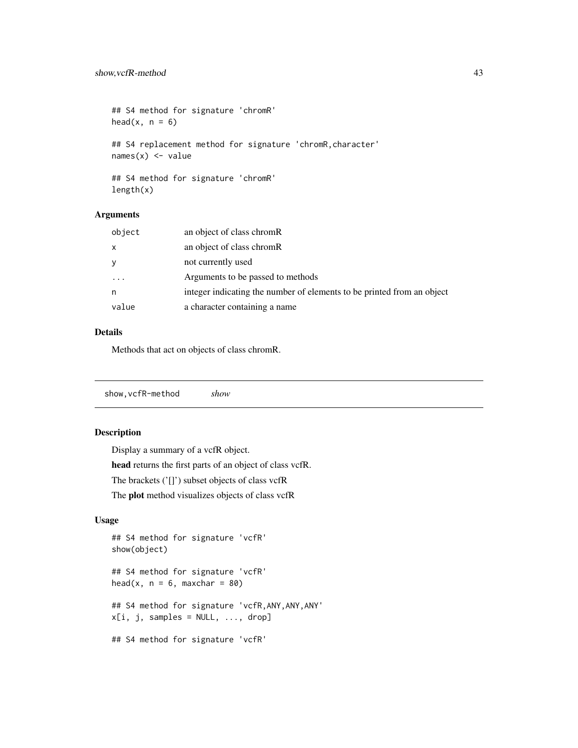```
## S4 method for signature 'chromR'
head(x, n = 6)

## S4 replacement method for signature 'chromR,character'
names(x) <- value

## S4 method for signature 'chromR'
length(x)
```

### Arguments

| | |
|---|---|
| object | an object of class chromR |
| x | an object of class chromR |
| y | not currently used |
| ... | Arguments to be passed to methods |
| n | integer indicating the number of elements to be printed from an object |
| value | a character containing a name |

### Details

Methods that act on objects of class chromR.

---

## show,vcfR-method *show*

---

### Description

Display a summary of a vcfR object.

**head** returns the first parts of an object of class vcfR.

The brackets ('[]') subset objects of class vcfR

The **plot** method visualizes objects of class vcfR

### Usage

```
## S4 method for signature 'vcfR'
show(object)

## S4 method for signature 'vcfR'
head(x, n = 6, maxchar = 80)

## S4 method for signature 'vcfR,ANY,ANY,ANY'
x[i, j, samples = NULL, ..., drop]

## S4 method for signature 'vcfR'
```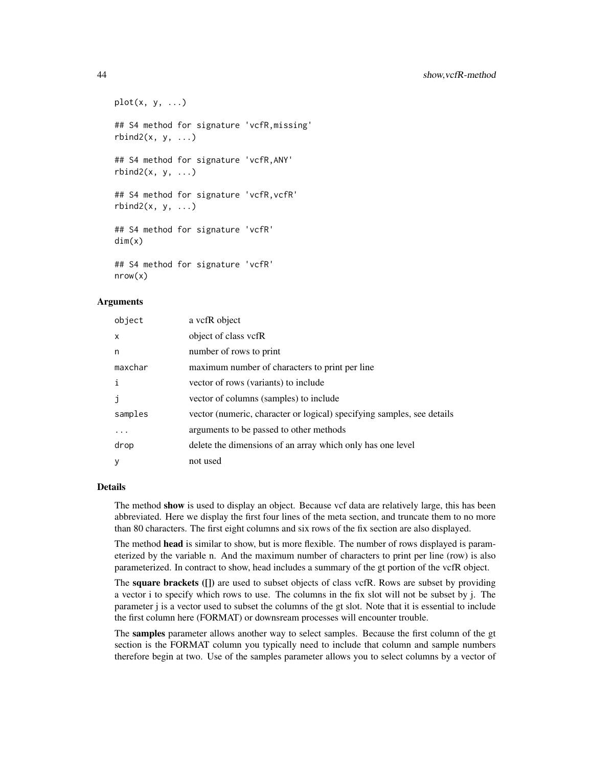```
plot(x, y, ...)

## S4 method for signature 'vcfR,missing'
rbind2(x, y, ...)

## S4 method for signature 'vcfR,ANY'
rbind2(x, y, ...)

## S4 method for signature 'vcfR,vcfR'
rbind2(x, y, ...)

## S4 method for signature 'vcfR'
dim(x)

## S4 method for signature 'vcfR'
nrow(x)
```

### Arguments

| | |
|---|---|
| object | a vcfR object |
| x | object of class vcfR |
| n | number of rows to print |
| maxchar | maximum number of characters to print per line |
| i | vector of rows (variants) to include |
| j | vector of columns (samples) to include |
| samples | vector (numeric, character or logical) specifying samples, see details |
| ... | arguments to be passed to other methods |
| drop | delete the dimensions of an array which only has one level |
| y | not used |

### Details

The method **show** is used to display an object. Because vcf data are relatively large, this has been abbreviated. Here we display the first four lines of the meta section, and truncate them to no more than 80 characters. The first eight columns and six rows of the fix section are also displayed.

The method **head** is similar to show, but is more flexible. The number of rows displayed is parameterized by the variable n. And the maximum number of characters to print per line (row) is also parameterized. In contract to show, head includes a summary of the gt portion of the vcfR object.

The **square brackets ([])** are used to subset objects of class vcfR. Rows are subset by providing a vector i to specify which rows to use. The columns in the fix slot will not be subset by j. The parameter j is a vector used to subset the columns of the gt slot. Note that it is essential to include the first column here (FORMAT) or downsream processes will encounter trouble.

The **samples** parameter allows another way to select samples. Because the first column of the gt section is the FORMAT column you typically need to include that column and sample numbers therefore begin at two. Use of the samples parameter allows you to select columns by a vector of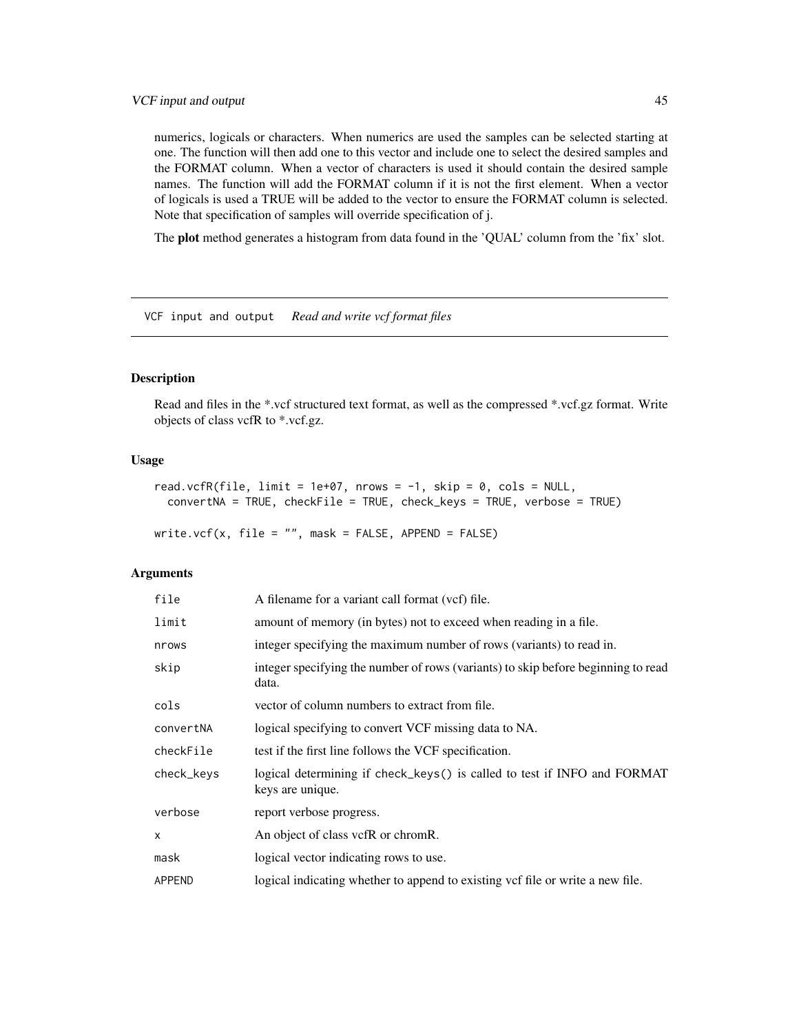numerics, logicals or characters. When numerics are used the samples can be selected starting at one. The function will then add one to this vector and include one to select the desired samples and the FORMAT column. When a vector of characters is used it should contain the desired sample names. The function will add the FORMAT column if it is not the first element. When a vector of logicals is used a TRUE will be added to the vector to ensure the FORMAT column is selected. Note that specification of samples will override specification of j.

The **plot** method generates a histogram from data found in the 'QUAL' column from the 'fix' slot.

---

`VCF input and output` *Read and write vcf format files*

---

### Description

Read and files in the *.vcf structured text format, as well as the compressed *.vcf.gz format. Write objects of class vcfR to *.vcf.gz.

### Usage

```
read.vcfR(file, limit = 1e+07, nrows = -1, skip = 0, cols = NULL,
  convertNA = TRUE, checkFile = TRUE, check_keys = TRUE, verbose = TRUE)

write.vcf(x, file = "", mask = FALSE, APPEND = FALSE)
```

### Arguments

| | |
|---|---|
| `file` | A filename for a variant call format (vcf) file. |
| `limit` | amount of memory (in bytes) not to exceed when reading in a file. |
| `nrows` | integer specifying the maximum number of rows (variants) to read in. |
| `skip` | integer specifying the number of rows (variants) to skip before beginning to read data. |
| `cols` | vector of column numbers to extract from file. |
| `convertNA` | logical specifying to convert VCF missing data to NA. |
| `checkFile` | test if the first line follows the VCF specification. |
| `check_keys` | logical determining if `check_keys()` is called to test if INFO and FORMAT keys are unique. |
| `verbose` | report verbose progress. |
| `x` | An object of class vcfR or chromR. |
| `mask` | logical vector indicating rows to use. |
| `APPEND` | logical indicating whether to append to existing vcf file or write a new file. |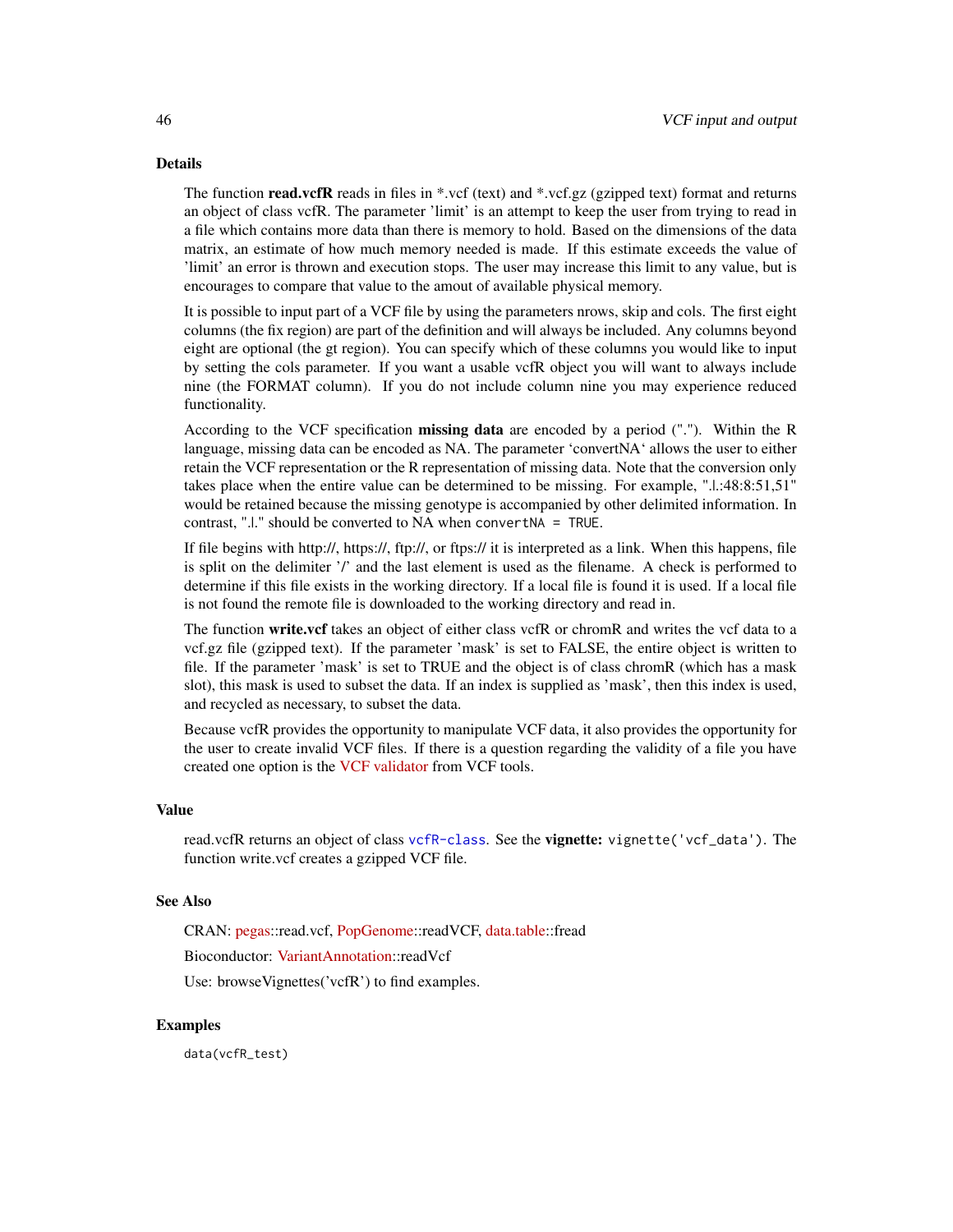### Details

The function **read.vcfR** reads in files in *.vcf (text) and *.vcf.gz (gzipped text) format and returns an object of class vcfR. The parameter 'limit' is an attempt to keep the user from trying to read in a file which contains more data than there is memory to hold. Based on the dimensions of the data matrix, an estimate of how much memory needed is made. If this estimate exceeds the value of 'limit' an error is thrown and execution stops. The user may increase this limit to any value, but is encourages to compare that value to the amout of available physical memory.

It is possible to input part of a VCF file by using the parameters nrows, skip and cols. The first eight columns (the fix region) are part of the definition and will always be included. Any columns beyond eight are optional (the gt region). You can specify which of these columns you would like to input by setting the cols parameter. If you want a usable vcfR object you will want to always include nine (the FORMAT column). If you do not include column nine you may experience reduced functionality.

According to the VCF specification **missing data** are encoded by a period ("."). Within the R language, missing data can be encoded as NA. The parameter `convertNA` allows the user to either retain the VCF representation or the R representation of missing data. Note that the conversion only takes place when the entire value can be determined to be missing. For example, ".|.:48:8:51,51" would be retained because the missing genotype is accompanied by other delimited information. In contrast, ".|." should be converted to NA when `convertNA = TRUE`.

If file begins with http://, https://, ftp://, or ftps:// it is interpreted as a link. When this happens, file is split on the delimiter '/' and the last element is used as the filename. A check is performed to determine if this file exists in the working directory. If a local file is found it is used. If a local file is not found the remote file is downloaded to the working directory and read in.

The function **write.vcf** takes an object of either class vcfR or chromR and writes the vcf data to a vcf.gz file (gzipped text). If the parameter 'mask' is set to FALSE, the entire object is written to file. If the parameter 'mask' is set to TRUE and the object is of class chromR (which has a mask slot), this mask is used to subset the data. If an index is supplied as 'mask', then this index is used, and recycled as necessary, to subset the data.

Because vcfR provides the opportunity to manipulate VCF data, it also provides the opportunity for the user to create invalid VCF files. If there is a question regarding the validity of a file you have created one option is the VCF validator from VCF tools.

### Value

read.vcfR returns an object of class `vcfR-class`. See the **vignette:** `vignette('vcf_data')`. The function write.vcf creates a gzipped VCF file.

### See Also

CRAN: pegas::read.vcf, PopGenome::readVCF, data.table::fread

Bioconductor: VariantAnnotation::readVcf

Use: browseVignettes('vcfR') to find examples.

### Examples

```
data(vcfR_test)
```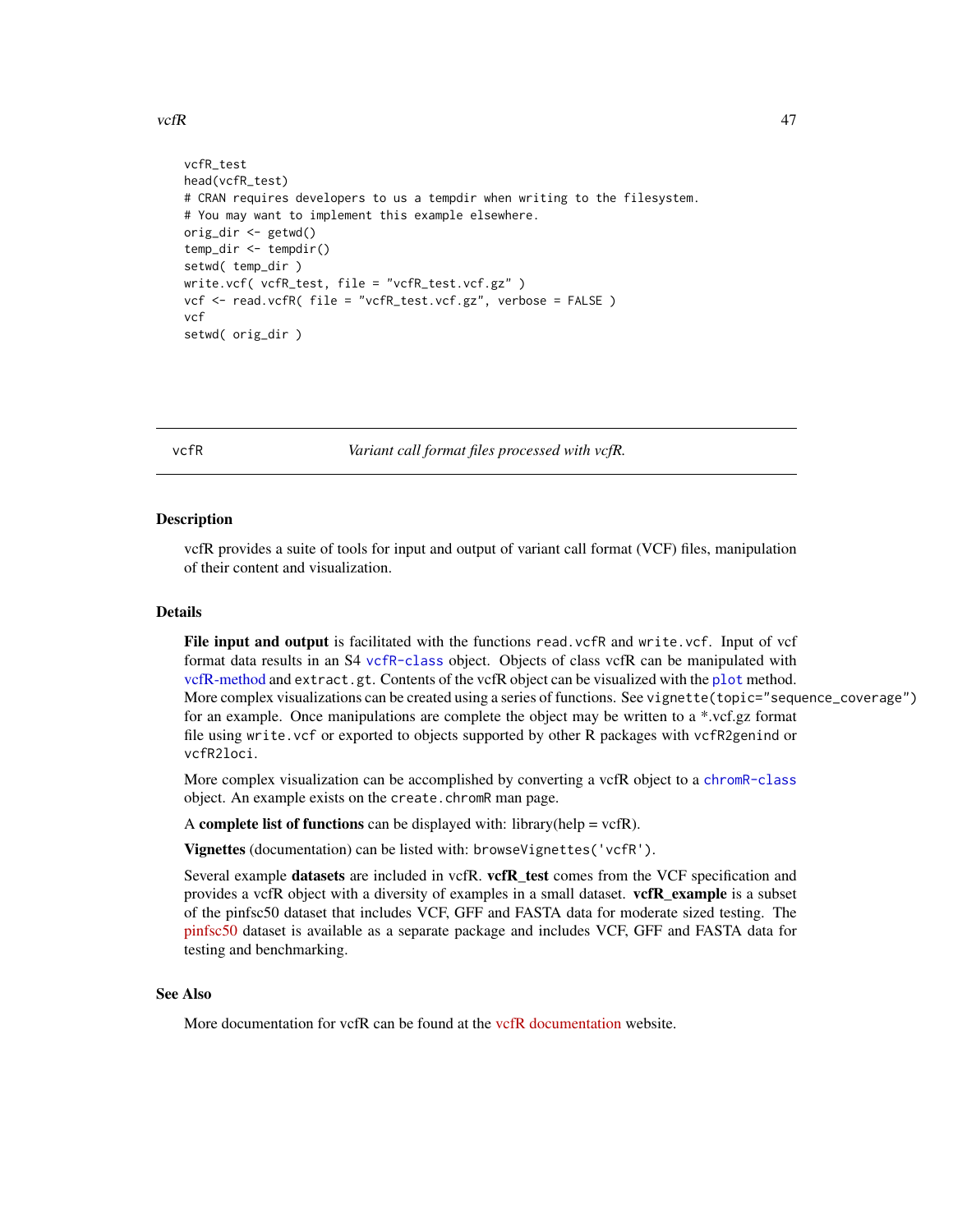```
vcfR_test
head(vcfR_test)
# CRAN requires developers to us a tempdir when writing to the filesystem.
# You may want to implement this example elsewhere.
orig_dir <- getwd()
temp_dir <- tempdir()
setwd( temp_dir )
write.vcf( vcfR_test, file = "vcfR_test.vcf.gz" )
vcf <- read.vcfR( file = "vcfR_test.vcf.gz", verbose = FALSE )
vcf
setwd( orig_dir )
```

---

## vcfR — *Variant call format files processed with vcfR.*

---

### Description

vcfR provides a suite of tools for input and output of variant call format (VCF) files, manipulation of their content and visualization.

### Details

**File input and output** is facilitated with the functions `read.vcfR` and `write.vcf`. Input of vcf format data results in an S4 `vcfR-class` object. Objects of class vcfR can be manipulated with vcfR-method and `extract.gt`. Contents of the vcfR object can be visualized with the `plot` method. More complex visualizations can be created using a series of functions. See `vignette(topic="sequence_coverage")` for an example. Once manipulations are complete the object may be written to a *.vcf.gz format file using `write.vcf` or exported to objects supported by other R packages with `vcfR2genind` or `vcfR2loci`.

More complex visualization can be accomplished by converting a vcfR object to a `chromR-class` object. An example exists on the `create.chromR` man page.

A **complete list of functions** can be displayed with: library(help = vcfR).

**Vignettes** (documentation) can be listed with: `browseVignettes('vcfR')`.

Several example **datasets** are included in vcfR. **vcfR_test** comes from the VCF specification and provides a vcfR object with a diversity of examples in a small dataset. **vcfR_example** is a subset of the pinfsc50 dataset that includes VCF, GFF and FASTA data for moderate sized testing. The pinfsc50 dataset is available as a separate package and includes VCF, GFF and FASTA data for testing and benchmarking.

### See Also

More documentation for vcfR can be found at the vcfR documentation website.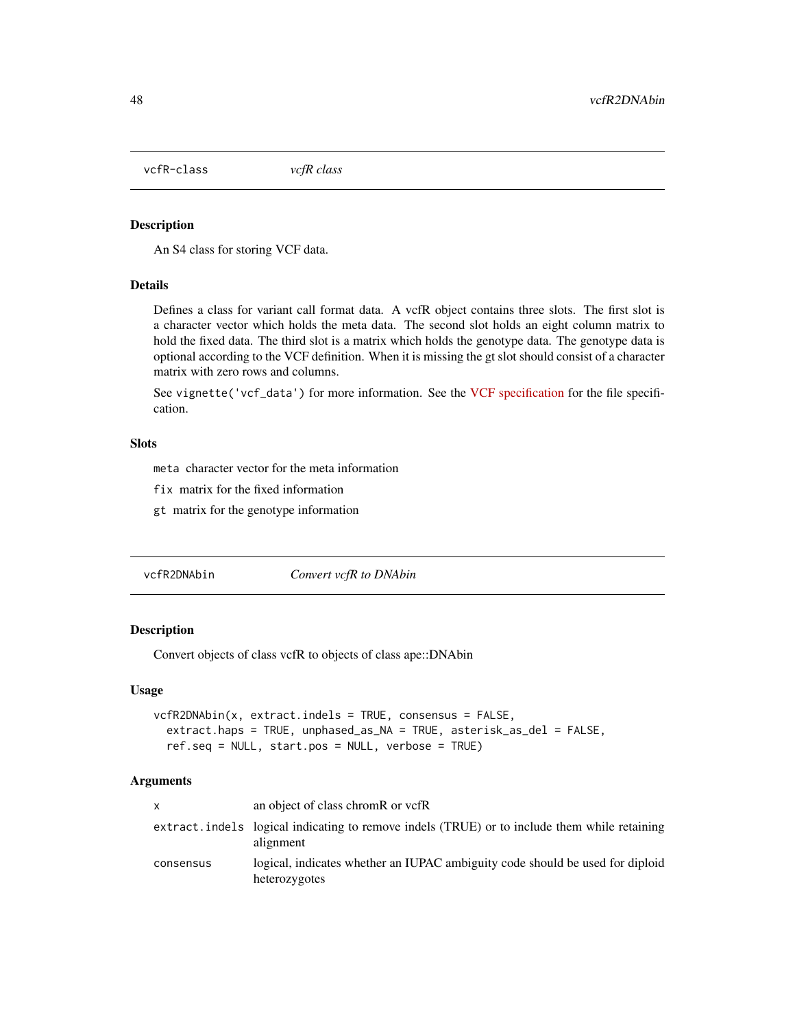## vcfR-class *vcfR class*

### Description

An S4 class for storing VCF data.

### Details

Defines a class for variant call format data. A vcfR object contains three slots. The first slot is a character vector which holds the meta data. The second slot holds an eight column matrix to hold the fixed data. The third slot is a matrix which holds the genotype data. The genotype data is optional according to the VCF definition. When it is missing the gt slot should consist of a character matrix with zero rows and columns.

See `vignette('vcf_data')` for more information. See the VCF specification for the file specification.

### Slots

`meta` character vector for the meta information

`fix` matrix for the fixed information

`gt` matrix for the genotype information

## vcfR2DNAbin *Convert vcfR to DNAbin*

### Description

Convert objects of class vcfR to objects of class ape::DNAbin

### Usage

```
vcfR2DNAbin(x, extract.indels = TRUE, consensus = FALSE,
  extract.haps = TRUE, unphased_as_NA = TRUE, asterisk_as_del = FALSE,
  ref.seq = NULL, start.pos = NULL, verbose = TRUE)
```

### Arguments

| | |
|---|---|
| `x` | an object of class chromR or vcfR |
| `extract.indels` | logical indicating to remove indels (TRUE) or to include them while retaining alignment |
| `consensus` | logical, indicates whether an IUPAC ambiguity code should be used for diploid heterozygotes |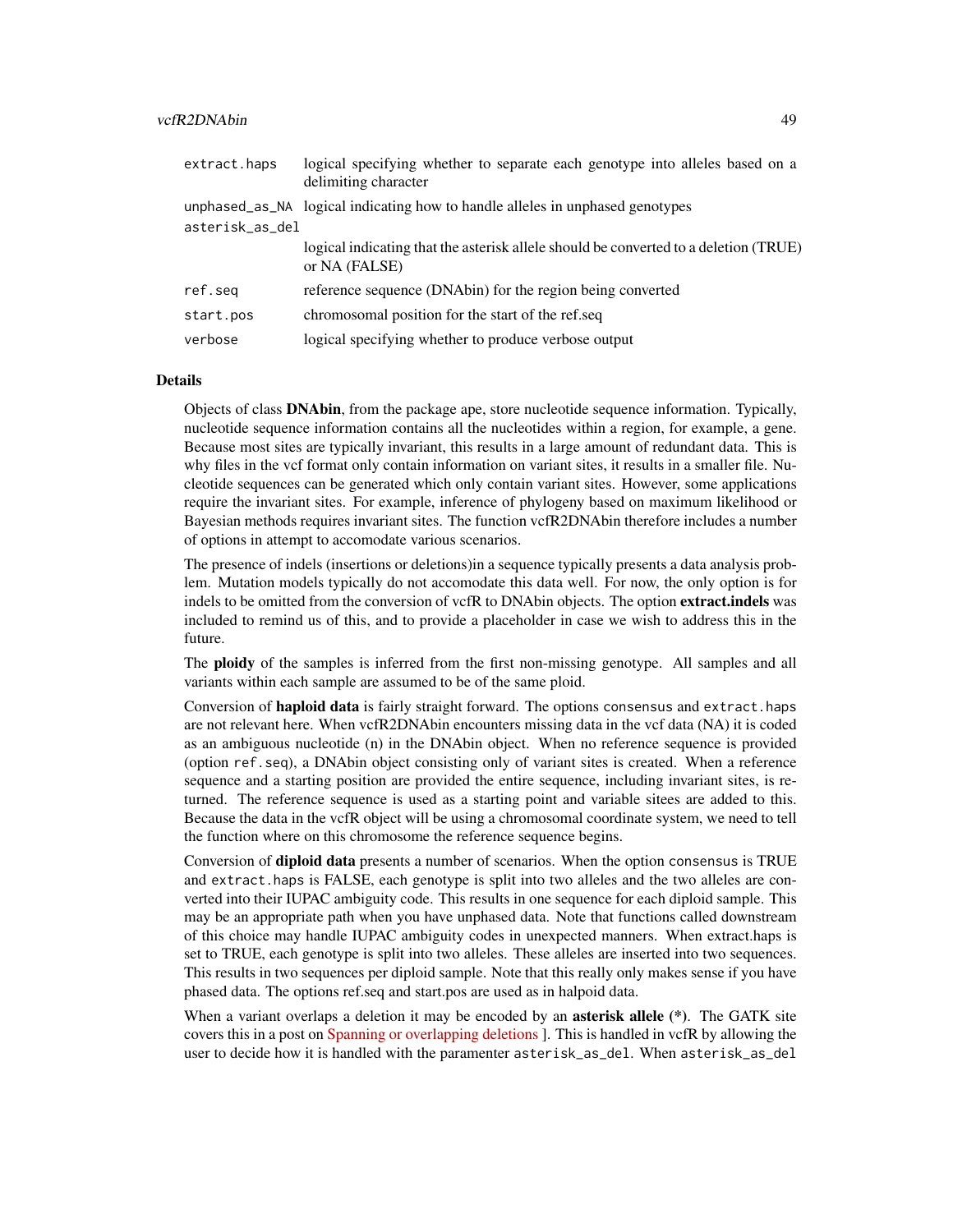| | |
|---|---|
| extract.haps | logical specifying whether to separate each genotype into alleles based on a delimiting character |
| unphased_as_NA | logical indicating how to handle alleles in unphased genotypes |
| asterisk_as_del | logical indicating that the asterisk allele should be converted to a deletion (TRUE) or NA (FALSE) |
| ref.seq | reference sequence (DNAbin) for the region being converted |
| start.pos | chromosomal position for the start of the ref.seq |
| verbose | logical specifying whether to produce verbose output |

## Details

Objects of class **DNAbin**, from the package ape, store nucleotide sequence information. Typically, nucleotide sequence information contains all the nucleotides within a region, for example, a gene. Because most sites are typically invariant, this results in a large amount of redundant data. This is why files in the vcf format only contain information on variant sites, it results in a smaller file. Nucleotide sequences can be generated which only contain variant sites. However, some applications require the invariant sites. For example, inference of phylogeny based on maximum likelihood or Bayesian methods requires invariant sites. The function vcfR2DNAbin therefore includes a number of options in attempt to accomodate various scenarios.

The presence of indels (insertions or deletions)in a sequence typically presents a data analysis problem. Mutation models typically do not accomodate this data well. For now, the only option is for indels to be omitted from the conversion of vcfR to DNAbin objects. The option **extract.indels** was included to remind us of this, and to provide a placeholder in case we wish to address this in the future.

The **ploidy** of the samples is inferred from the first non-missing genotype. All samples and all variants within each sample are assumed to be of the same ploid.

Conversion of **haploid data** is fairly straight forward. The options consensus and extract.haps are not relevant here. When vcfR2DNAbin encounters missing data in the vcf data (NA) it is coded as an ambiguous nucleotide (n) in the DNAbin object. When no reference sequence is provided (option ref.seq), a DNAbin object consisting only of variant sites is created. When a reference sequence and a starting position are provided the entire sequence, including invariant sites, is returned. The reference sequence is used as a starting point and variable sitees are added to this. Because the data in the vcfR object will be using a chromosomal coordinate system, we need to tell the function where on this chromosome the reference sequence begins.

Conversion of **diploid data** presents a number of scenarios. When the option consensus is TRUE and extract.haps is FALSE, each genotype is split into two alleles and the two alleles are converted into their IUPAC ambiguity code. This results in one sequence for each diploid sample. This may be an appropriate path when you have unphased data. Note that functions called downstream of this choice may handle IUPAC ambiguity codes in unexpected manners. When extract.haps is set to TRUE, each genotype is split into two alleles. These alleles are inserted into two sequences. This results in two sequences per diploid sample. Note that this really only makes sense if you have phased data. The options ref.seq and start.pos are used as in halpoid data.

When a variant overlaps a deletion it may be encoded by an **asterisk allele (*)**. The GATK site covers this in a post on Spanning or overlapping deletions ]. This is handled in vcfR by allowing the user to decide how it is handled with the paramenter asterisk_as_del. When asterisk_as_del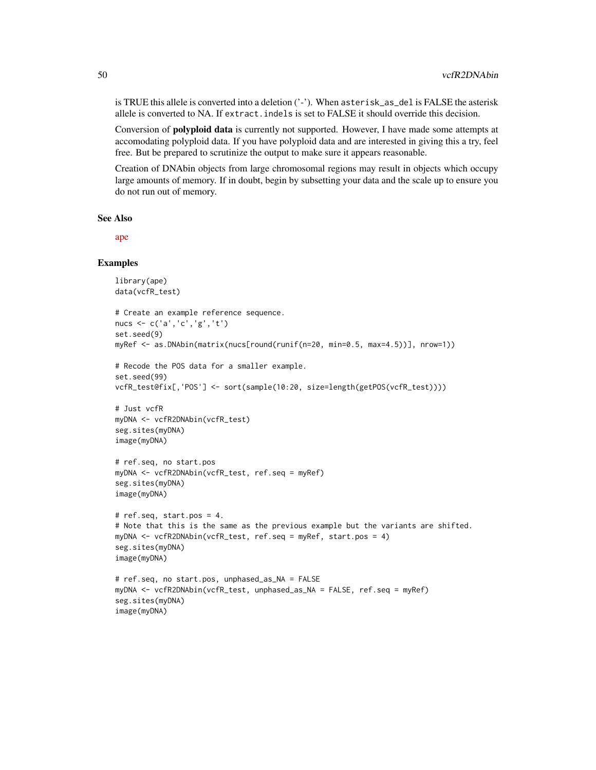is TRUE this allele is converted into a deletion ('-'). When `asterisk_as_del` is FALSE the asterisk allele is converted to NA. If `extract.indels` is set to FALSE it should override this decision.

Conversion of **polyploid data** is currently not supported. However, I have made some attempts at accomodating polyploid data. If you have polyploid data and are interested in giving this a try, feel free. But be prepared to scrutinize the output to make sure it appears reasonable.

Creation of DNAbin objects from large chromosomal regions may result in objects which occupy large amounts of memory. If in doubt, begin by subsetting your data and the scale up to ensure you do not run out of memory.

### See Also

ape

### Examples

```
library(ape)
data(vcfR_test)

# Create an example reference sequence.
nucs <- c('a','c','g','t')
set.seed(9)
myRef <- as.DNAbin(matrix(nucs[round(runif(n=20, min=0.5, max=4.5))], nrow=1))

# Recode the POS data for a smaller example.
set.seed(99)
vcfR_test@fix[,'POS'] <- sort(sample(10:20, size=length(getPOS(vcfR_test))))

# Just vcfR
myDNA <- vcfR2DNAbin(vcfR_test)
seg.sites(myDNA)
image(myDNA)

# ref.seq, no start.pos
myDNA <- vcfR2DNAbin(vcfR_test, ref.seq = myRef)
seg.sites(myDNA)
image(myDNA)

# ref.seq, start.pos = 4.
# Note that this is the same as the previous example but the variants are shifted.
myDNA <- vcfR2DNAbin(vcfR_test, ref.seq = myRef, start.pos = 4)
seg.sites(myDNA)
image(myDNA)

# ref.seq, no start.pos, unphased_as_NA = FALSE
myDNA <- vcfR2DNAbin(vcfR_test, unphased_as_NA = FALSE, ref.seq = myRef)
seg.sites(myDNA)
image(myDNA)
```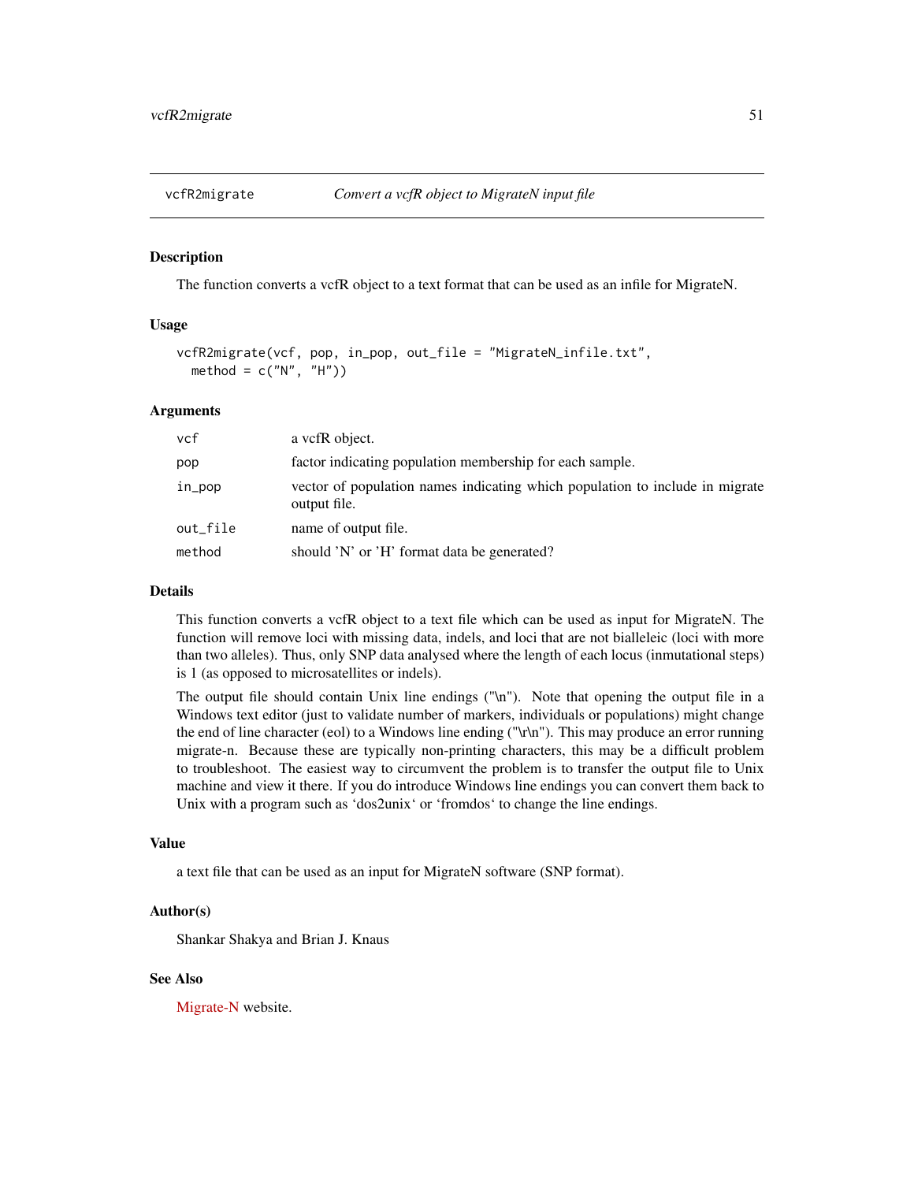# vcfR2migrate — *Convert a vcfR object to MigrateN input file*

## Description

The function converts a vcfR object to a text format that can be used as an infile for MigrateN.

## Usage

```
vcfR2migrate(vcf, pop, in_pop, out_file = "MigrateN_infile.txt",
  method = c("N", "H"))
```

## Arguments

| | |
|---|---|
| vcf | a vcfR object. |
| pop | factor indicating population membership for each sample. |
| in_pop | vector of population names indicating which population to include in migrate output file. |
| out_file | name of output file. |
| method | should 'N' or 'H' format data be generated? |

## Details

This function converts a vcfR object to a text file which can be used as input for MigrateN. The function will remove loci with missing data, indels, and loci that are not bialleleic (loci with more than two alleles). Thus, only SNP data analysed where the length of each locus (inmutational steps) is 1 (as opposed to microsatellites or indels).

The output file should contain Unix line endings ("\n"). Note that opening the output file in a Windows text editor (just to validate number of markers, individuals or populations) might change the end of line character (eol) to a Windows line ending ("\r\n"). This may produce an error running migrate-n. Because these are typically non-printing characters, this may be a difficult problem to troubleshoot. The easiest way to circumvent the problem is to transfer the output file to Unix machine and view it there. If you do introduce Windows line endings you can convert them back to Unix with a program such as 'dos2unix' or 'fromdos' to change the line endings.

## Value

a text file that can be used as an input for MigrateN software (SNP format).

## Author(s)

Shankar Shakya and Brian J. Knaus

## See Also

Migrate-N website.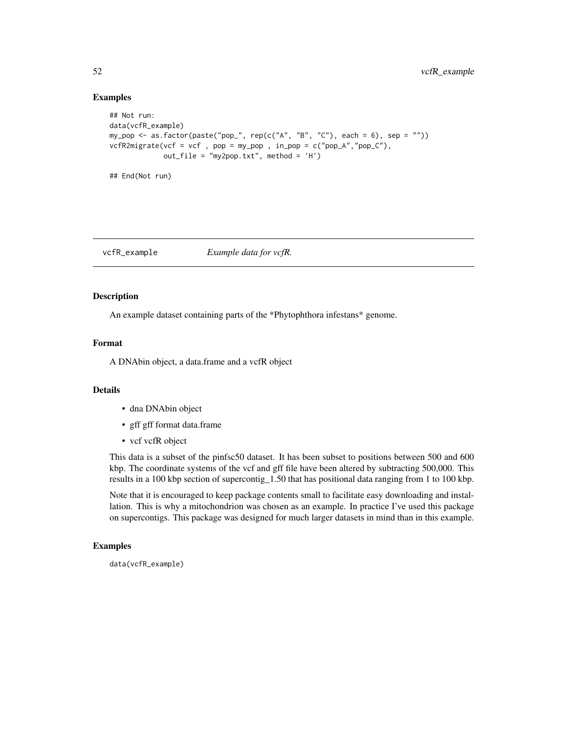## Examples

```
## Not run:
data(vcfR_example)
my_pop <- as.factor(paste("pop_", rep(c("A", "B", "C"), each = 6), sep = ""))
vcfR2migrate(vcf = vcf , pop = my_pop , in_pop = c("pop_A","pop_C"),
             out_file = "my2pop.txt", method = 'H')

## End(Not run)
```

---

# vcfR_example *Example data for vcfR.*

---

## Description

An example dataset containing parts of the *Phytophthora infestans* genome.

## Format

A DNAbin object, a data.frame and a vcfR object

## Details

- dna DNAbin object
- gff gff format data.frame
- vcf vcfR object

This data is a subset of the pinfsc50 dataset. It has been subset to positions between 500 and 600 kbp. The coordinate systems of the vcf and gff file have been altered by subtracting 500,000. This results in a 100 kbp section of supercontig_1.50 that has positional data ranging from 1 to 100 kbp.

Note that it is encouraged to keep package contents small to facilitate easy downloading and installation. This is why a mitochondrion was chosen as an example. In practice I've used this package on supercontigs. This package was designed for much larger datasets in mind than in this example.

## Examples

```
data(vcfR_example)
```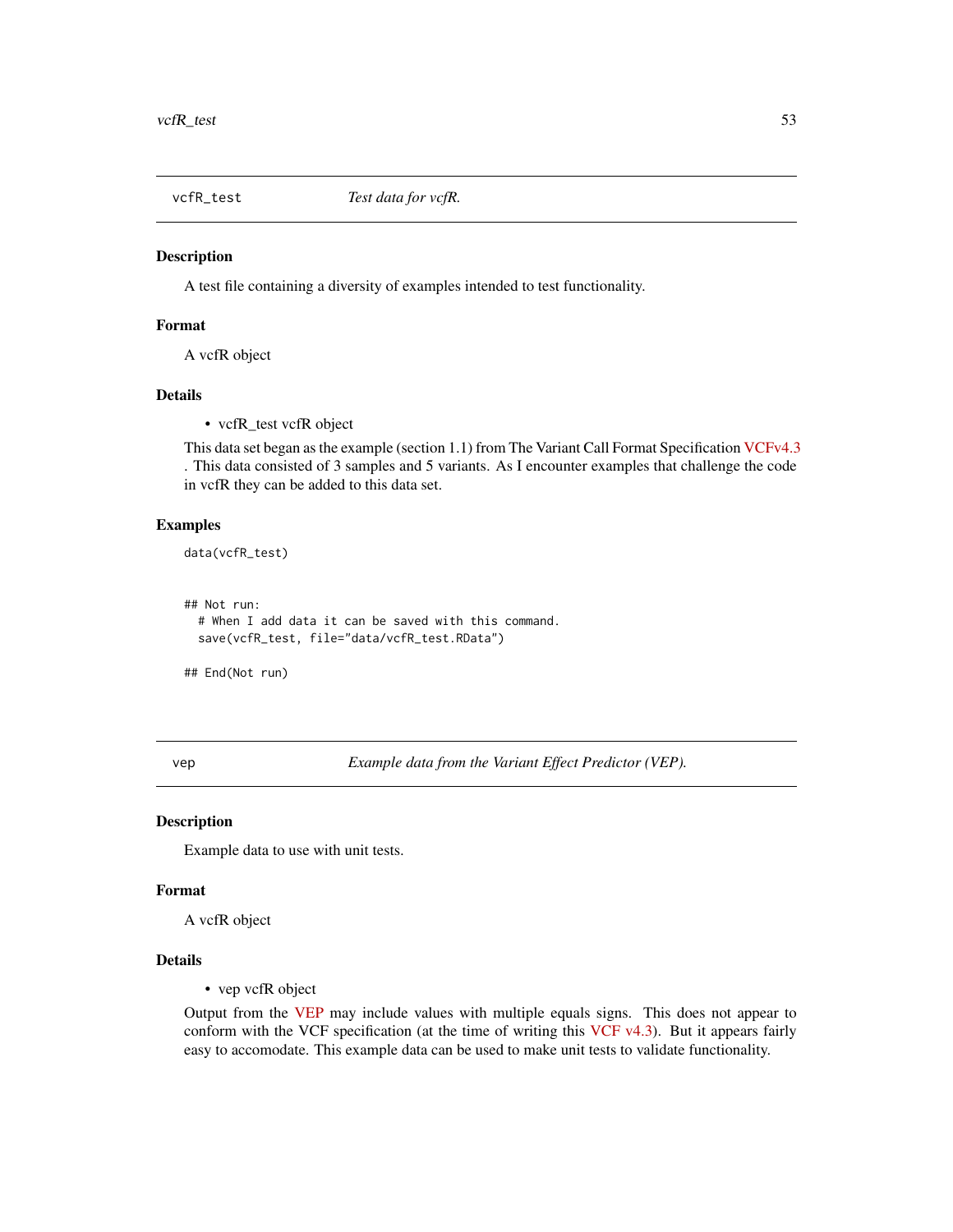## vcfR_test *Test data for vcfR.*

### Description

A test file containing a diversity of examples intended to test functionality.

### Format

A vcfR object

### Details

- vcfR_test vcfR object

This data set began as the example (section 1.1) from The Variant Call Format Specification VCFv4.3 . This data consisted of 3 samples and 5 variants. As I encounter examples that challenge the code in vcfR they can be added to this data set.

### Examples

```
data(vcfR_test)


## Not run:
  # When I add data it can be saved with this command.
  save(vcfR_test, file="data/vcfR_test.RData")

## End(Not run)
```

## vep *Example data from the Variant Effect Predictor (VEP).*

### Description

Example data to use with unit tests.

### Format

A vcfR object

### Details

- vep vcfR object

Output from the VEP may include values with multiple equals signs. This does not appear to conform with the VCF specification (at the time of writing this VCF v4.3). But it appears fairly easy to accomodate. This example data can be used to make unit tests to validate functionality.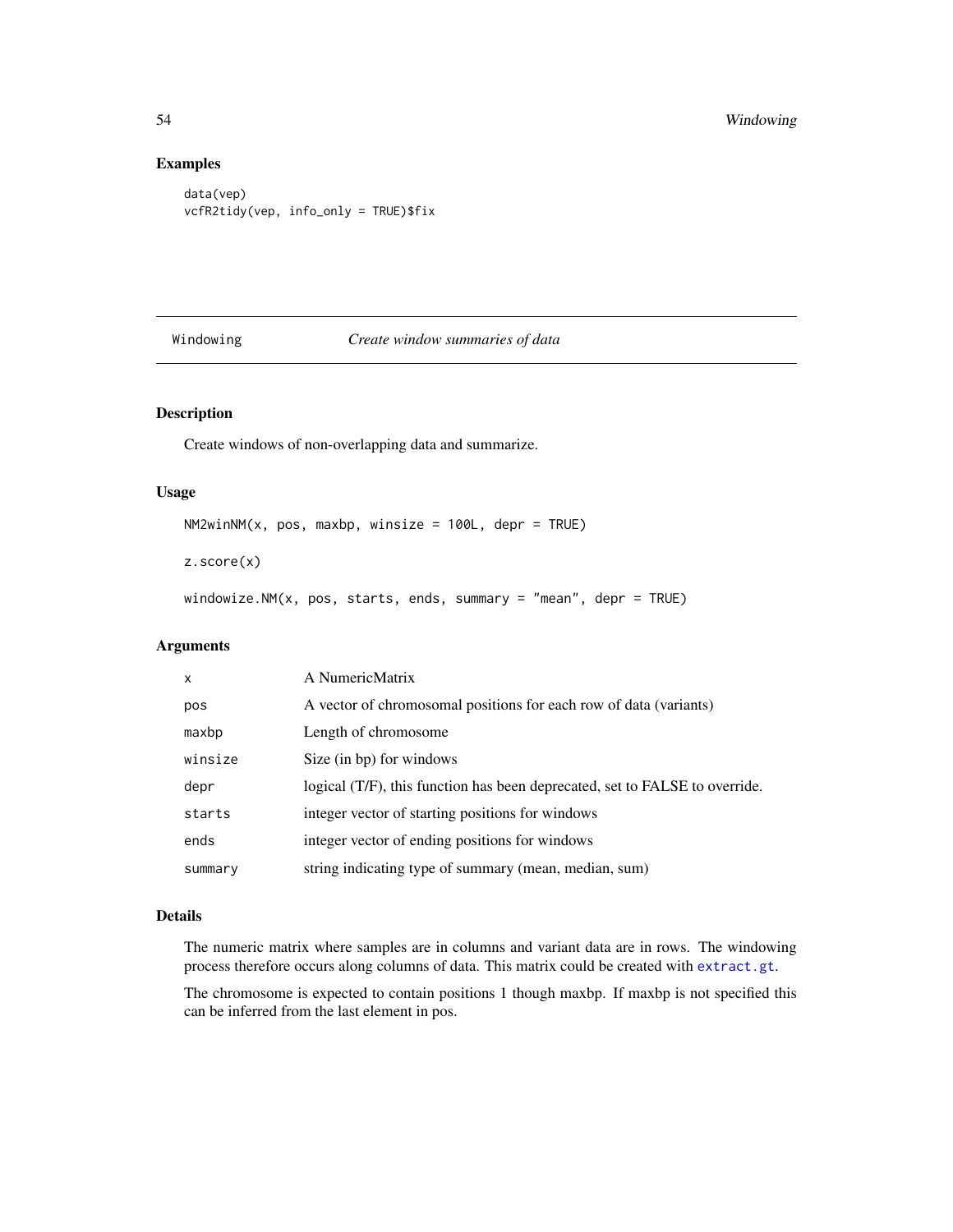## Examples

```
data(vep)
vcfR2tidy(vep, info_only = TRUE)$fix
```

---

# Windowing *Create window summaries of data*

---

## Description

Create windows of non-overlapping data and summarize.

## Usage

```
NM2winNM(x, pos, maxbp, winsize = 100L, depr = TRUE)

z.score(x)

windowize.NM(x, pos, starts, ends, summary = "mean", depr = TRUE)
```

## Arguments

| | |
|---|---|
| `x` | A NumericMatrix |
| `pos` | A vector of chromosomal positions for each row of data (variants) |
| `maxbp` | Length of chromosome |
| `winsize` | Size (in bp) for windows |
| `depr` | logical (T/F), this function has been deprecated, set to FALSE to override. |
| `starts` | integer vector of starting positions for windows |
| `ends` | integer vector of ending positions for windows |
| `summary` | string indicating type of summary (mean, median, sum) |

## Details

The numeric matrix where samples are in columns and variant data are in rows. The windowing process therefore occurs along columns of data. This matrix could be created with `extract.gt`.

The chromosome is expected to contain positions 1 though maxbp. If maxbp is not specified this can be inferred from the last element in pos.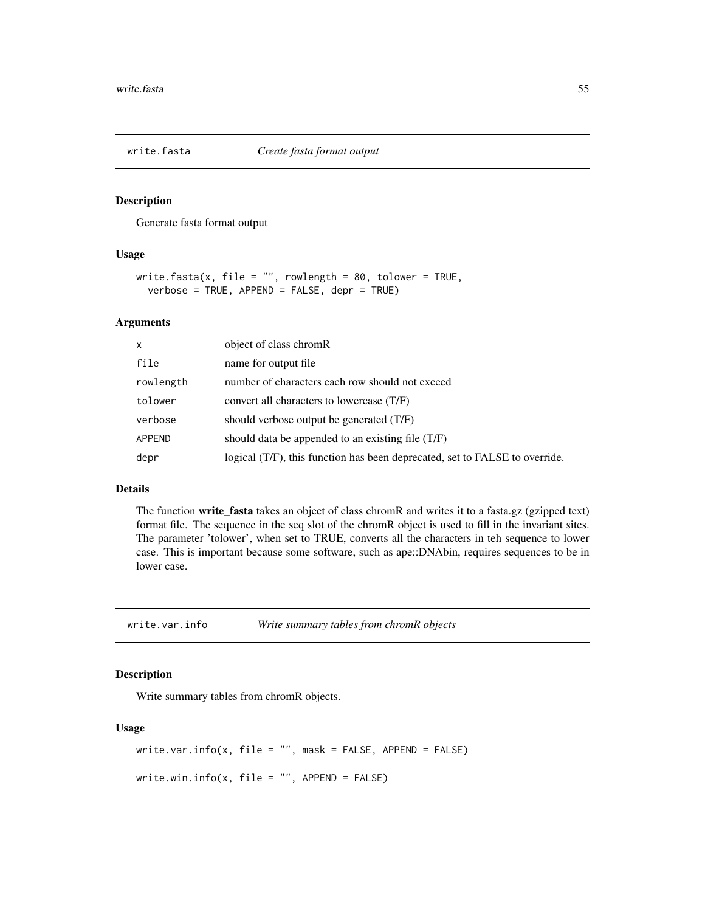## write.fasta *Create fasta format output*

### Description

Generate fasta format output

### Usage

```
write.fasta(x, file = "", rowlength = 80, tolower = TRUE,
  verbose = TRUE, APPEND = FALSE, depr = TRUE)
```

### Arguments

| | |
|---|---|
| x | object of class chromR |
| file | name for output file |
| rowlength | number of characters each row should not exceed |
| tolower | convert all characters to lowercase (T/F) |
| verbose | should verbose output be generated (T/F) |
| APPEND | should data be appended to an existing file (T/F) |
| depr | logical (T/F), this function has been deprecated, set to FALSE to override. |

### Details

The function **write_fasta** takes an object of class chromR and writes it to a fasta.gz (gzipped text) format file. The sequence in the seq slot of the chromR object is used to fill in the invariant sites. The parameter 'tolower', when set to TRUE, converts all the characters in teh sequence to lower case. This is important because some software, such as ape::DNAbin, requires sequences to be in lower case.

## write.var.info *Write summary tables from chromR objects*

### Description

Write summary tables from chromR objects.

### Usage

```
write.var.info(x, file = "", mask = FALSE, APPEND = FALSE)

write.win.info(x, file = "", APPEND = FALSE)
```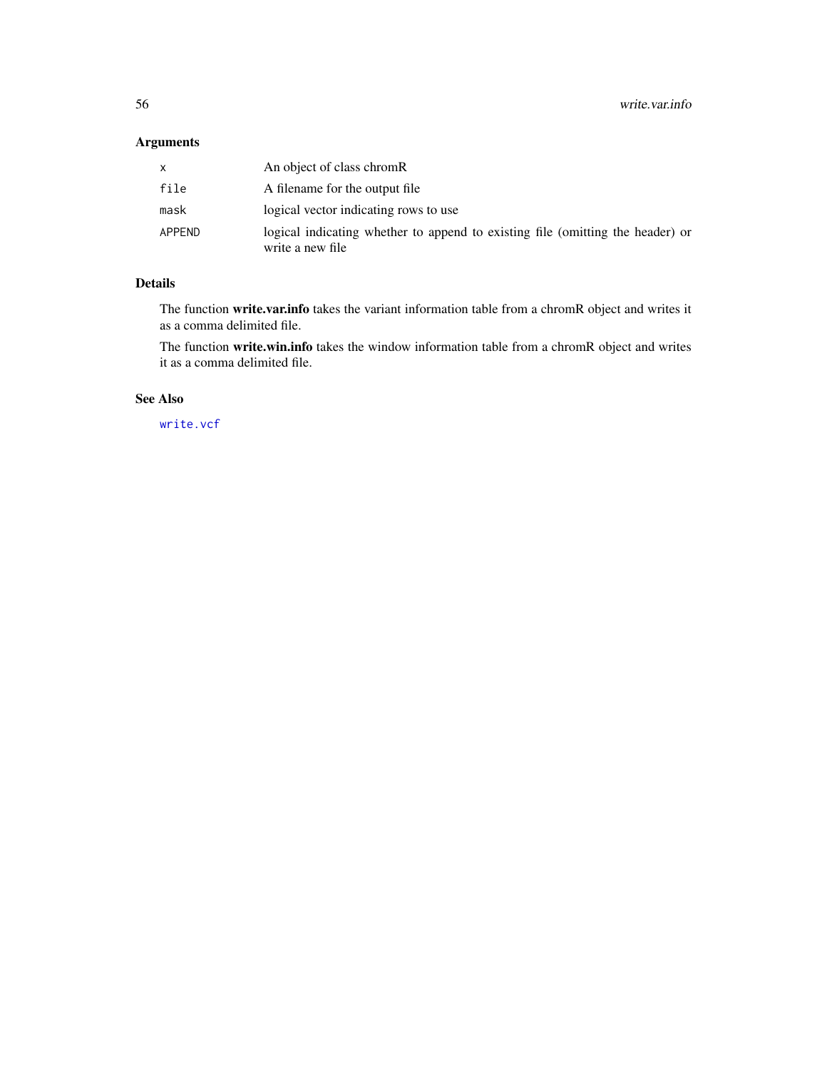## Arguments

| | |
|---|---|
| `x` | An object of class chromR |
| `file` | A filename for the output file |
| `mask` | logical vector indicating rows to use |
| `APPEND` | logical indicating whether to append to existing file (omitting the header) or write a new file |

## Details

The function **write.var.info** takes the variant information table from a chromR object and writes it as a comma delimited file.

The function **write.win.info** takes the window information table from a chromR object and writes it as a comma delimited file.

## See Also

`write.vcf`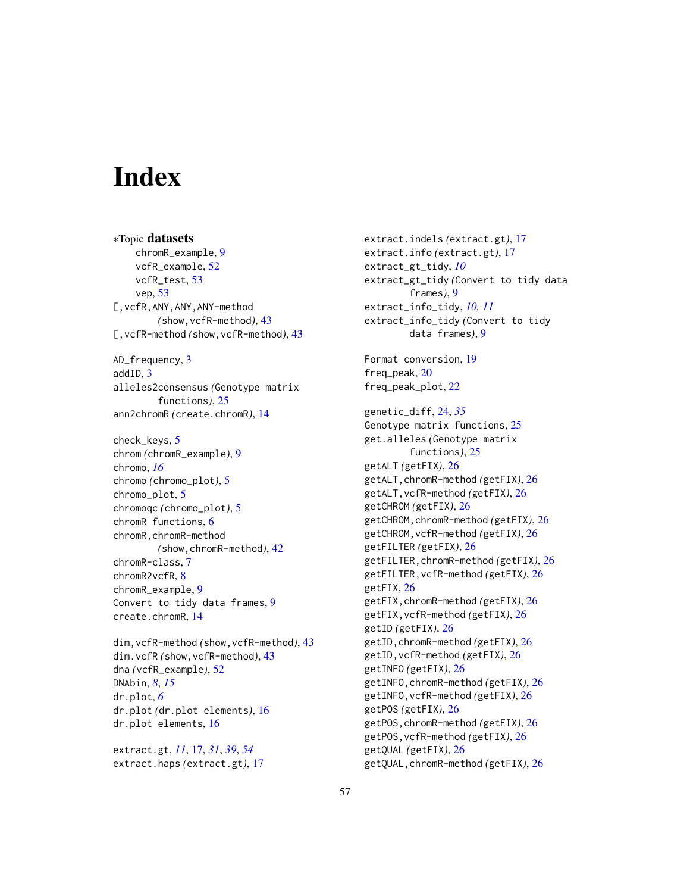# Index

∗Topic **datasets**
chromR_example, 9
vcfR_example, 52
vcfR_test, 53
vep, 53
[,vcfR,ANY,ANY,ANY-method (show,vcfR-method), 43
[,vcfR-method (show,vcfR-method), 43

AD_frequency, 3
addID, 3
alleles2consensus (Genotype matrix functions), 25
ann2chromR (create.chromR), 14

check_keys, 5
chrom (chromR_example), 9
chromo, *16*
chromo (chromo_plot), 5
chromo_plot, 5
chromoqc (chromo_plot), 5
chromR functions, 6
chromR,chromR-method (show,chromR-method), 42
chromR-class, 7
chromR2vcfR, 8
chromR_example, 9
Convert to tidy data frames, 9
create.chromR, 14

dim,vcfR-method (show,vcfR-method), 43
dim.vcfR (show,vcfR-method), 43
dna (vcfR_example), 52
DNAbin, *8*, *15*
dr.plot, *6*
dr.plot (dr.plot elements), 16
dr.plot elements, 16

extract.gt, *11*, 17, *31*, *39*, *54*
extract.haps (extract.gt), 17
extract.indels (extract.gt), 17
extract.info (extract.gt), 17
extract_gt_tidy, *10*
extract_gt_tidy (Convert to tidy data frames), 9
extract_info_tidy, *10*, *11*
extract_info_tidy (Convert to tidy data frames), 9

Format conversion, 19
freq_peak, 20
freq_peak_plot, 22

genetic_diff, 24, *35*
Genotype matrix functions, 25
get.alleles (Genotype matrix functions), 25
getALT (getFIX), 26
getALT,chromR-method (getFIX), 26
getALT,vcfR-method (getFIX), 26
getCHROM (getFIX), 26
getCHROM,chromR-method (getFIX), 26
getCHROM,vcfR-method (getFIX), 26
getFILTER (getFIX), 26
getFILTER,chromR-method (getFIX), 26
getFILTER,vcfR-method (getFIX), 26
getFIX, 26
getFIX,chromR-method (getFIX), 26
getFIX,vcfR-method (getFIX), 26
getID (getFIX), 26
getID,chromR-method (getFIX), 26
getID,vcfR-method (getFIX), 26
getINFO (getFIX), 26
getINFO,chromR-method (getFIX), 26
getINFO,vcfR-method (getFIX), 26
getPOS (getFIX), 26
getPOS,chromR-method (getFIX), 26
getPOS,vcfR-method (getFIX), 26
getQUAL (getFIX), 26
getQUAL,chromR-method (getFIX), 26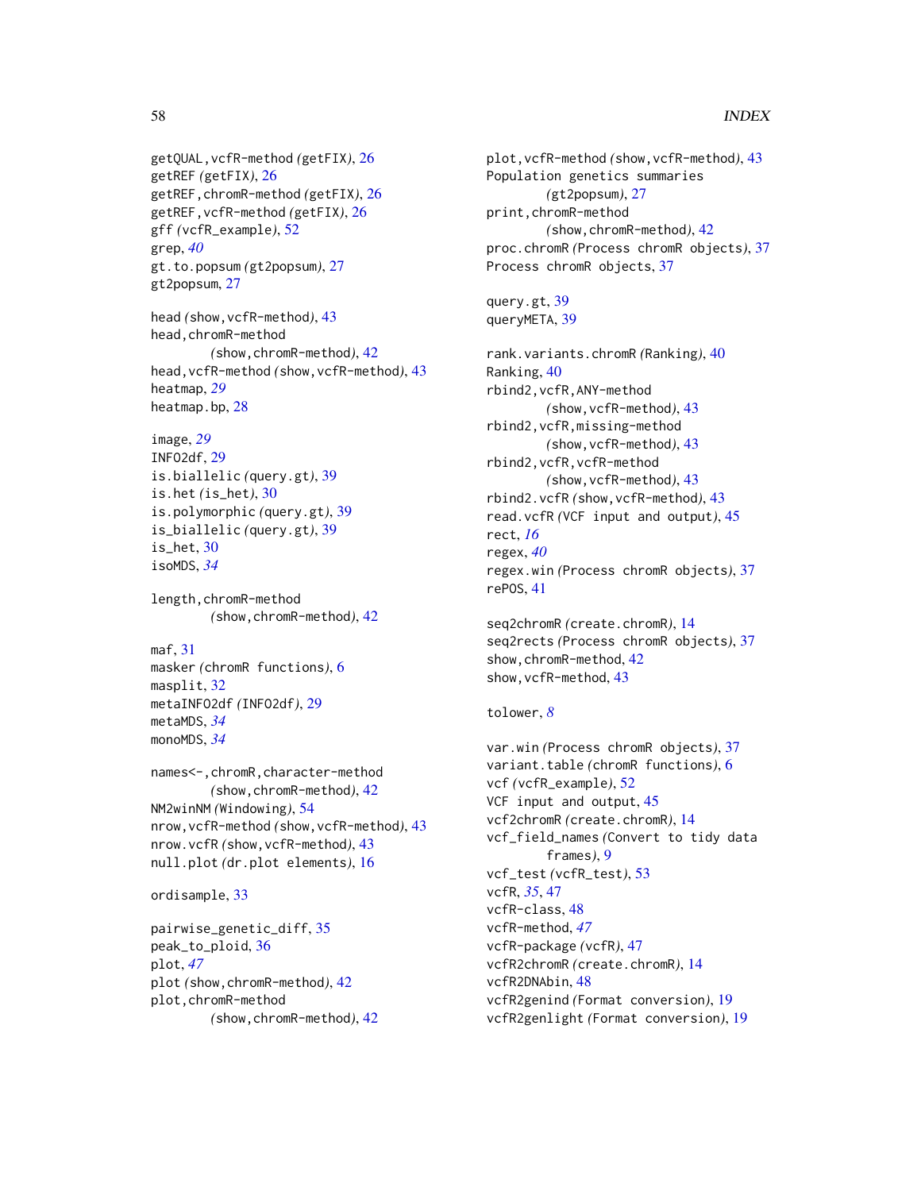getQUAL,vcfR-method *(getFIX)*, 26
getREF *(getFIX)*, 26
getREF,chromR-method *(getFIX)*, 26
getREF,vcfR-method *(getFIX)*, 26
gff *(vcfR_example)*, 52
grep, *40*
gt.to.popsum *(gt2popsum)*, 27
gt2popsum, 27

head *(show,vcfR-method)*, 43
head,chromR-method
*(show,chromR-method)*, 42
head,vcfR-method *(show,vcfR-method)*, 43
heatmap, *29*
heatmap.bp, 28

image, *29*
INFO2df, 29
is.biallelic *(query.gt)*, 39
is.het *(is_het)*, 30
is.polymorphic *(query.gt)*, 39
is_biallelic *(query.gt)*, 39
is_het, 30
isoMDS, *34*

length,chromR-method
*(show,chromR-method)*, 42

maf, 31
masker *(chromR functions)*, 6
masplit, 32
metaINFO2df *(INFO2df)*, 29
metaMDS, *34*
monoMDS, *34*

names<-,chromR,character-method
*(show,chromR-method)*, 42
NM2winNM *(Windowing)*, 54
nrow,vcfR-method *(show,vcfR-method)*, 43
nrow.vcfR *(show,vcfR-method)*, 43
null.plot *(dr.plot elements)*, 16

ordisample, 33

pairwise_genetic_diff, 35
peak_to_ploid, 36
plot, *47*
plot *(show,chromR-method)*, 42
plot,chromR-method
*(show,chromR-method)*, 42
plot,vcfR-method *(show,vcfR-method)*, 43
Population genetics summaries
*(gt2popsum)*, 27
print,chromR-method
*(show,chromR-method)*, 42
proc.chromR *(Process chromR objects)*, 37
Process chromR objects, 37

query.gt, 39
queryMETA, 39

rank.variants.chromR *(Ranking)*, 40
Ranking, 40
rbind2,vcfR,ANY-method
*(show,vcfR-method)*, 43
rbind2,vcfR,missing-method
*(show,vcfR-method)*, 43
rbind2,vcfR,vcfR-method
*(show,vcfR-method)*, 43
rbind2.vcfR *(show,vcfR-method)*, 43
read.vcfR *(VCF input and output)*, 45
rect, *16*
regex, *40*
regex.win *(Process chromR objects)*, 37
rePOS, 41

seq2chromR *(create.chromR)*, 14
seq2rects *(Process chromR objects)*, 37
show,chromR-method, 42
show,vcfR-method, 43

tolower, *8*

var.win *(Process chromR objects)*, 37
variant.table *(chromR functions)*, 6
vcf *(vcfR_example)*, 52
VCF input and output, 45
vcf2chromR *(create.chromR)*, 14
vcf_field_names *(Convert to tidy data frames)*, 9
vcf_test *(vcfR_test)*, 53
vcfR, *35*, 47
vcfR-class, 48
vcfR-method, *47*
vcfR-package *(vcfR)*, 47
vcfR2chromR *(create.chromR)*, 14
vcfR2DNAbin, 48
vcfR2genind *(Format conversion)*, 19
vcfR2genlight *(Format conversion)*, 19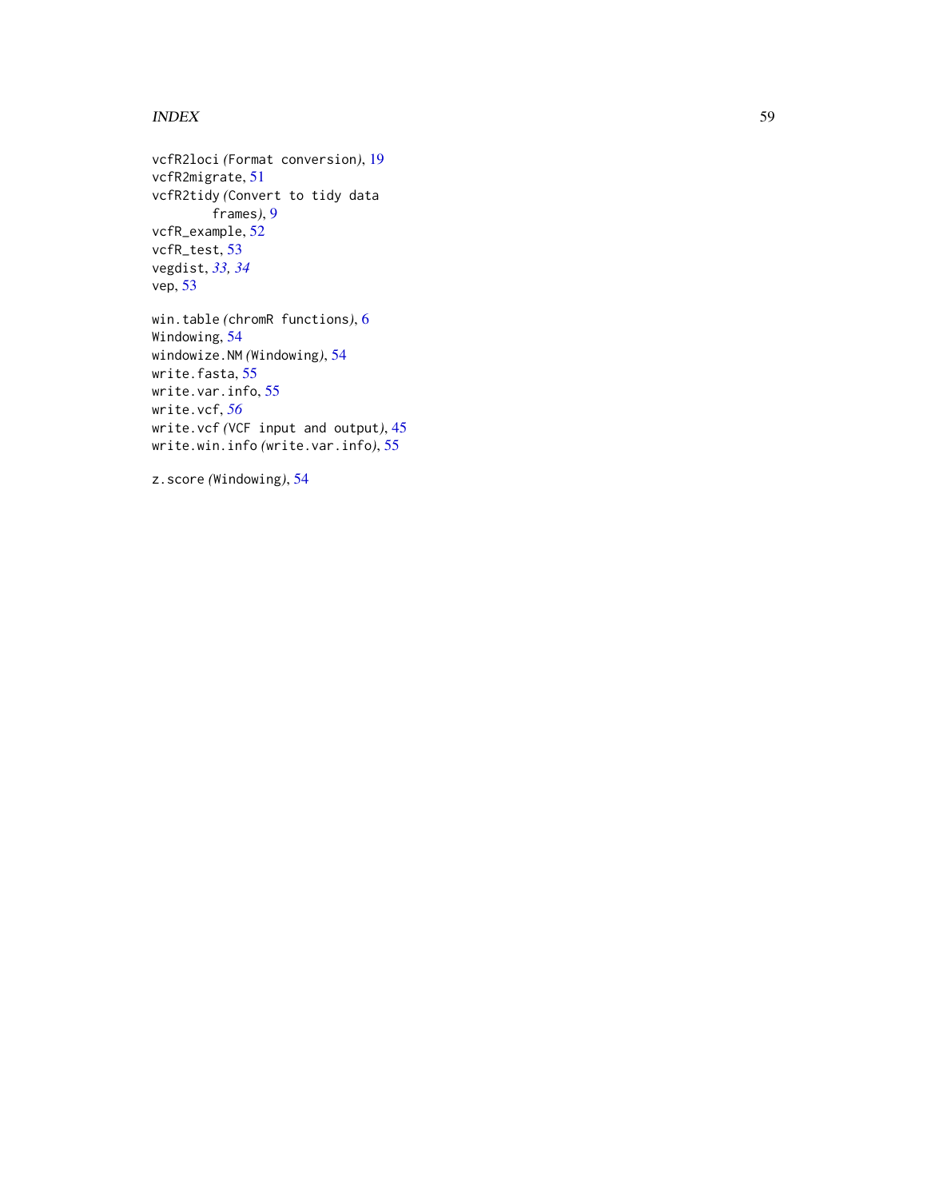vcfR2loci *(*Format conversion*)*, 19
vcfR2migrate, 51
vcfR2tidy *(*Convert to tidy data frames*)*, 9
vcfR_example, 52
vcfR_test, 53
vegdist, *33, 34*
vep, 53

win.table *(*chromR functions*)*, 6
Windowing, 54
windowize.NM *(*Windowing*)*, 54
write.fasta, 55
write.var.info, 55
write.vcf, *56*
write.vcf *(*VCF input and output*)*, 45
write.win.info *(*write.var.info*)*, 55

z.score *(*Windowing*)*, 54